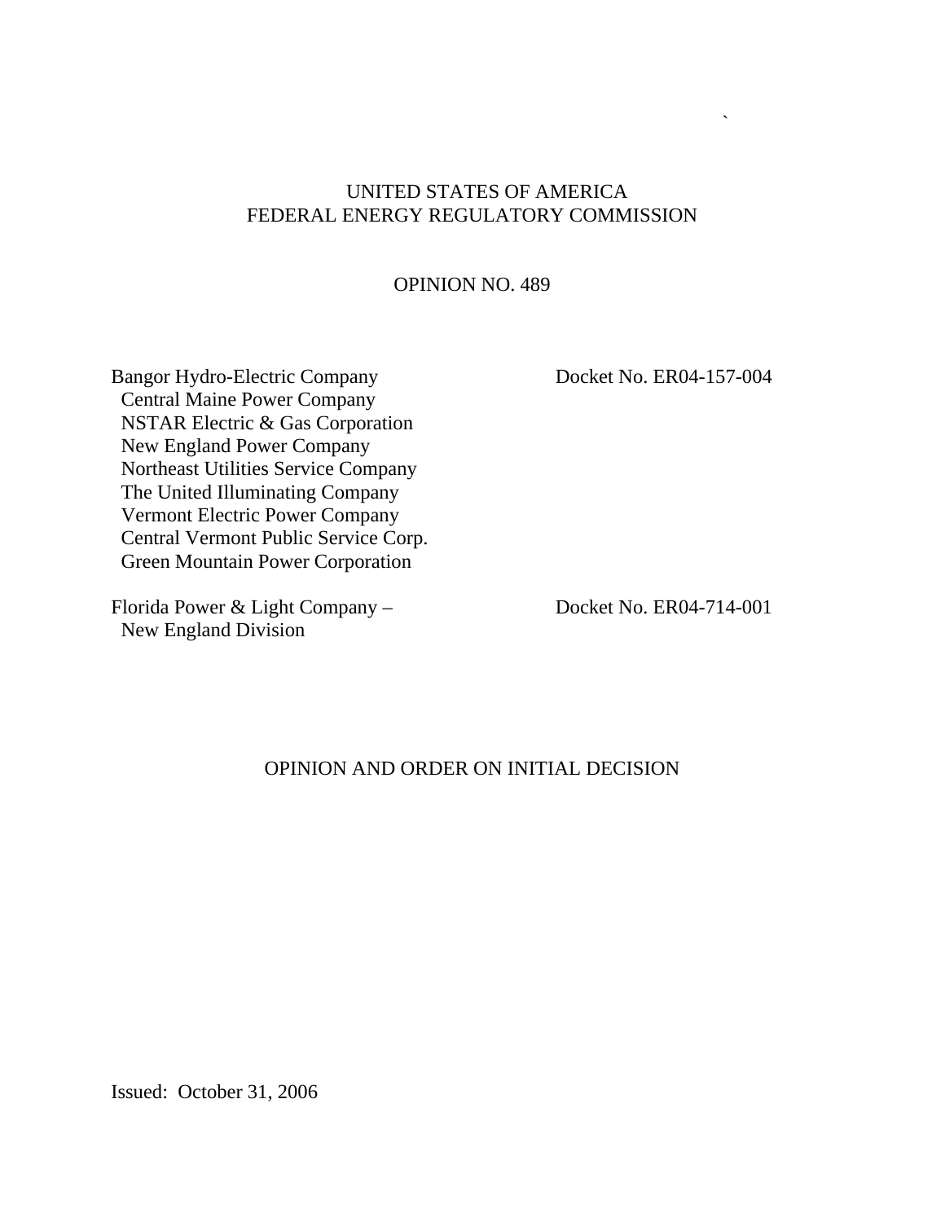UNITED STATES OF AMERICA
FEDERAL ENERGY REGULATORY COMMISSION

OPINION NO. 489

| | |
|---|---|
| Bangor Hydro-Electric Company<br>Central Maine Power Company<br>NSTAR Electric & Gas Corporation<br>New England Power Company<br>Northeast Utilities Service Company<br>The United Illuminating Company<br>Vermont Electric Power Company<br>Central Vermont Public Service Corp.<br>Green Mountain Power Corporation | Docket No. ER04-157-004 |
| Florida Power & Light Company –<br>New England Division | Docket No. ER04-714-001 |

OPINION AND ORDER ON INITIAL DECISION

Issued: October 31, 2006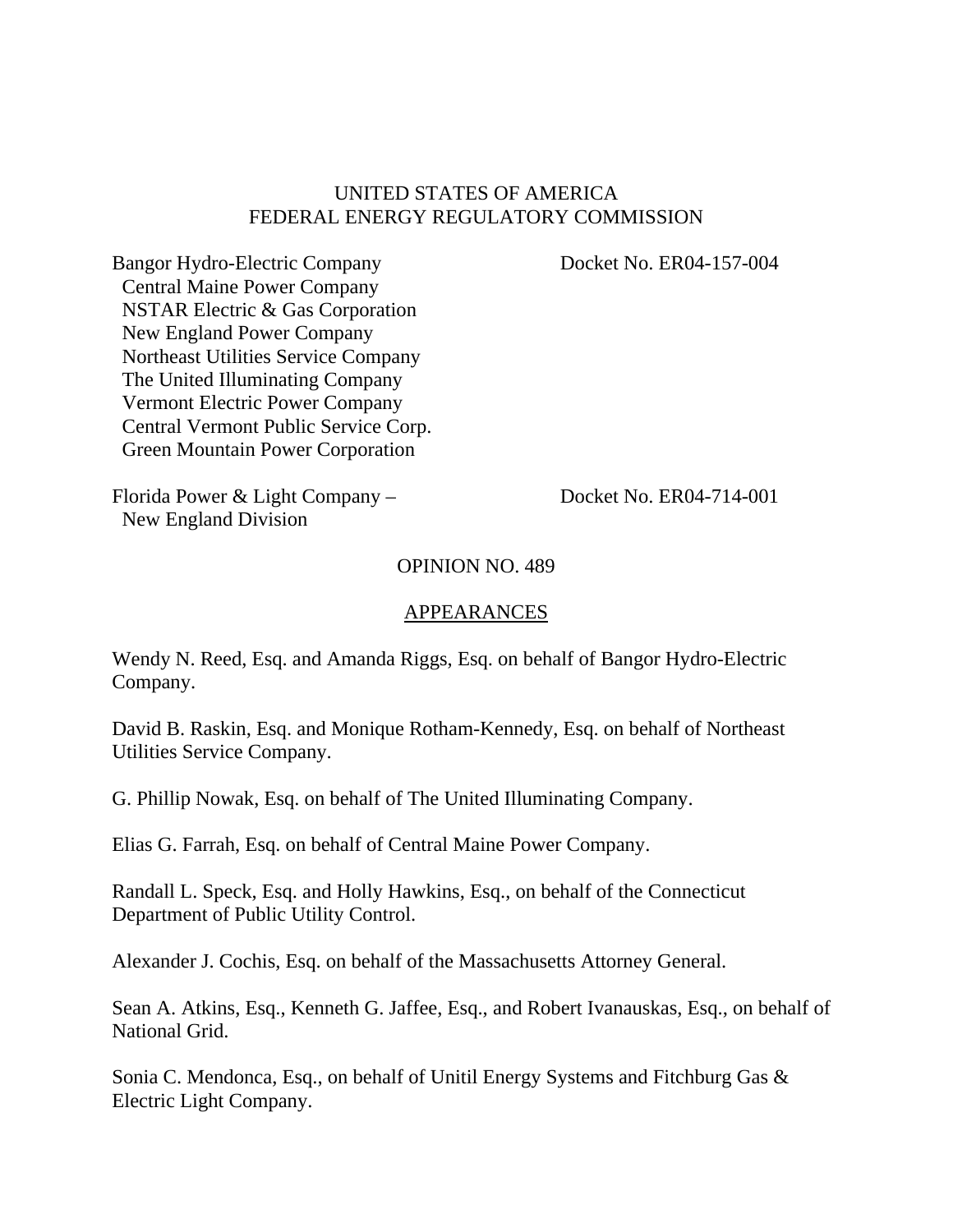UNITED STATES OF AMERICA
FEDERAL ENERGY REGULATORY COMMISSION

| | |
|---|---|
| Bangor Hydro-Electric Company<br>Central Maine Power Company<br>NSTAR Electric & Gas Corporation<br>New England Power Company<br>Northeast Utilities Service Company<br>The United Illuminating Company<br>Vermont Electric Power Company<br>Central Vermont Public Service Corp.<br>Green Mountain Power Corporation | Docket No. ER04-157-004 |
| Florida Power & Light Company –<br>New England Division | Docket No. ER04-714-001 |

OPINION NO. 489

APPEARANCES

Wendy N. Reed, Esq. and Amanda Riggs, Esq. on behalf of Bangor Hydro-Electric Company.

David B. Raskin, Esq. and Monique Rotham-Kennedy, Esq. on behalf of Northeast Utilities Service Company.

G. Phillip Nowak, Esq. on behalf of The United Illuminating Company.

Elias G. Farrah, Esq. on behalf of Central Maine Power Company.

Randall L. Speck, Esq. and Holly Hawkins, Esq., on behalf of the Connecticut Department of Public Utility Control.

Alexander J. Cochis, Esq. on behalf of the Massachusetts Attorney General.

Sean A. Atkins, Esq., Kenneth G. Jaffee, Esq., and Robert Ivanauskas, Esq., on behalf of National Grid.

Sonia C. Mendonca, Esq., on behalf of Unitil Energy Systems and Fitchburg Gas & Electric Light Company.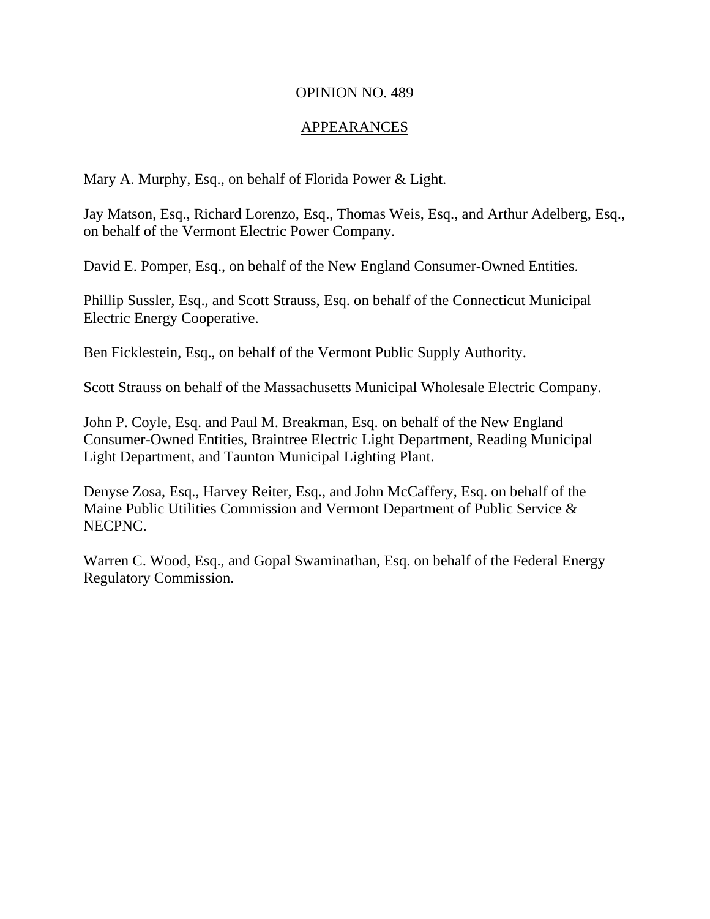OPINION NO. 489

APPEARANCES

Mary A. Murphy, Esq., on behalf of Florida Power & Light.

Jay Matson, Esq., Richard Lorenzo, Esq., Thomas Weis, Esq., and Arthur Adelberg, Esq., on behalf of the Vermont Electric Power Company.

David E. Pomper, Esq., on behalf of the New England Consumer-Owned Entities.

Phillip Sussler, Esq., and Scott Strauss, Esq. on behalf of the Connecticut Municipal Electric Energy Cooperative.

Ben Ficklestein, Esq., on behalf of the Vermont Public Supply Authority.

Scott Strauss on behalf of the Massachusetts Municipal Wholesale Electric Company.

John P. Coyle, Esq. and Paul M. Breakman, Esq. on behalf of the New England Consumer-Owned Entities, Braintree Electric Light Department, Reading Municipal Light Department, and Taunton Municipal Lighting Plant.

Denyse Zosa, Esq., Harvey Reiter, Esq., and John McCaffery, Esq. on behalf of the Maine Public Utilities Commission and Vermont Department of Public Service & NECPNC.

Warren C. Wood, Esq., and Gopal Swaminathan, Esq. on behalf of the Federal Energy Regulatory Commission.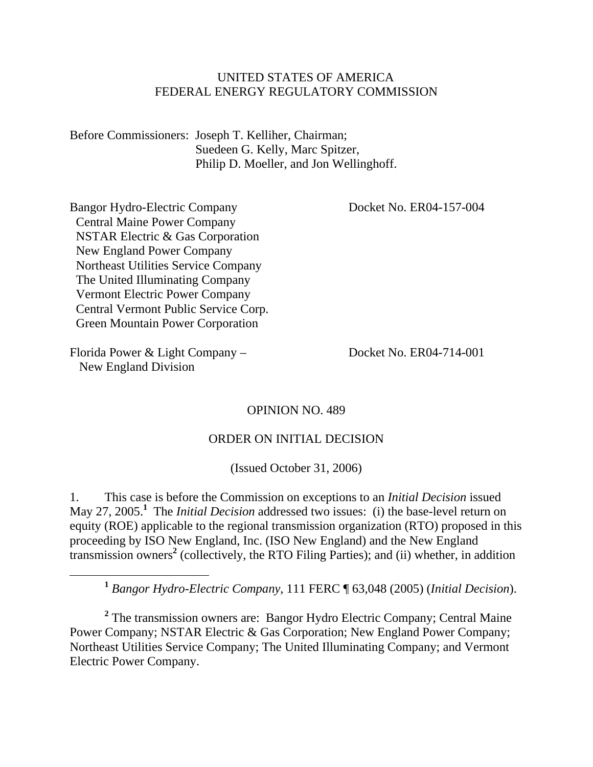UNITED STATES OF AMERICA
FEDERAL ENERGY REGULATORY COMMISSION

Before Commissioners: Joseph T. Kelliher, Chairman;
Suedeen G. Kelly, Marc Spitzer,
Philip D. Moeller, and Jon Wellinghoff.

| | |
|---|---|
| Bangor Hydro-Electric Company<br>Central Maine Power Company<br>NSTAR Electric & Gas Corporation<br>New England Power Company<br>Northeast Utilities Service Company<br>The United Illuminating Company<br>Vermont Electric Power Company<br>Central Vermont Public Service Corp.<br>Green Mountain Power Corporation | Docket No. ER04-157-004 |
| Florida Power & Light Company – New England Division | Docket No. ER04-714-001 |

OPINION NO. 489

ORDER ON INITIAL DECISION

(Issued October 31, 2006)

1. This case is before the Commission on exceptions to an *Initial Decision* issued May 27, 2005.[1] The *Initial Decision* addressed two issues: (i) the base-level return on equity (ROE) applicable to the regional transmission organization (RTO) proposed in this proceeding by ISO New England, Inc. (ISO New England) and the New England transmission owners[2] (collectively, the RTO Filing Parties); and (ii) whether, in addition

[1] *Bangor Hydro-Electric Company*, 111 FERC ¶ 63,048 (2005) (*Initial Decision*).

[2] The transmission owners are: Bangor Hydro Electric Company; Central Maine Power Company; NSTAR Electric & Gas Corporation; New England Power Company; Northeast Utilities Service Company; The United Illuminating Company; and Vermont Electric Power Company.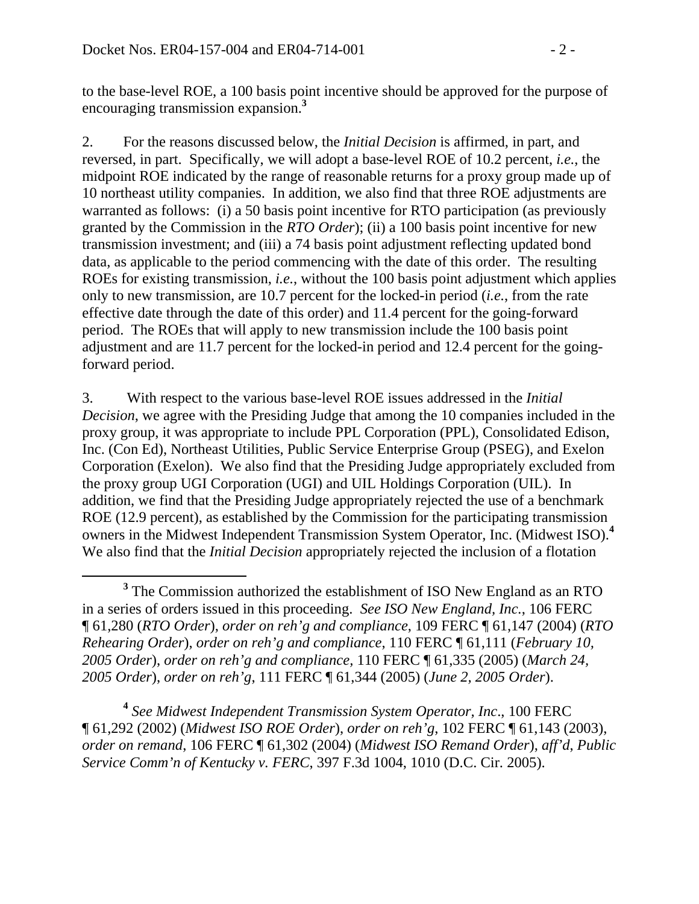to the base-level ROE, a 100 basis point incentive should be approved for the purpose of encouraging transmission expansion.[3]

2. For the reasons discussed below, the *Initial Decision* is affirmed, in part, and reversed, in part. Specifically, we will adopt a base-level ROE of 10.2 percent, *i.e.*, the midpoint ROE indicated by the range of reasonable returns for a proxy group made up of 10 northeast utility companies. In addition, we also find that three ROE adjustments are warranted as follows: (i) a 50 basis point incentive for RTO participation (as previously granted by the Commission in the *RTO Order*); (ii) a 100 basis point incentive for new transmission investment; and (iii) a 74 basis point adjustment reflecting updated bond data, as applicable to the period commencing with the date of this order. The resulting ROEs for existing transmission, *i.e.*, without the 100 basis point adjustment which applies only to new transmission, are 10.7 percent for the locked-in period (*i.e.*, from the rate effective date through the date of this order) and 11.4 percent for the going-forward period. The ROEs that will apply to new transmission include the 100 basis point adjustment and are 11.7 percent for the locked-in period and 12.4 percent for the going-forward period.

3. With respect to the various base-level ROE issues addressed in the *Initial Decision*, we agree with the Presiding Judge that among the 10 companies included in the proxy group, it was appropriate to include PPL Corporation (PPL), Consolidated Edison, Inc. (Con Ed), Northeast Utilities, Public Service Enterprise Group (PSEG), and Exelon Corporation (Exelon). We also find that the Presiding Judge appropriately excluded from the proxy group UGI Corporation (UGI) and UIL Holdings Corporation (UIL). In addition, we find that the Presiding Judge appropriately rejected the use of a benchmark ROE (12.9 percent), as established by the Commission for the participating transmission owners in the Midwest Independent Transmission System Operator, Inc. (Midwest ISO).[4] We also find that the *Initial Decision* appropriately rejected the inclusion of a flotation

---

[3] The Commission authorized the establishment of ISO New England as an RTO in a series of orders issued in this proceeding. *See ISO New England, Inc.*, 106 FERC ¶ 61,280 (*RTO Order*), *order on reh'g and compliance*, 109 FERC ¶ 61,147 (2004) (*RTO Rehearing Order*), *order on reh'g and compliance*, 110 FERC ¶ 61,111 (*February 10, 2005 Order*), *order on reh'g and compliance*, 110 FERC ¶ 61,335 (2005) (*March 24, 2005 Order*), *order on reh'g*, 111 FERC ¶ 61,344 (2005) (*June 2, 2005 Order*).

[4] *See Midwest Independent Transmission System Operator, Inc*., 100 FERC ¶ 61,292 (2002) (*Midwest ISO ROE Order*), *order on reh'g*, 102 FERC ¶ 61,143 (2003), *order on remand*, 106 FERC ¶ 61,302 (2004) (*Midwest ISO Remand Order*), *aff'd*, *Public Service Comm'n of Kentucky v. FERC*, 397 F.3d 1004, 1010 (D.C. Cir. 2005).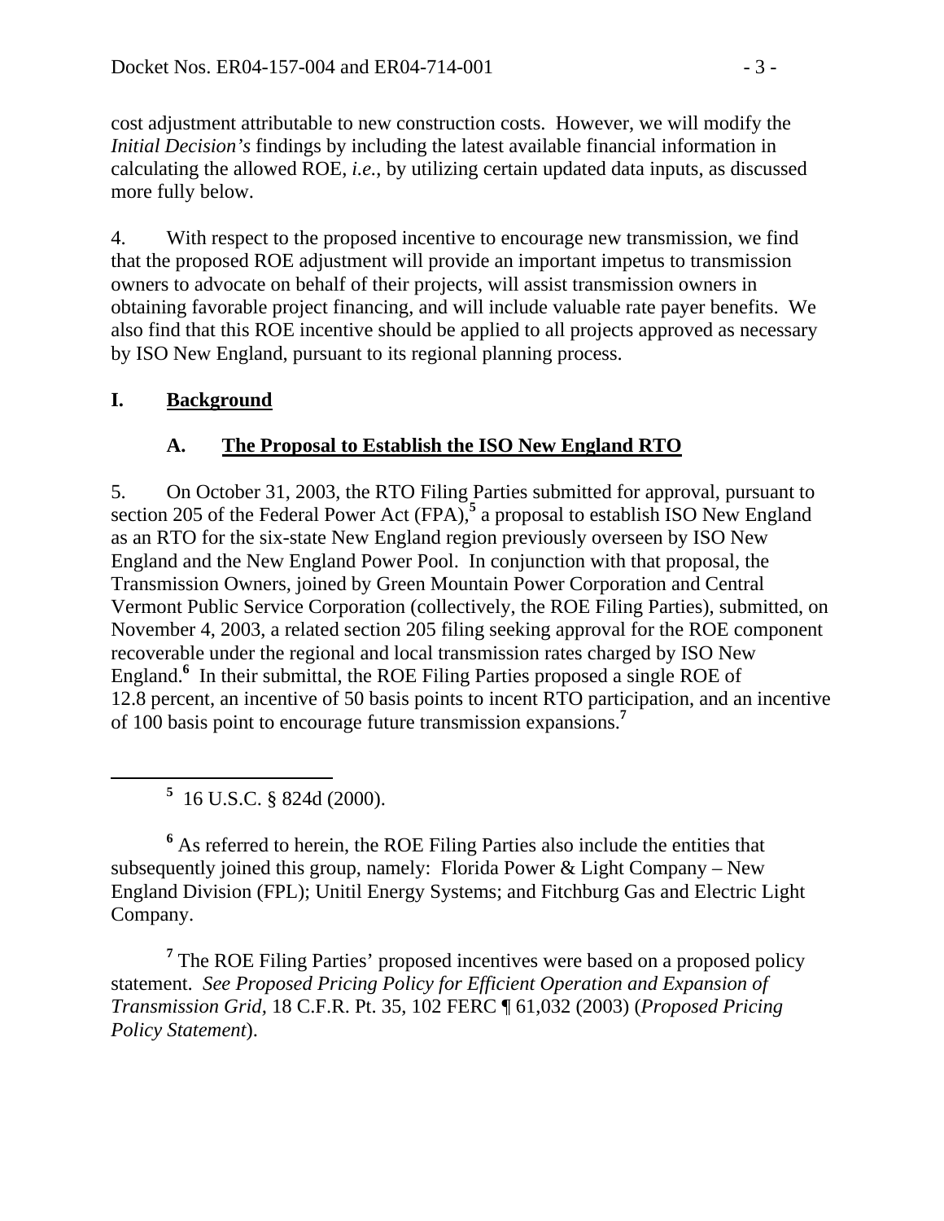cost adjustment attributable to new construction costs. However, we will modify the *Initial Decision's* findings by including the latest available financial information in calculating the allowed ROE, *i.e.*, by utilizing certain updated data inputs, as discussed more fully below.

4. With respect to the proposed incentive to encourage new transmission, we find that the proposed ROE adjustment will provide an important impetus to transmission owners to advocate on behalf of their projects, will assist transmission owners in obtaining favorable project financing, and will include valuable rate payer benefits. We also find that this ROE incentive should be applied to all projects approved as necessary by ISO New England, pursuant to its regional planning process.

## I. Background

### A. The Proposal to Establish the ISO New England RTO

5. On October 31, 2003, the RTO Filing Parties submitted for approval, pursuant to section 205 of the Federal Power Act (FPA),[5] a proposal to establish ISO New England as an RTO for the six-state New England region previously overseen by ISO New England and the New England Power Pool. In conjunction with that proposal, the Transmission Owners, joined by Green Mountain Power Corporation and Central Vermont Public Service Corporation (collectively, the ROE Filing Parties), submitted, on November 4, 2003, a related section 205 filing seeking approval for the ROE component recoverable under the regional and local transmission rates charged by ISO New England.[6] In their submittal, the ROE Filing Parties proposed a single ROE of 12.8 percent, an incentive of 50 basis points to incent RTO participation, and an incentive of 100 basis point to encourage future transmission expansions.[7]

---

[5] 16 U.S.C. § 824d (2000).

[6] As referred to herein, the ROE Filing Parties also include the entities that subsequently joined this group, namely: Florida Power & Light Company – New England Division (FPL); Unitil Energy Systems; and Fitchburg Gas and Electric Light Company.

[7] The ROE Filing Parties' proposed incentives were based on a proposed policy statement. *See Proposed Pricing Policy for Efficient Operation and Expansion of Transmission Grid*, 18 C.F.R. Pt. 35, 102 FERC ¶ 61,032 (2003) (*Proposed Pricing Policy Statement*).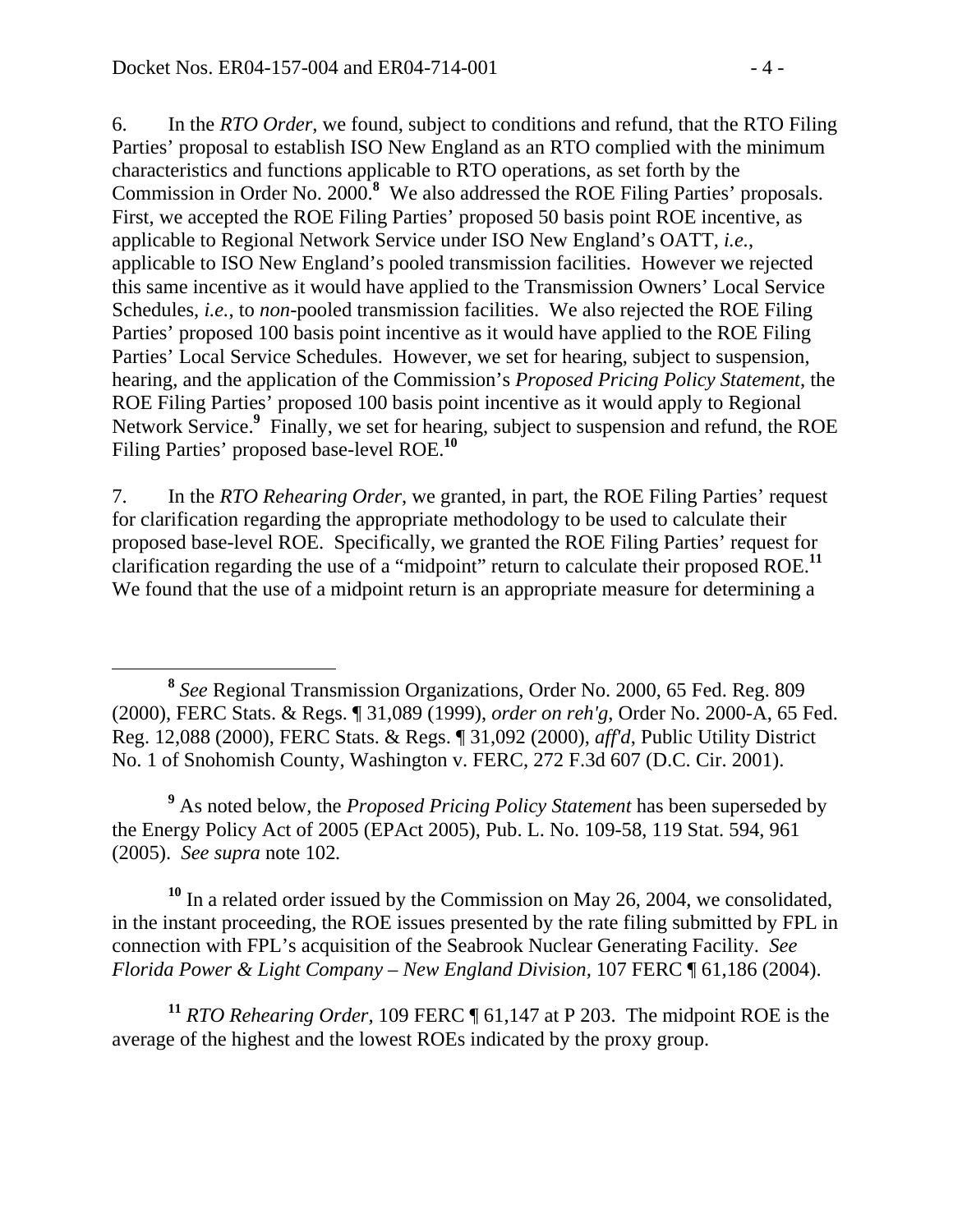6. In the *RTO Order*, we found, subject to conditions and refund, that the RTO Filing Parties' proposal to establish ISO New England as an RTO complied with the minimum characteristics and functions applicable to RTO operations, as set forth by the Commission in Order No. 2000.[8] We also addressed the ROE Filing Parties' proposals. First, we accepted the ROE Filing Parties' proposed 50 basis point ROE incentive, as applicable to Regional Network Service under ISO New England's OATT, *i.e.*, applicable to ISO New England's pooled transmission facilities. However we rejected this same incentive as it would have applied to the Transmission Owners' Local Service Schedules, *i.e.*, to *non*-pooled transmission facilities. We also rejected the ROE Filing Parties' proposed 100 basis point incentive as it would have applied to the ROE Filing Parties' Local Service Schedules. However, we set for hearing, subject to suspension, hearing, and the application of the Commission's *Proposed Pricing Policy Statement*, the ROE Filing Parties' proposed 100 basis point incentive as it would apply to Regional Network Service.[9] Finally, we set for hearing, subject to suspension and refund, the ROE Filing Parties' proposed base-level ROE.[10]

7. In the *RTO Rehearing Order*, we granted, in part, the ROE Filing Parties' request for clarification regarding the appropriate methodology to be used to calculate their proposed base-level ROE. Specifically, we granted the ROE Filing Parties' request for clarification regarding the use of a "midpoint" return to calculate their proposed ROE.[11] We found that the use of a midpoint return is an appropriate measure for determining a

---

[8] *See* Regional Transmission Organizations, Order No. 2000, 65 Fed. Reg. 809 (2000), FERC Stats. & Regs. ¶ 31,089 (1999), *order on reh'g*, Order No. 2000-A, 65 Fed. Reg. 12,088 (2000), FERC Stats. & Regs. ¶ 31,092 (2000), *aff'd*, Public Utility District No. 1 of Snohomish County, Washington v. FERC, 272 F.3d 607 (D.C. Cir. 2001).

[9] As noted below, the *Proposed Pricing Policy Statement* has been superseded by the Energy Policy Act of 2005 (EPAct 2005), Pub. L. No. 109-58, 119 Stat. 594, 961 (2005). *See supra* note 102.

[10] In a related order issued by the Commission on May 26, 2004, we consolidated, in the instant proceeding, the ROE issues presented by the rate filing submitted by FPL in connection with FPL's acquisition of the Seabrook Nuclear Generating Facility. *See Florida Power & Light Company – New England Division*, 107 FERC ¶ 61,186 (2004).

[11] *RTO Rehearing Order*, 109 FERC ¶ 61,147 at P 203. The midpoint ROE is the average of the highest and the lowest ROEs indicated by the proxy group.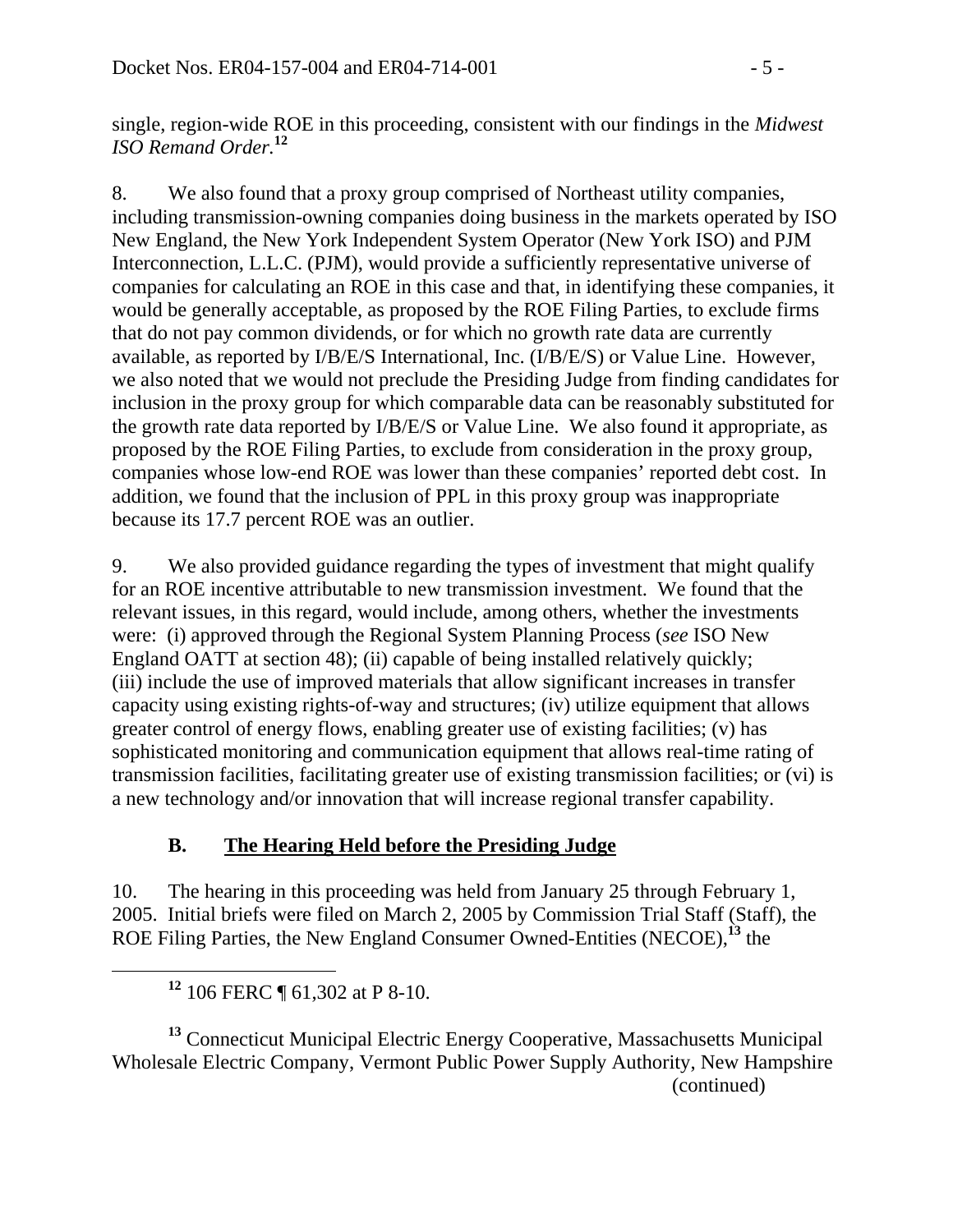single, region-wide ROE in this proceeding, consistent with our findings in the *Midwest ISO Remand Order.*[12]

8. We also found that a proxy group comprised of Northeast utility companies, including transmission-owning companies doing business in the markets operated by ISO New England, the New York Independent System Operator (New York ISO) and PJM Interconnection, L.L.C. (PJM), would provide a sufficiently representative universe of companies for calculating an ROE in this case and that, in identifying these companies, it would be generally acceptable, as proposed by the ROE Filing Parties, to exclude firms that do not pay common dividends, or for which no growth rate data are currently available, as reported by I/B/E/S International, Inc. (I/B/E/S) or Value Line. However, we also noted that we would not preclude the Presiding Judge from finding candidates for inclusion in the proxy group for which comparable data can be reasonably substituted for the growth rate data reported by I/B/E/S or Value Line. We also found it appropriate, as proposed by the ROE Filing Parties, to exclude from consideration in the proxy group, companies whose low-end ROE was lower than these companies' reported debt cost. In addition, we found that the inclusion of PPL in this proxy group was inappropriate because its 17.7 percent ROE was an outlier.

9. We also provided guidance regarding the types of investment that might qualify for an ROE incentive attributable to new transmission investment. We found that the relevant issues, in this regard, would include, among others, whether the investments were: (i) approved through the Regional System Planning Process (*see* ISO New England OATT at section 48); (ii) capable of being installed relatively quickly; (iii) include the use of improved materials that allow significant increases in transfer capacity using existing rights-of-way and structures; (iv) utilize equipment that allows greater control of energy flows, enabling greater use of existing facilities; (v) has sophisticated monitoring and communication equipment that allows real-time rating of transmission facilities, facilitating greater use of existing transmission facilities; or (vi) is a new technology and/or innovation that will increase regional transfer capability.

## B. The Hearing Held before the Presiding Judge

10. The hearing in this proceeding was held from January 25 through February 1, 2005. Initial briefs were filed on March 2, 2005 by Commission Trial Staff (Staff), the ROE Filing Parties, the New England Consumer Owned-Entities (NECOE),[13] the

[12] 106 FERC ¶ 61,302 at P 8-10.

[13] Connecticut Municipal Electric Energy Cooperative, Massachusetts Municipal Wholesale Electric Company, Vermont Public Power Supply Authority, New Hampshire (continued)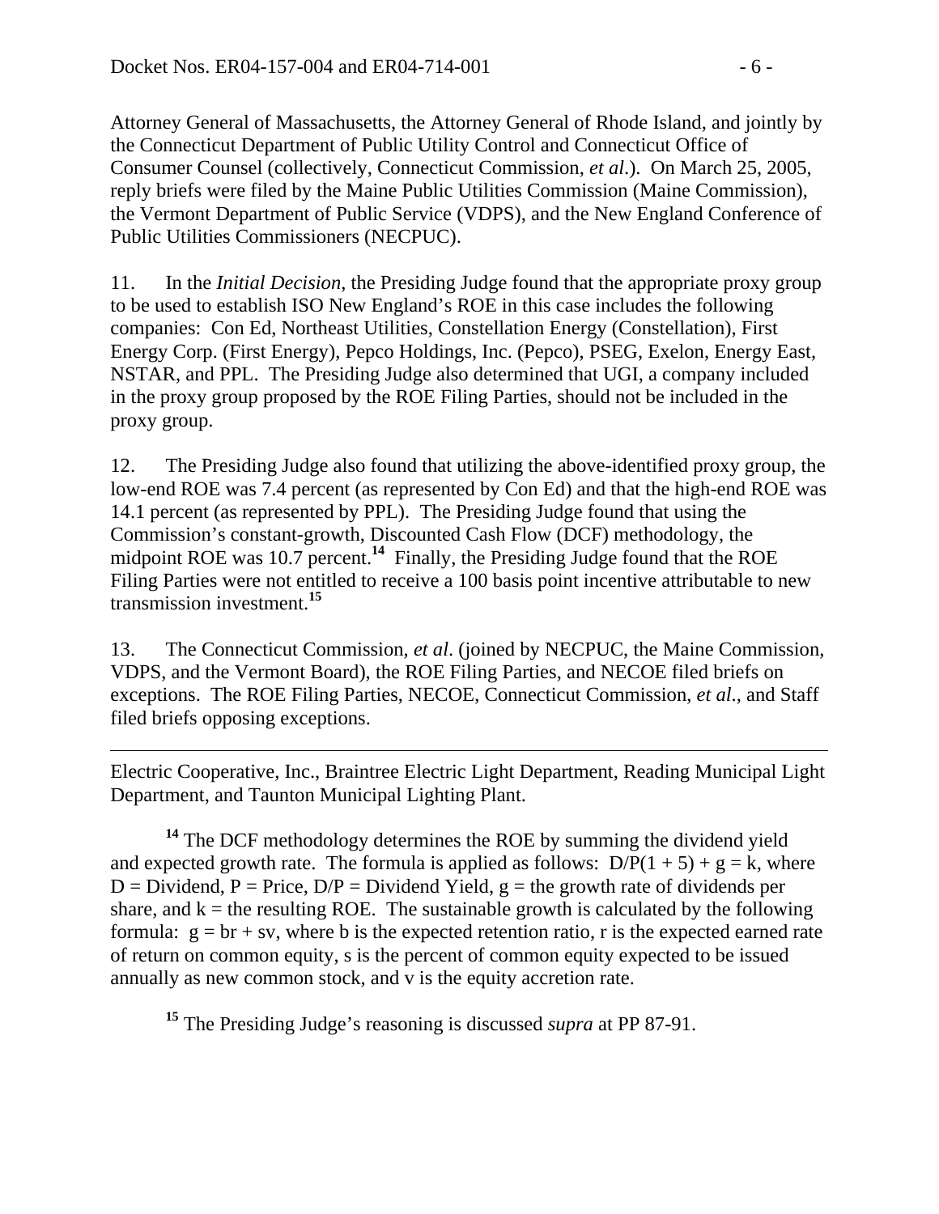Attorney General of Massachusetts, the Attorney General of Rhode Island, and jointly by the Connecticut Department of Public Utility Control and Connecticut Office of Consumer Counsel (collectively, Connecticut Commission, *et al.*). On March 25, 2005, reply briefs were filed by the Maine Public Utilities Commission (Maine Commission), the Vermont Department of Public Service (VDPS), and the New England Conference of Public Utilities Commissioners (NECPUC).

11. In the *Initial Decision*, the Presiding Judge found that the appropriate proxy group to be used to establish ISO New England's ROE in this case includes the following companies: Con Ed, Northeast Utilities, Constellation Energy (Constellation), First Energy Corp. (First Energy), Pepco Holdings, Inc. (Pepco), PSEG, Exelon, Energy East, NSTAR, and PPL. The Presiding Judge also determined that UGI, a company included in the proxy group proposed by the ROE Filing Parties, should not be included in the proxy group.

12. The Presiding Judge also found that utilizing the above-identified proxy group, the low-end ROE was 7.4 percent (as represented by Con Ed) and that the high-end ROE was 14.1 percent (as represented by PPL). The Presiding Judge found that using the Commission's constant-growth, Discounted Cash Flow (DCF) methodology, the midpoint ROE was 10.7 percent.[14] Finally, the Presiding Judge found that the ROE Filing Parties were not entitled to receive a 100 basis point incentive attributable to new transmission investment.[15]

13. The Connecticut Commission, *et al*. (joined by NECPUC, the Maine Commission, VDPS, and the Vermont Board), the ROE Filing Parties, and NECOE filed briefs on exceptions. The ROE Filing Parties, NECOE, Connecticut Commission, *et al*., and Staff filed briefs opposing exceptions.

---

Electric Cooperative, Inc., Braintree Electric Light Department, Reading Municipal Light Department, and Taunton Municipal Lighting Plant.

[14] The DCF methodology determines the ROE by summing the dividend yield and expected growth rate. The formula is applied as follows: $D/P(1 + 5) + g = k$, where $D$ = Dividend, $P$ = Price, $D/P$ = Dividend Yield, $g$ = the growth rate of dividends per share, and $k$ = the resulting ROE. The sustainable growth is calculated by the following formula: $g = br + sv$, where b is the expected retention ratio, r is the expected earned rate of return on common equity, s is the percent of common equity expected to be issued annually as new common stock, and v is the equity accretion rate.

[15] The Presiding Judge's reasoning is discussed *supra* at PP 87-91.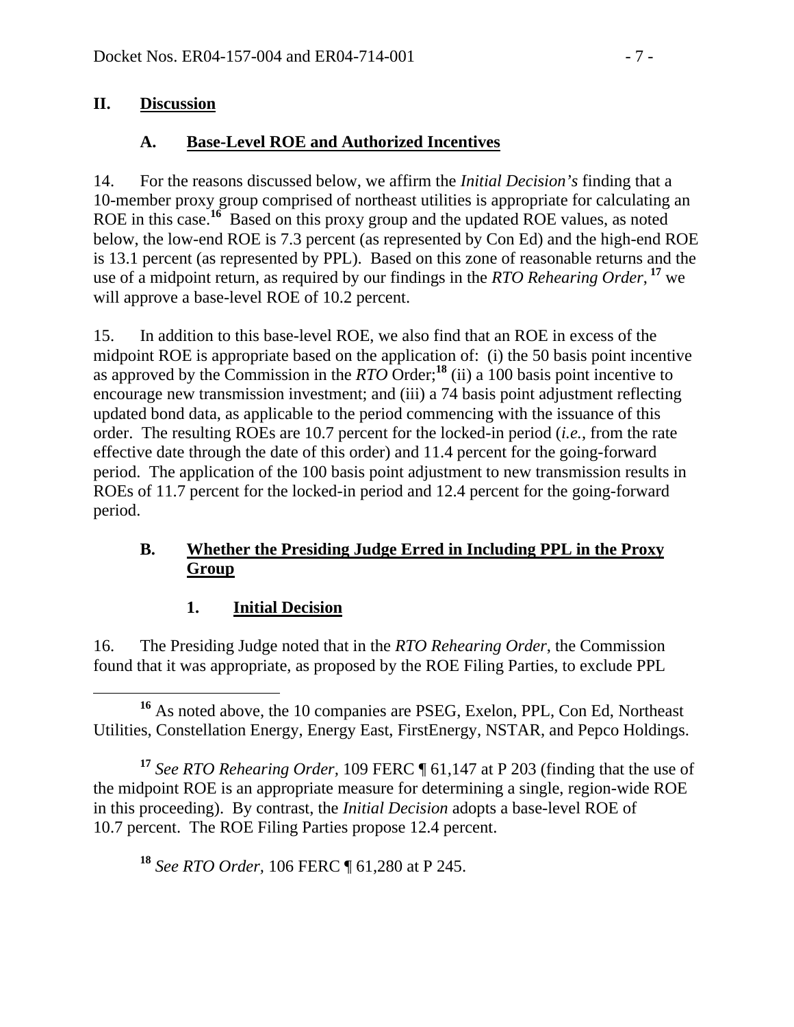## II. Discussion

### A. Base-Level ROE and Authorized Incentives

14. For the reasons discussed below, we affirm the *Initial Decision's* finding that a 10-member proxy group comprised of northeast utilities is appropriate for calculating an ROE in this case.[16] Based on this proxy group and the updated ROE values, as noted below, the low-end ROE is 7.3 percent (as represented by Con Ed) and the high-end ROE is 13.1 percent (as represented by PPL). Based on this zone of reasonable returns and the use of a midpoint return, as required by our findings in the *RTO Rehearing Order*, [17] we will approve a base-level ROE of 10.2 percent.

15. In addition to this base-level ROE, we also find that an ROE in excess of the midpoint ROE is appropriate based on the application of: (i) the 50 basis point incentive as approved by the Commission in the *RTO* Order;[18] (ii) a 100 basis point incentive to encourage new transmission investment; and (iii) a 74 basis point adjustment reflecting updated bond data, as applicable to the period commencing with the issuance of this order. The resulting ROEs are 10.7 percent for the locked-in period (*i.e.*, from the rate effective date through the date of this order) and 11.4 percent for the going-forward period. The application of the 100 basis point adjustment to new transmission results in ROEs of 11.7 percent for the locked-in period and 12.4 percent for the going-forward period.

### B. Whether the Presiding Judge Erred in Including PPL in the Proxy Group

#### 1. Initial Decision

16. The Presiding Judge noted that in the *RTO Rehearing Order*, the Commission found that it was appropriate, as proposed by the ROE Filing Parties, to exclude PPL

---

[16] As noted above, the 10 companies are PSEG, Exelon, PPL, Con Ed, Northeast Utilities, Constellation Energy, Energy East, FirstEnergy, NSTAR, and Pepco Holdings.

[17] *See RTO Rehearing Order*, 109 FERC ¶ 61,147 at P 203 (finding that the use of the midpoint ROE is an appropriate measure for determining a single, region-wide ROE in this proceeding). By contrast, the *Initial Decision* adopts a base-level ROE of 10.7 percent. The ROE Filing Parties propose 12.4 percent.

[18] *See RTO Order*, 106 FERC ¶ 61,280 at P 245.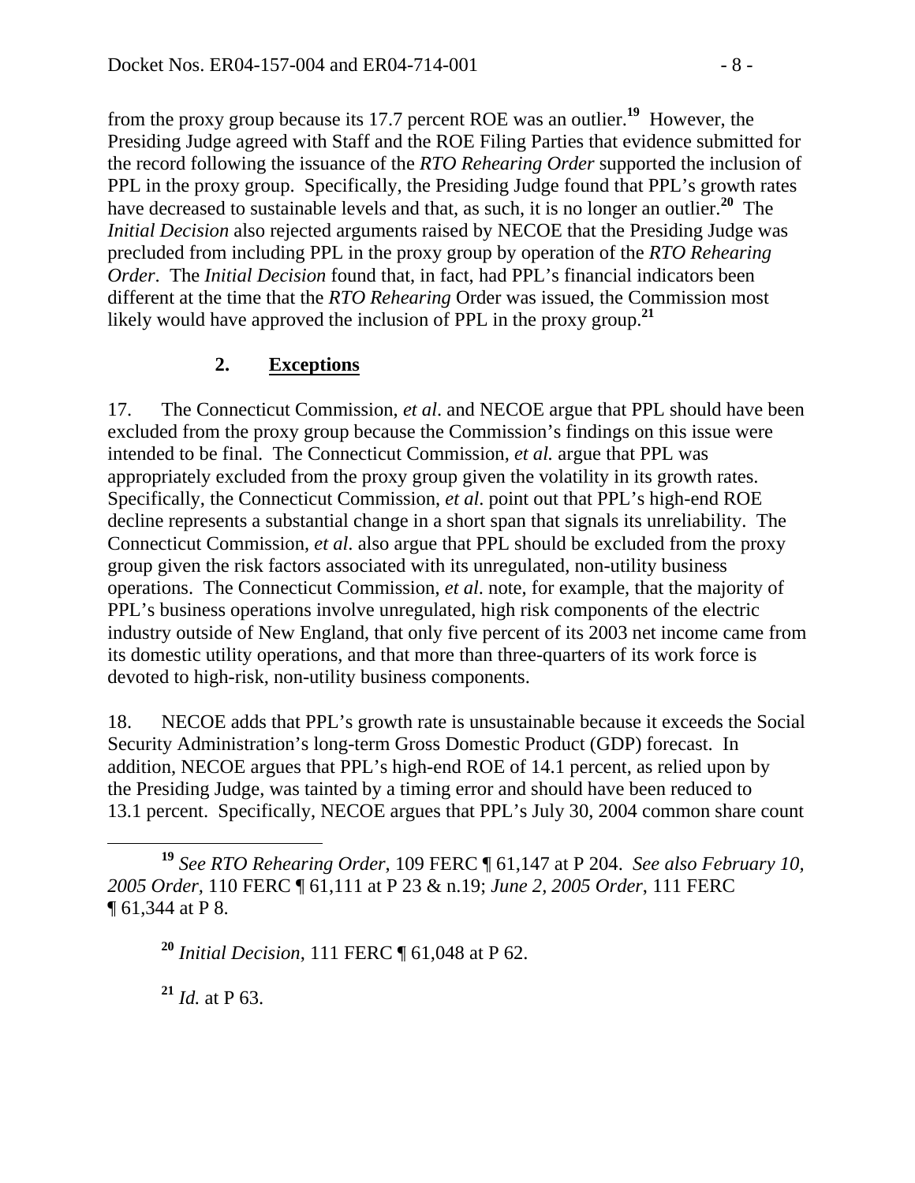from the proxy group because its 17.7 percent ROE was an outlier.[19] However, the Presiding Judge agreed with Staff and the ROE Filing Parties that evidence submitted for the record following the issuance of the *RTO Rehearing Order* supported the inclusion of PPL in the proxy group. Specifically, the Presiding Judge found that PPL's growth rates have decreased to sustainable levels and that, as such, it is no longer an outlier.[20] The *Initial Decision* also rejected arguments raised by NECOE that the Presiding Judge was precluded from including PPL in the proxy group by operation of the *RTO Rehearing Order*. The *Initial Decision* found that, in fact, had PPL's financial indicators been different at the time that the *RTO Rehearing* Order was issued, the Commission most likely would have approved the inclusion of PPL in the proxy group.[21]

### 2. Exceptions

17. The Connecticut Commission, *et al*. and NECOE argue that PPL should have been excluded from the proxy group because the Commission's findings on this issue were intended to be final. The Connecticut Commission, *et al.* argue that PPL was appropriately excluded from the proxy group given the volatility in its growth rates. Specifically, the Connecticut Commission, *et al*. point out that PPL's high-end ROE decline represents a substantial change in a short span that signals its unreliability. The Connecticut Commission, *et al*. also argue that PPL should be excluded from the proxy group given the risk factors associated with its unregulated, non-utility business operations. The Connecticut Commission, *et al*. note, for example, that the majority of PPL's business operations involve unregulated, high risk components of the electric industry outside of New England, that only five percent of its 2003 net income came from its domestic utility operations, and that more than three-quarters of its work force is devoted to high-risk, non-utility business components.

18. NECOE adds that PPL's growth rate is unsustainable because it exceeds the Social Security Administration's long-term Gross Domestic Product (GDP) forecast. In addition, NECOE argues that PPL's high-end ROE of 14.1 percent, as relied upon by the Presiding Judge, was tainted by a timing error and should have been reduced to 13.1 percent. Specifically, NECOE argues that PPL's July 30, 2004 common share count

---

[19] *See RTO Rehearing Order*, 109 FERC ¶ 61,147 at P 204. *See also February 10, 2005 Order*, 110 FERC ¶ 61,111 at P 23 & n.19; *June 2, 2005 Order*, 111 FERC ¶ 61,344 at P 8.

[20] *Initial Decision*, 111 FERC ¶ 61,048 at P 62.

[21] *Id.* at P 63.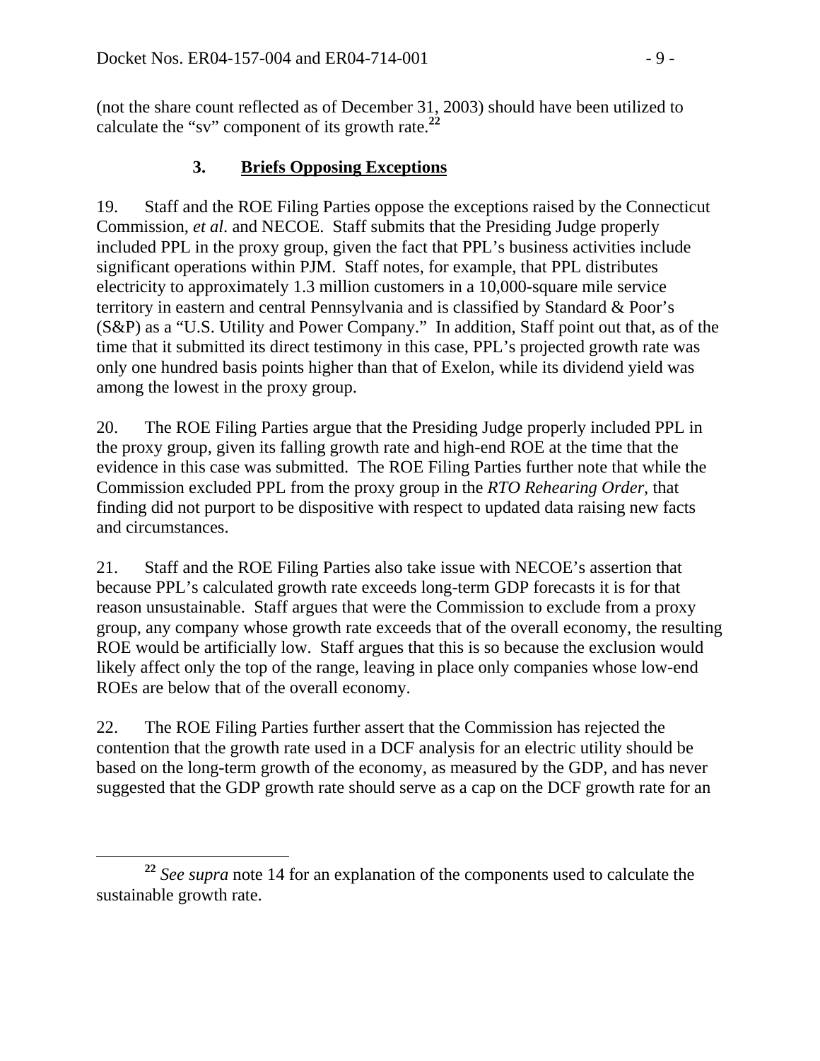(not the share count reflected as of December 31, 2003) should have been utilized to calculate the "sv" component of its growth rate.[22]

### 3. **Briefs Opposing Exceptions**

19. Staff and the ROE Filing Parties oppose the exceptions raised by the Connecticut Commission, *et al*. and NECOE. Staff submits that the Presiding Judge properly included PPL in the proxy group, given the fact that PPL's business activities include significant operations within PJM. Staff notes, for example, that PPL distributes electricity to approximately 1.3 million customers in a 10,000-square mile service territory in eastern and central Pennsylvania and is classified by Standard & Poor's (S&P) as a "U.S. Utility and Power Company." In addition, Staff point out that, as of the time that it submitted its direct testimony in this case, PPL's projected growth rate was only one hundred basis points higher than that of Exelon, while its dividend yield was among the lowest in the proxy group.

20. The ROE Filing Parties argue that the Presiding Judge properly included PPL in the proxy group, given its falling growth rate and high-end ROE at the time that the evidence in this case was submitted. The ROE Filing Parties further note that while the Commission excluded PPL from the proxy group in the *RTO Rehearing Order*, that finding did not purport to be dispositive with respect to updated data raising new facts and circumstances.

21. Staff and the ROE Filing Parties also take issue with NECOE's assertion that because PPL's calculated growth rate exceeds long-term GDP forecasts it is for that reason unsustainable. Staff argues that were the Commission to exclude from a proxy group, any company whose growth rate exceeds that of the overall economy, the resulting ROE would be artificially low. Staff argues that this is so because the exclusion would likely affect only the top of the range, leaving in place only companies whose low-end ROEs are below that of the overall economy.

22. The ROE Filing Parties further assert that the Commission has rejected the contention that the growth rate used in a DCF analysis for an electric utility should be based on the long-term growth of the economy, as measured by the GDP, and has never suggested that the GDP growth rate should serve as a cap on the DCF growth rate for an

---

[22] *See supra* note 14 for an explanation of the components used to calculate the sustainable growth rate.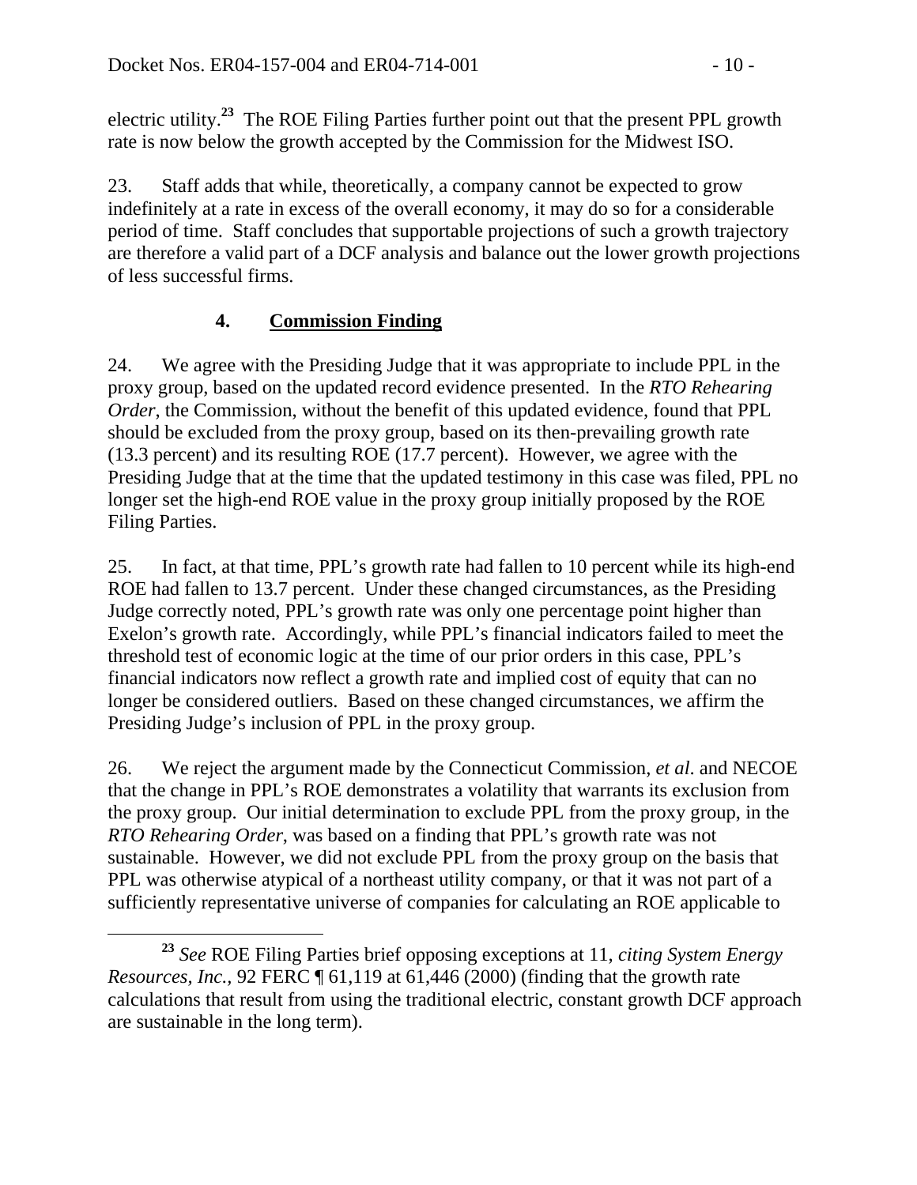electric utility.[23] The ROE Filing Parties further point out that the present PPL growth rate is now below the growth accepted by the Commission for the Midwest ISO.

23. Staff adds that while, theoretically, a company cannot be expected to grow indefinitely at a rate in excess of the overall economy, it may do so for a considerable period of time. Staff concludes that supportable projections of such a growth trajectory are therefore a valid part of a DCF analysis and balance out the lower growth projections of less successful firms.

### 4. **Commission Finding**

24. We agree with the Presiding Judge that it was appropriate to include PPL in the proxy group, based on the updated record evidence presented. In the *RTO Rehearing Order*, the Commission, without the benefit of this updated evidence, found that PPL should be excluded from the proxy group, based on its then-prevailing growth rate (13.3 percent) and its resulting ROE (17.7 percent). However, we agree with the Presiding Judge that at the time that the updated testimony in this case was filed, PPL no longer set the high-end ROE value in the proxy group initially proposed by the ROE Filing Parties.

25. In fact, at that time, PPL's growth rate had fallen to 10 percent while its high-end ROE had fallen to 13.7 percent. Under these changed circumstances, as the Presiding Judge correctly noted, PPL's growth rate was only one percentage point higher than Exelon's growth rate. Accordingly, while PPL's financial indicators failed to meet the threshold test of economic logic at the time of our prior orders in this case, PPL's financial indicators now reflect a growth rate and implied cost of equity that can no longer be considered outliers. Based on these changed circumstances, we affirm the Presiding Judge's inclusion of PPL in the proxy group.

26. We reject the argument made by the Connecticut Commission, *et al.* and NECOE that the change in PPL's ROE demonstrates a volatility that warrants its exclusion from the proxy group. Our initial determination to exclude PPL from the proxy group, in the *RTO Rehearing Order*, was based on a finding that PPL's growth rate was not sustainable. However, we did not exclude PPL from the proxy group on the basis that PPL was otherwise atypical of a northeast utility company, or that it was not part of a sufficiently representative universe of companies for calculating an ROE applicable to

---

[23] *See* ROE Filing Parties brief opposing exceptions at 11, *citing System Energy Resources, Inc.*, 92 FERC ¶ 61,119 at 61,446 (2000) (finding that the growth rate calculations that result from using the traditional electric, constant growth DCF approach are sustainable in the long term).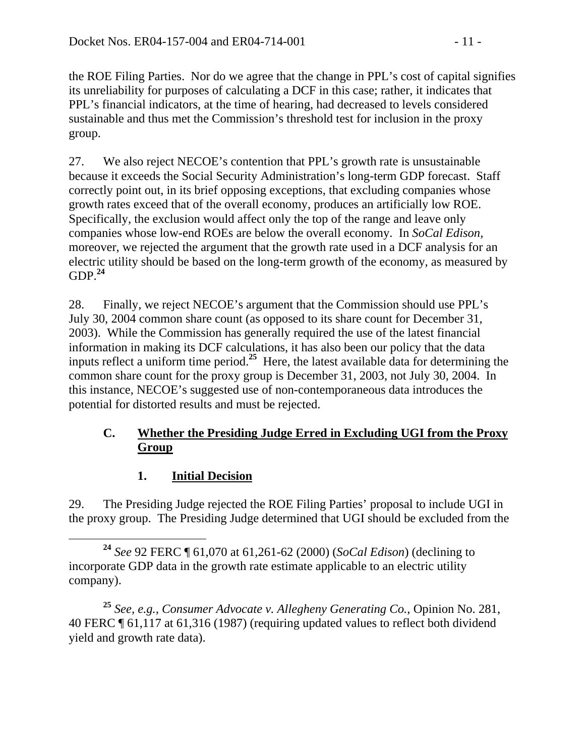the ROE Filing Parties. Nor do we agree that the change in PPL's cost of capital signifies its unreliability for purposes of calculating a DCF in this case; rather, it indicates that PPL's financial indicators, at the time of hearing, had decreased to levels considered sustainable and thus met the Commission's threshold test for inclusion in the proxy group.

27. We also reject NECOE's contention that PPL's growth rate is unsustainable because it exceeds the Social Security Administration's long-term GDP forecast. Staff correctly point out, in its brief opposing exceptions, that excluding companies whose growth rates exceed that of the overall economy, produces an artificially low ROE. Specifically, the exclusion would affect only the top of the range and leave only companies whose low-end ROEs are below the overall economy. In *SoCal Edison*, moreover, we rejected the argument that the growth rate used in a DCF analysis for an electric utility should be based on the long-term growth of the economy, as measured by GDP.[24]

28. Finally, we reject NECOE's argument that the Commission should use PPL's July 30, 2004 common share count (as opposed to its share count for December 31, 2003). While the Commission has generally required the use of the latest financial information in making its DCF calculations, it has also been our policy that the data inputs reflect a uniform time period.[25] Here, the latest available data for determining the common share count for the proxy group is December 31, 2003, not July 30, 2004. In this instance, NECOE's suggested use of non-contemporaneous data introduces the potential for distorted results and must be rejected.

### C. Whether the Presiding Judge Erred in Excluding UGI from the Proxy Group

#### 1. Initial Decision

29. The Presiding Judge rejected the ROE Filing Parties' proposal to include UGI in the proxy group. The Presiding Judge determined that UGI should be excluded from the

---

[24] *See* 92 FERC ¶ 61,070 at 61,261-62 (2000) (*SoCal Edison*) (declining to incorporate GDP data in the growth rate estimate applicable to an electric utility company).

[25] *See, e.g., Consumer Advocate v. Allegheny Generating Co.*, Opinion No. 281, 40 FERC ¶ 61,117 at 61,316 (1987) (requiring updated values to reflect both dividend yield and growth rate data).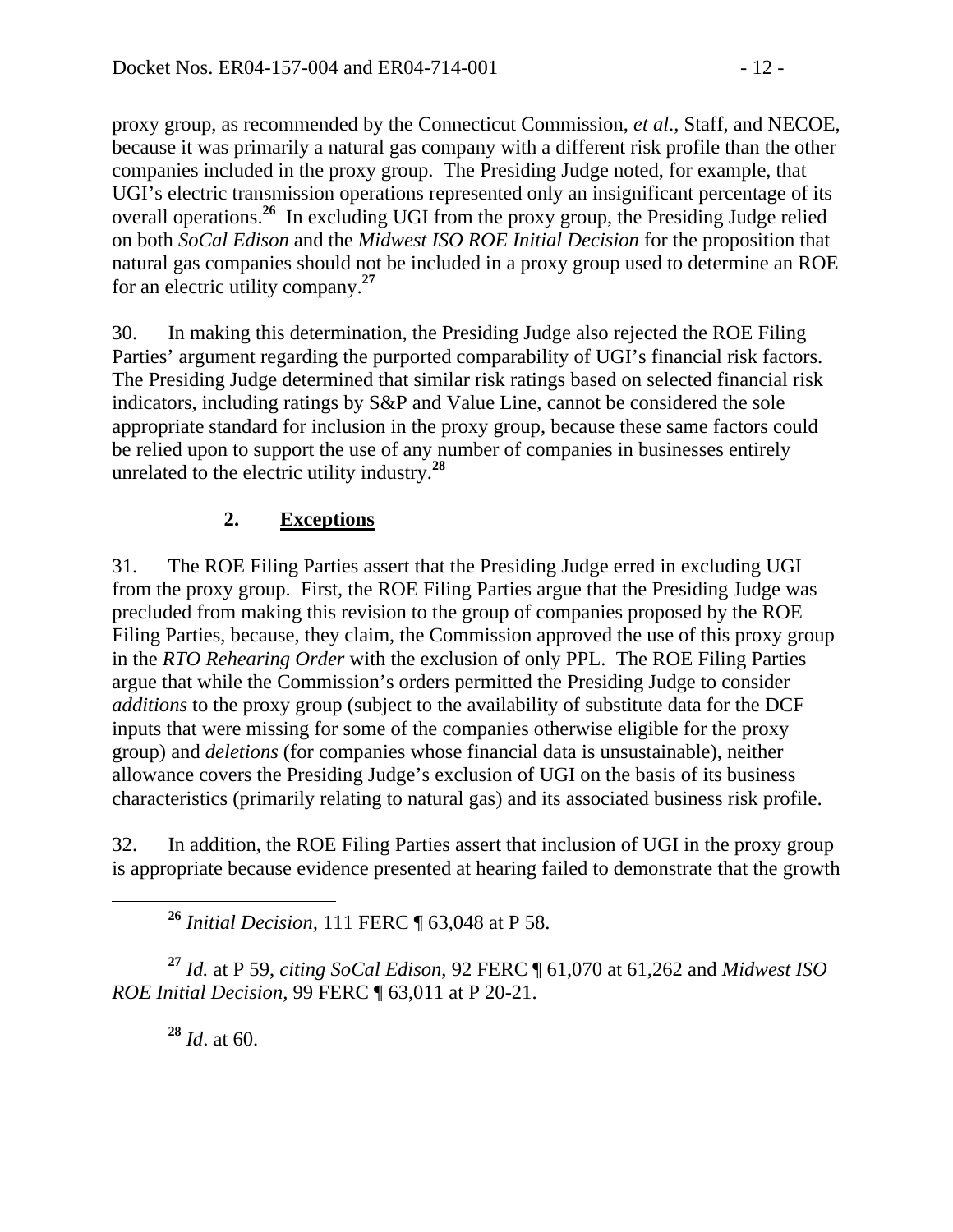proxy group, as recommended by the Connecticut Commission, *et al.*, Staff, and NECOE, because it was primarily a natural gas company with a different risk profile than the other companies included in the proxy group. The Presiding Judge noted, for example, that UGI's electric transmission operations represented only an insignificant percentage of its overall operations.[26] In excluding UGI from the proxy group, the Presiding Judge relied on both *SoCal Edison* and the *Midwest ISO ROE Initial Decision* for the proposition that natural gas companies should not be included in a proxy group used to determine an ROE for an electric utility company.[27]

30. In making this determination, the Presiding Judge also rejected the ROE Filing Parties' argument regarding the purported comparability of UGI's financial risk factors. The Presiding Judge determined that similar risk ratings based on selected financial risk indicators, including ratings by S&P and Value Line, cannot be considered the sole appropriate standard for inclusion in the proxy group, because these same factors could be relied upon to support the use of any number of companies in businesses entirely unrelated to the electric utility industry.[28]

## 2. **Exceptions**

31. The ROE Filing Parties assert that the Presiding Judge erred in excluding UGI from the proxy group. First, the ROE Filing Parties argue that the Presiding Judge was precluded from making this revision to the group of companies proposed by the ROE Filing Parties, because, they claim, the Commission approved the use of this proxy group in the *RTO Rehearing Order* with the exclusion of only PPL. The ROE Filing Parties argue that while the Commission's orders permitted the Presiding Judge to consider *additions* to the proxy group (subject to the availability of substitute data for the DCF inputs that were missing for some of the companies otherwise eligible for the proxy group) and *deletions* (for companies whose financial data is unsustainable), neither allowance covers the Presiding Judge's exclusion of UGI on the basis of its business characteristics (primarily relating to natural gas) and its associated business risk profile.

32. In addition, the ROE Filing Parties assert that inclusion of UGI in the proxy group is appropriate because evidence presented at hearing failed to demonstrate that the growth

---

[26] *Initial Decision,* 111 FERC ¶ 63,048 at P 58.

[27] *Id.* at P 59, *citing SoCal Edison*, 92 FERC ¶ 61,070 at 61,262 and *Midwest ISO ROE Initial Decision*, 99 FERC ¶ 63,011 at P 20-21.

[28] *Id*. at 60.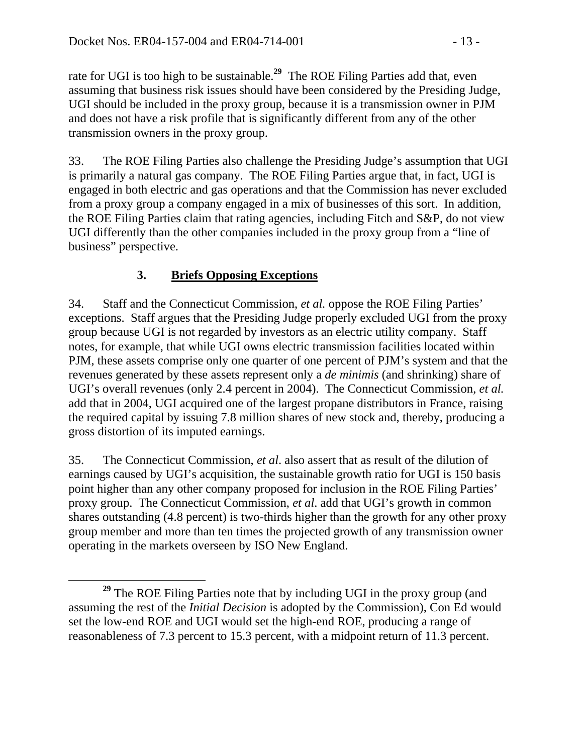rate for UGI is too high to be sustainable.[29] The ROE Filing Parties add that, even assuming that business risk issues should have been considered by the Presiding Judge, UGI should be included in the proxy group, because it is a transmission owner in PJM and does not have a risk profile that is significantly different from any of the other transmission owners in the proxy group.

33. The ROE Filing Parties also challenge the Presiding Judge's assumption that UGI is primarily a natural gas company. The ROE Filing Parties argue that, in fact, UGI is engaged in both electric and gas operations and that the Commission has never excluded from a proxy group a company engaged in a mix of businesses of this sort. In addition, the ROE Filing Parties claim that rating agencies, including Fitch and S&P, do not view UGI differently than the other companies included in the proxy group from a "line of business" perspective.

### 3. **Briefs Opposing Exceptions**

34. Staff and the Connecticut Commission, *et al.* oppose the ROE Filing Parties' exceptions. Staff argues that the Presiding Judge properly excluded UGI from the proxy group because UGI is not regarded by investors as an electric utility company. Staff notes, for example, that while UGI owns electric transmission facilities located within PJM, these assets comprise only one quarter of one percent of PJM's system and that the revenues generated by these assets represent only a *de minimis* (and shrinking) share of UGI's overall revenues (only 2.4 percent in 2004). The Connecticut Commission, *et al.* add that in 2004, UGI acquired one of the largest propane distributors in France, raising the required capital by issuing 7.8 million shares of new stock and, thereby, producing a gross distortion of its imputed earnings.

35. The Connecticut Commission, *et al*. also assert that as result of the dilution of earnings caused by UGI's acquisition, the sustainable growth ratio for UGI is 150 basis point higher than any other company proposed for inclusion in the ROE Filing Parties' proxy group. The Connecticut Commission, *et al*. add that UGI's growth in common shares outstanding (4.8 percent) is two-thirds higher than the growth for any other proxy group member and more than ten times the projected growth of any transmission owner operating in the markets overseen by ISO New England.

[29] The ROE Filing Parties note that by including UGI in the proxy group (and assuming the rest of the *Initial Decision* is adopted by the Commission), Con Ed would set the low-end ROE and UGI would set the high-end ROE, producing a range of reasonableness of 7.3 percent to 15.3 percent, with a midpoint return of 11.3 percent.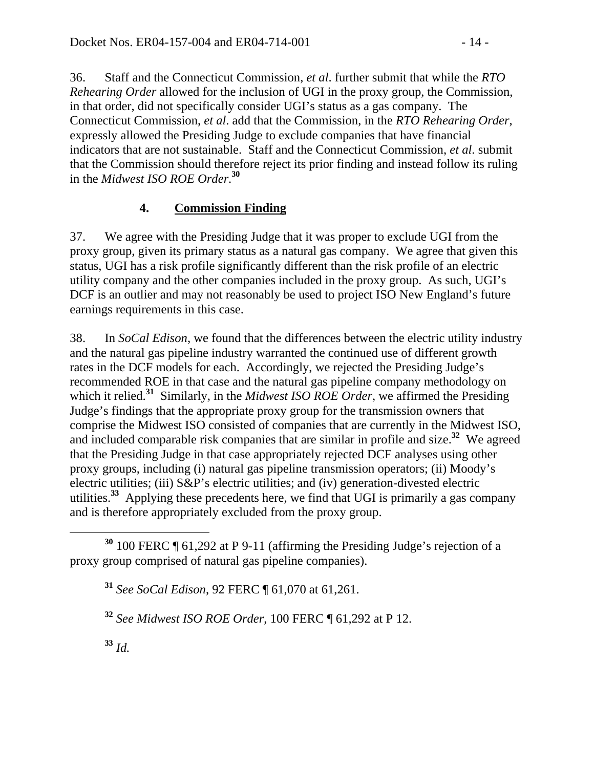36. Staff and the Connecticut Commission, *et al*. further submit that while the *RTO Rehearing Order* allowed for the inclusion of UGI in the proxy group, the Commission, in that order, did not specifically consider UGI's status as a gas company. The Connecticut Commission, *et al*. add that the Commission, in the *RTO Rehearing Order*, expressly allowed the Presiding Judge to exclude companies that have financial indicators that are not sustainable. Staff and the Connecticut Commission, *et al*. submit that the Commission should therefore reject its prior finding and instead follow its ruling in the *Midwest ISO ROE Order*.[30]

### 4. Commission Finding

37. We agree with the Presiding Judge that it was proper to exclude UGI from the proxy group, given its primary status as a natural gas company. We agree that given this status, UGI has a risk profile significantly different than the risk profile of an electric utility company and the other companies included in the proxy group. As such, UGI's DCF is an outlier and may not reasonably be used to project ISO New England's future earnings requirements in this case.

38. In *SoCal Edison*, we found that the differences between the electric utility industry and the natural gas pipeline industry warranted the continued use of different growth rates in the DCF models for each. Accordingly, we rejected the Presiding Judge's recommended ROE in that case and the natural gas pipeline company methodology on which it relied.[31] Similarly, in the *Midwest ISO ROE Order*, we affirmed the Presiding Judge's findings that the appropriate proxy group for the transmission owners that comprise the Midwest ISO consisted of companies that are currently in the Midwest ISO, and included comparable risk companies that are similar in profile and size.[32] We agreed that the Presiding Judge in that case appropriately rejected DCF analyses using other proxy groups, including (i) natural gas pipeline transmission operators; (ii) Moody's electric utilities; (iii) S&P's electric utilities; and (iv) generation-divested electric utilities.[33] Applying these precedents here, we find that UGI is primarily a gas company and is therefore appropriately excluded from the proxy group.

---

[30] 100 FERC ¶ 61,292 at P 9-11 (affirming the Presiding Judge's rejection of a proxy group comprised of natural gas pipeline companies).

[31] *See SoCal Edison*, 92 FERC ¶ 61,070 at 61,261.

[32] *See Midwest ISO ROE Order*, 100 FERC ¶ 61,292 at P 12.

[33] *Id.*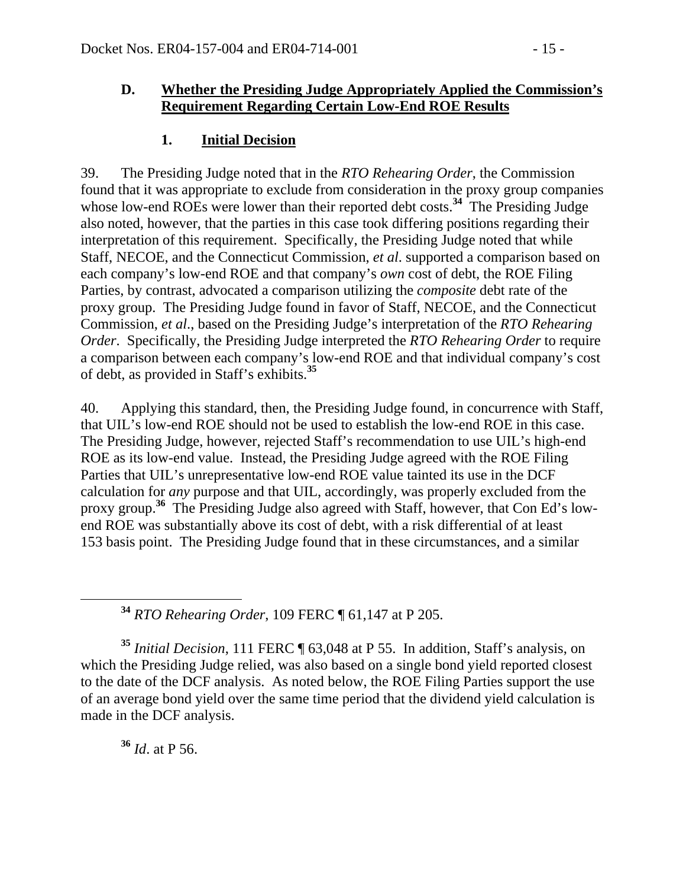### D. Whether the Presiding Judge Appropriately Applied the Commission's Requirement Regarding Certain Low-End ROE Results

#### 1. Initial Decision

39. The Presiding Judge noted that in the *RTO Rehearing Order*, the Commission found that it was appropriate to exclude from consideration in the proxy group companies whose low-end ROEs were lower than their reported debt costs.[34] The Presiding Judge also noted, however, that the parties in this case took differing positions regarding their interpretation of this requirement. Specifically, the Presiding Judge noted that while Staff, NECOE, and the Connecticut Commission, *et al*. supported a comparison based on each company's low-end ROE and that company's *own* cost of debt, the ROE Filing Parties, by contrast, advocated a comparison utilizing the *composite* debt rate of the proxy group. The Presiding Judge found in favor of Staff, NECOE, and the Connecticut Commission, *et al*., based on the Presiding Judge's interpretation of the *RTO Rehearing Order*. Specifically, the Presiding Judge interpreted the *RTO Rehearing Order* to require a comparison between each company's low-end ROE and that individual company's cost of debt, as provided in Staff's exhibits.[35]

40. Applying this standard, then, the Presiding Judge found, in concurrence with Staff, that UIL's low-end ROE should not be used to establish the low-end ROE in this case. The Presiding Judge, however, rejected Staff's recommendation to use UIL's high-end ROE as its low-end value. Instead, the Presiding Judge agreed with the ROE Filing Parties that UIL's unrepresentative low-end ROE value tainted its use in the DCF calculation for *any* purpose and that UIL, accordingly, was properly excluded from the proxy group.[36] The Presiding Judge also agreed with Staff, however, that Con Ed's low-end ROE was substantially above its cost of debt, with a risk differential of at least 153 basis point. The Presiding Judge found that in these circumstances, and a similar

---

[34] *RTO Rehearing Order*, 109 FERC ¶ 61,147 at P 205.

[35] *Initial Decision*, 111 FERC ¶ 63,048 at P 55. In addition, Staff's analysis, on which the Presiding Judge relied, was also based on a single bond yield reported closest to the date of the DCF analysis. As noted below, the ROE Filing Parties support the use of an average bond yield over the same time period that the dividend yield calculation is made in the DCF analysis.

[36] *Id*. at P 56.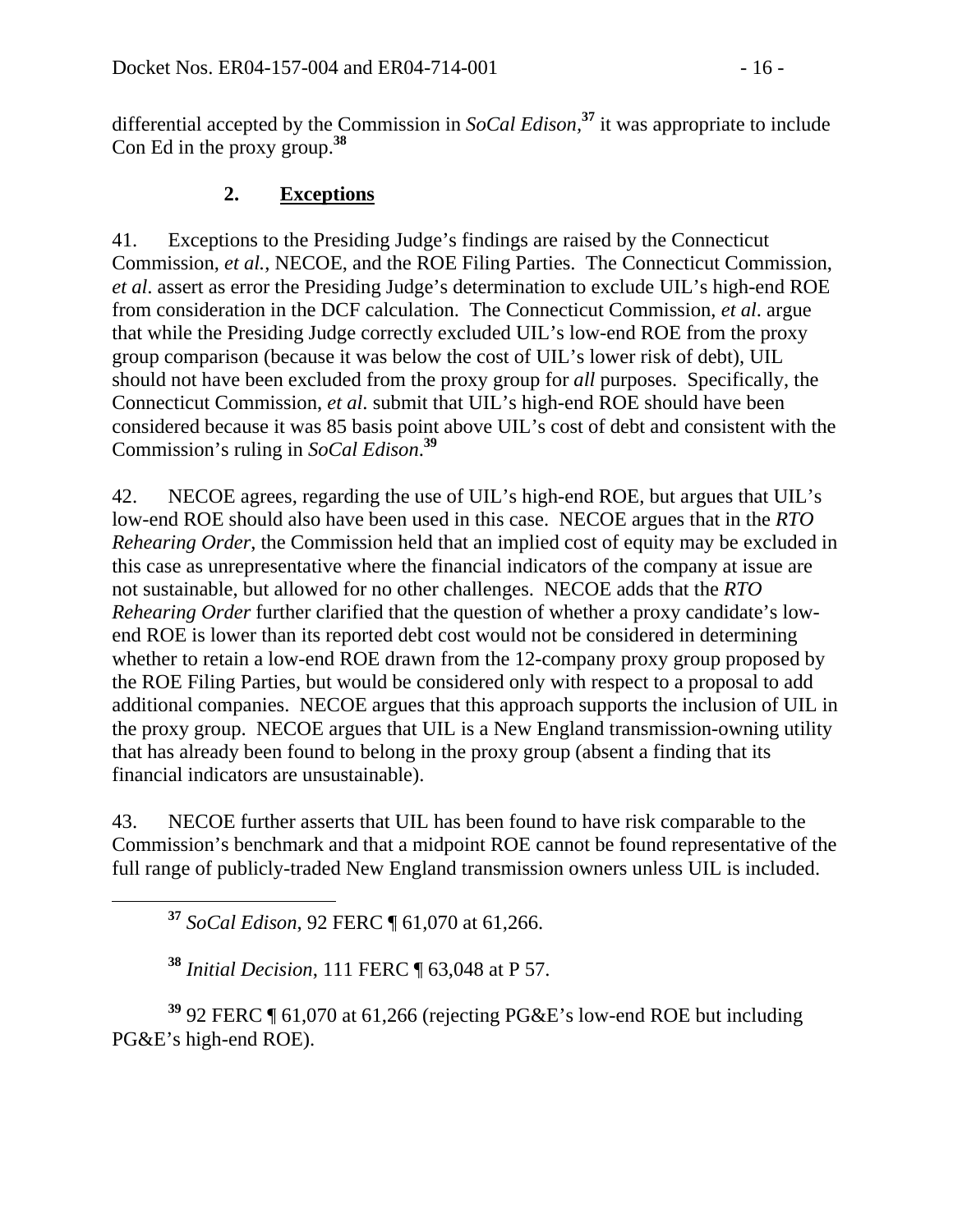differential accepted by the Commission in *SoCal Edison*,[37] it was appropriate to include Con Ed in the proxy group.[38]

### 2. **Exceptions**

41. Exceptions to the Presiding Judge's findings are raised by the Connecticut Commission, *et al.*, NECOE, and the ROE Filing Parties. The Connecticut Commission, *et al*. assert as error the Presiding Judge's determination to exclude UIL's high-end ROE from consideration in the DCF calculation. The Connecticut Commission, *et al*. argue that while the Presiding Judge correctly excluded UIL's low-end ROE from the proxy group comparison (because it was below the cost of UIL's lower risk of debt), UIL should not have been excluded from the proxy group for *all* purposes. Specifically, the Connecticut Commission, *et al*. submit that UIL's high-end ROE should have been considered because it was 85 basis point above UIL's cost of debt and consistent with the Commission's ruling in *SoCal Edison*.[39]

42. NECOE agrees, regarding the use of UIL's high-end ROE, but argues that UIL's low-end ROE should also have been used in this case. NECOE argues that in the *RTO Rehearing Order*, the Commission held that an implied cost of equity may be excluded in this case as unrepresentative where the financial indicators of the company at issue are not sustainable, but allowed for no other challenges. NECOE adds that the *RTO Rehearing Order* further clarified that the question of whether a proxy candidate's low-end ROE is lower than its reported debt cost would not be considered in determining whether to retain a low-end ROE drawn from the 12-company proxy group proposed by the ROE Filing Parties, but would be considered only with respect to a proposal to add additional companies. NECOE argues that this approach supports the inclusion of UIL in the proxy group. NECOE argues that UIL is a New England transmission-owning utility that has already been found to belong in the proxy group (absent a finding that its financial indicators are unsustainable).

43. NECOE further asserts that UIL has been found to have risk comparable to the Commission's benchmark and that a midpoint ROE cannot be found representative of the full range of publicly-traded New England transmission owners unless UIL is included.

[37] *SoCal Edison*, 92 FERC ¶ 61,070 at 61,266.

[38] *Initial Decision*, 111 FERC ¶ 63,048 at P 57.

[39] 92 FERC ¶ 61,070 at 61,266 (rejecting PG&E's low-end ROE but including PG&E's high-end ROE).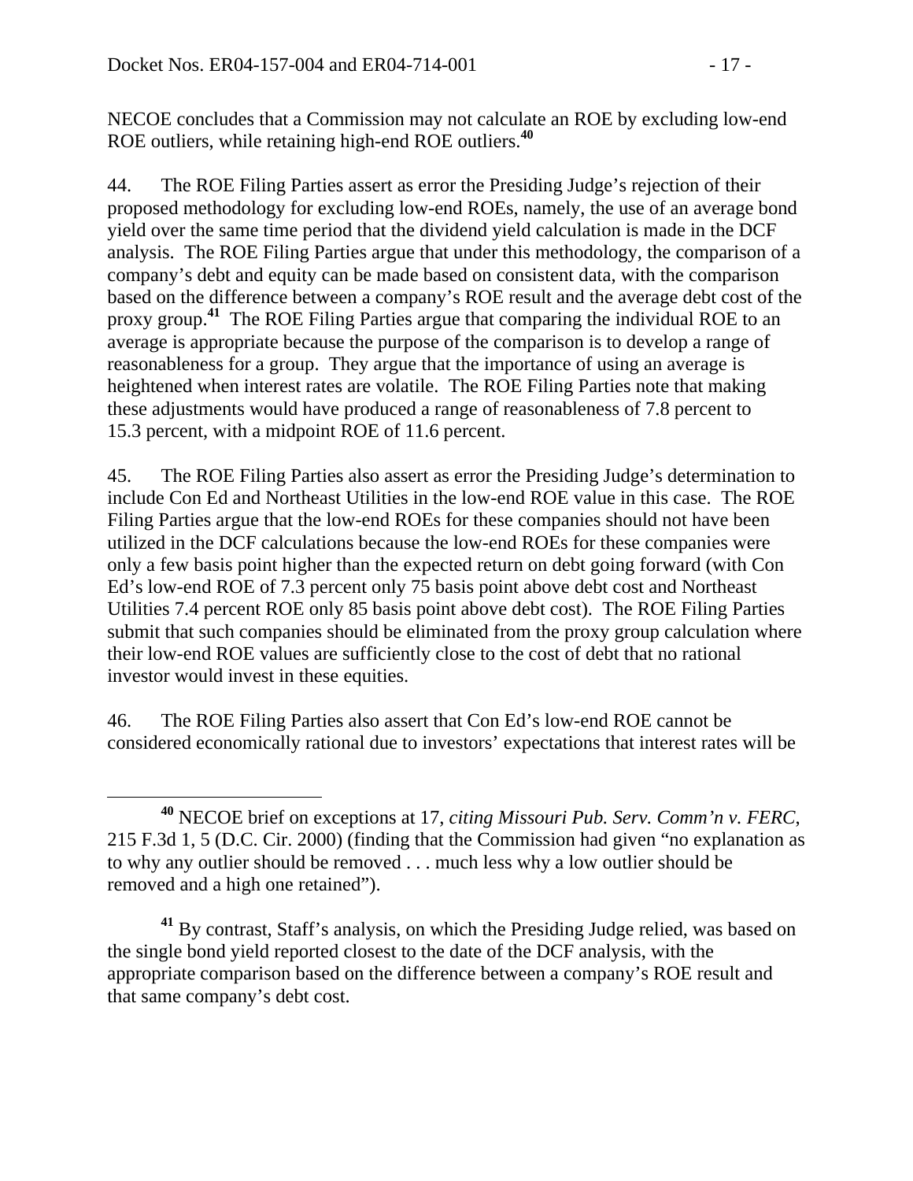NECOE concludes that a Commission may not calculate an ROE by excluding low-end ROE outliers, while retaining high-end ROE outliers.[40]

44. The ROE Filing Parties assert as error the Presiding Judge's rejection of their proposed methodology for excluding low-end ROEs, namely, the use of an average bond yield over the same time period that the dividend yield calculation is made in the DCF analysis. The ROE Filing Parties argue that under this methodology, the comparison of a company's debt and equity can be made based on consistent data, with the comparison based on the difference between a company's ROE result and the average debt cost of the proxy group.[41] The ROE Filing Parties argue that comparing the individual ROE to an average is appropriate because the purpose of the comparison is to develop a range of reasonableness for a group. They argue that the importance of using an average is heightened when interest rates are volatile. The ROE Filing Parties note that making these adjustments would have produced a range of reasonableness of 7.8 percent to 15.3 percent, with a midpoint ROE of 11.6 percent.

45. The ROE Filing Parties also assert as error the Presiding Judge's determination to include Con Ed and Northeast Utilities in the low-end ROE value in this case. The ROE Filing Parties argue that the low-end ROEs for these companies should not have been utilized in the DCF calculations because the low-end ROEs for these companies were only a few basis point higher than the expected return on debt going forward (with Con Ed's low-end ROE of 7.3 percent only 75 basis point above debt cost and Northeast Utilities 7.4 percent ROE only 85 basis point above debt cost). The ROE Filing Parties submit that such companies should be eliminated from the proxy group calculation where their low-end ROE values are sufficiently close to the cost of debt that no rational investor would invest in these equities.

46. The ROE Filing Parties also assert that Con Ed's low-end ROE cannot be considered economically rational due to investors' expectations that interest rates will be

---

[40] NECOE brief on exceptions at 17, *citing Missouri Pub. Serv. Comm'n v. FERC*, 215 F.3d 1, 5 (D.C. Cir. 2000) (finding that the Commission had given "no explanation as to why any outlier should be removed . . . much less why a low outlier should be removed and a high one retained").

[41] By contrast, Staff's analysis, on which the Presiding Judge relied, was based on the single bond yield reported closest to the date of the DCF analysis, with the appropriate comparison based on the difference between a company's ROE result and that same company's debt cost.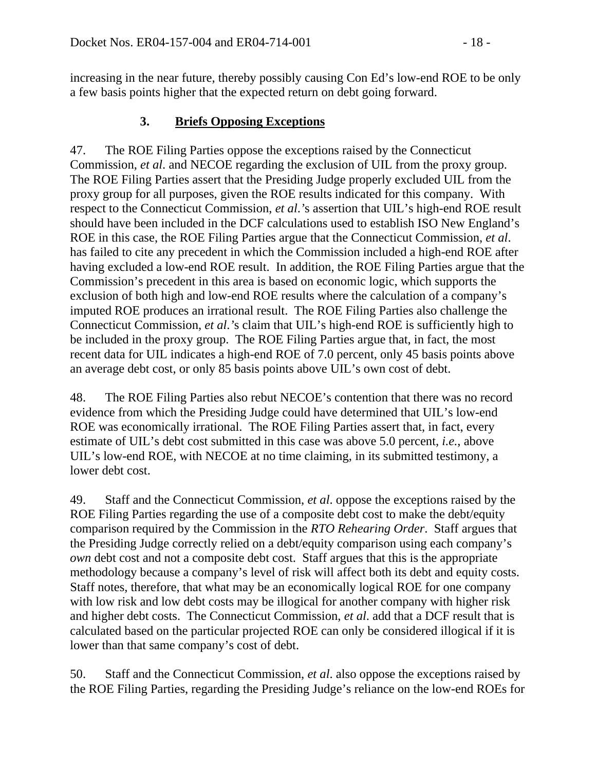increasing in the near future, thereby possibly causing Con Ed's low-end ROE to be only a few basis points higher that the expected return on debt going forward.

### 3. **Briefs Opposing Exceptions**

47. The ROE Filing Parties oppose the exceptions raised by the Connecticut Commission, *et al*. and NECOE regarding the exclusion of UIL from the proxy group. The ROE Filing Parties assert that the Presiding Judge properly excluded UIL from the proxy group for all purposes, given the ROE results indicated for this company. With respect to the Connecticut Commission, *et al*.'s assertion that UIL's high-end ROE result should have been included in the DCF calculations used to establish ISO New England's ROE in this case, the ROE Filing Parties argue that the Connecticut Commission, *et al*. has failed to cite any precedent in which the Commission included a high-end ROE after having excluded a low-end ROE result. In addition, the ROE Filing Parties argue that the Commission's precedent in this area is based on economic logic, which supports the exclusion of both high and low-end ROE results where the calculation of a company's imputed ROE produces an irrational result. The ROE Filing Parties also challenge the Connecticut Commission, *et al*.'s claim that UIL's high-end ROE is sufficiently high to be included in the proxy group. The ROE Filing Parties argue that, in fact, the most recent data for UIL indicates a high-end ROE of 7.0 percent, only 45 basis points above an average debt cost, or only 85 basis points above UIL's own cost of debt.

48. The ROE Filing Parties also rebut NECOE's contention that there was no record evidence from which the Presiding Judge could have determined that UIL's low-end ROE was economically irrational. The ROE Filing Parties assert that, in fact, every estimate of UIL's debt cost submitted in this case was above 5.0 percent, *i.e.*, above UIL's low-end ROE, with NECOE at no time claiming, in its submitted testimony, a lower debt cost.

49. Staff and the Connecticut Commission, *et al*. oppose the exceptions raised by the ROE Filing Parties regarding the use of a composite debt cost to make the debt/equity comparison required by the Commission in the *RTO Rehearing Order*. Staff argues that the Presiding Judge correctly relied on a debt/equity comparison using each company's *own* debt cost and not a composite debt cost. Staff argues that this is the appropriate methodology because a company's level of risk will affect both its debt and equity costs. Staff notes, therefore, that what may be an economically logical ROE for one company with low risk and low debt costs may be illogical for another company with higher risk and higher debt costs. The Connecticut Commission, *et al*. add that a DCF result that is calculated based on the particular projected ROE can only be considered illogical if it is lower than that same company's cost of debt.

50. Staff and the Connecticut Commission, *et al*. also oppose the exceptions raised by the ROE Filing Parties, regarding the Presiding Judge's reliance on the low-end ROEs for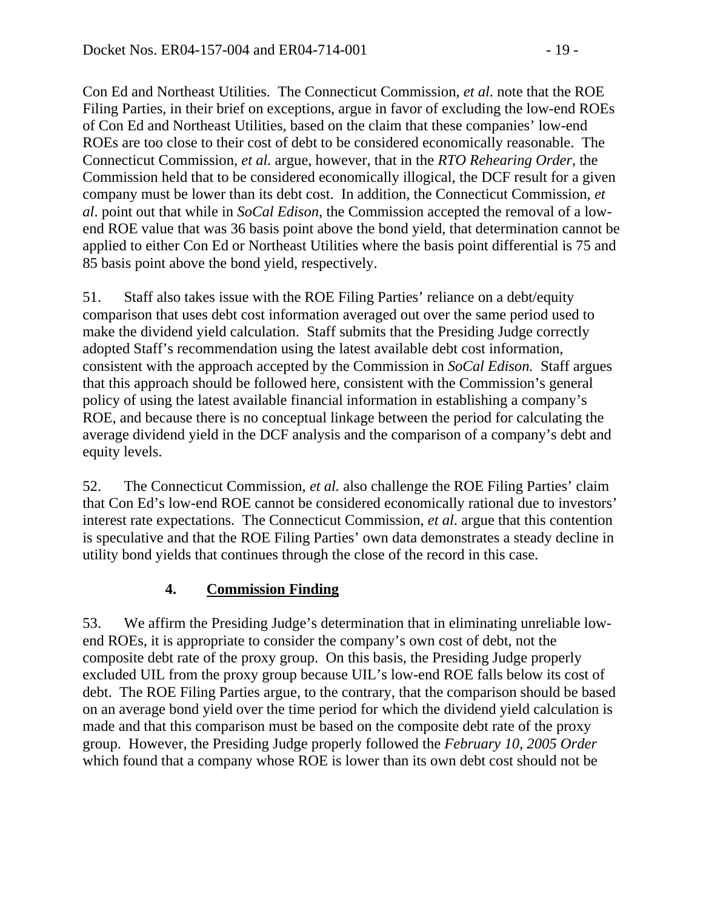Con Ed and Northeast Utilities. The Connecticut Commission, *et al*. note that the ROE Filing Parties, in their brief on exceptions, argue in favor of excluding the low-end ROEs of Con Ed and Northeast Utilities, based on the claim that these companies' low-end ROEs are too close to their cost of debt to be considered economically reasonable. The Connecticut Commission, *et al.* argue, however, that in the *RTO Rehearing Order*, the Commission held that to be considered economically illogical, the DCF result for a given company must be lower than its debt cost. In addition, the Connecticut Commission, *et al*. point out that while in *SoCal Edison*, the Commission accepted the removal of a low-end ROE value that was 36 basis point above the bond yield, that determination cannot be applied to either Con Ed or Northeast Utilities where the basis point differential is 75 and 85 basis point above the bond yield, respectively.

51. Staff also takes issue with the ROE Filing Parties' reliance on a debt/equity comparison that uses debt cost information averaged out over the same period used to make the dividend yield calculation. Staff submits that the Presiding Judge correctly adopted Staff's recommendation using the latest available debt cost information, consistent with the approach accepted by the Commission in *SoCal Edison.* Staff argues that this approach should be followed here, consistent with the Commission's general policy of using the latest available financial information in establishing a company's ROE, and because there is no conceptual linkage between the period for calculating the average dividend yield in the DCF analysis and the comparison of a company's debt and equity levels.

52. The Connecticut Commission, *et al.* also challenge the ROE Filing Parties' claim that Con Ed's low-end ROE cannot be considered economically rational due to investors' interest rate expectations. The Connecticut Commission, *et al*. argue that this contention is speculative and that the ROE Filing Parties' own data demonstrates a steady decline in utility bond yields that continues through the close of the record in this case.

### 4. Commission Finding

53. We affirm the Presiding Judge's determination that in eliminating unreliable low-end ROEs, it is appropriate to consider the company's own cost of debt, not the composite debt rate of the proxy group. On this basis, the Presiding Judge properly excluded UIL from the proxy group because UIL's low-end ROE falls below its cost of debt. The ROE Filing Parties argue, to the contrary, that the comparison should be based on an average bond yield over the time period for which the dividend yield calculation is made and that this comparison must be based on the composite debt rate of the proxy group. However, the Presiding Judge properly followed the *February 10, 2005 Order* which found that a company whose ROE is lower than its own debt cost should not be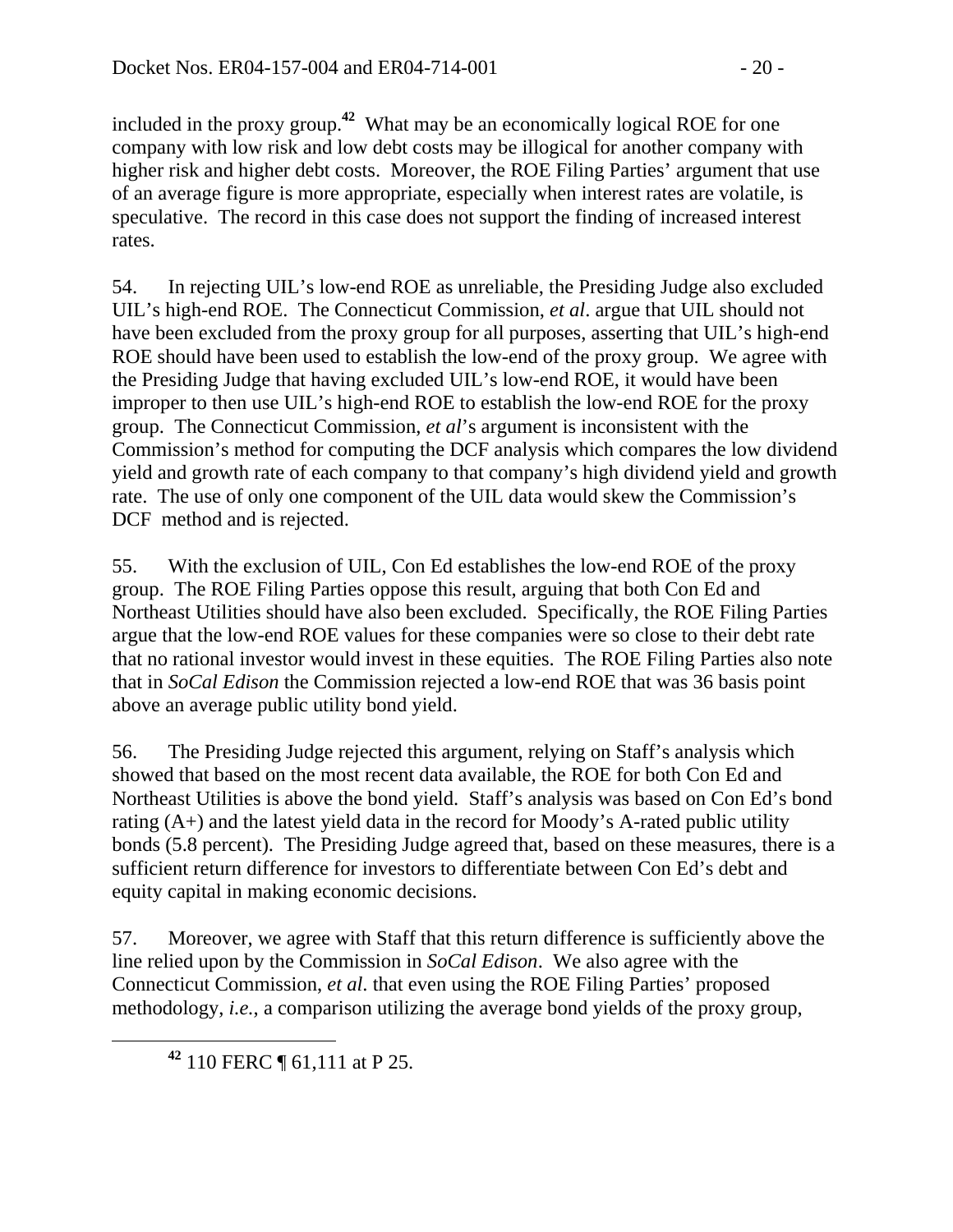included in the proxy group.[42] What may be an economically logical ROE for one company with low risk and low debt costs may be illogical for another company with higher risk and higher debt costs. Moreover, the ROE Filing Parties' argument that use of an average figure is more appropriate, especially when interest rates are volatile, is speculative. The record in this case does not support the finding of increased interest rates.

54. In rejecting UIL's low-end ROE as unreliable, the Presiding Judge also excluded UIL's high-end ROE. The Connecticut Commission, *et al*. argue that UIL should not have been excluded from the proxy group for all purposes, asserting that UIL's high-end ROE should have been used to establish the low-end of the proxy group. We agree with the Presiding Judge that having excluded UIL's low-end ROE, it would have been improper to then use UIL's high-end ROE to establish the low-end ROE for the proxy group. The Connecticut Commission, *et al*'s argument is inconsistent with the Commission's method for computing the DCF analysis which compares the low dividend yield and growth rate of each company to that company's high dividend yield and growth rate. The use of only one component of the UIL data would skew the Commission's DCF method and is rejected.

55. With the exclusion of UIL, Con Ed establishes the low-end ROE of the proxy group. The ROE Filing Parties oppose this result, arguing that both Con Ed and Northeast Utilities should have also been excluded. Specifically, the ROE Filing Parties argue that the low-end ROE values for these companies were so close to their debt rate that no rational investor would invest in these equities. The ROE Filing Parties also note that in *SoCal Edison* the Commission rejected a low-end ROE that was 36 basis point above an average public utility bond yield.

56. The Presiding Judge rejected this argument, relying on Staff's analysis which showed that based on the most recent data available, the ROE for both Con Ed and Northeast Utilities is above the bond yield. Staff's analysis was based on Con Ed's bond rating (A+) and the latest yield data in the record for Moody's A-rated public utility bonds (5.8 percent). The Presiding Judge agreed that, based on these measures, there is a sufficient return difference for investors to differentiate between Con Ed's debt and equity capital in making economic decisions.

57. Moreover, we agree with Staff that this return difference is sufficiently above the line relied upon by the Commission in *SoCal Edison*. We also agree with the Connecticut Commission, *et al*. that even using the ROE Filing Parties' proposed methodology, *i.e.*, a comparison utilizing the average bond yields of the proxy group,

[42] 110 FERC ¶ 61,111 at P 25.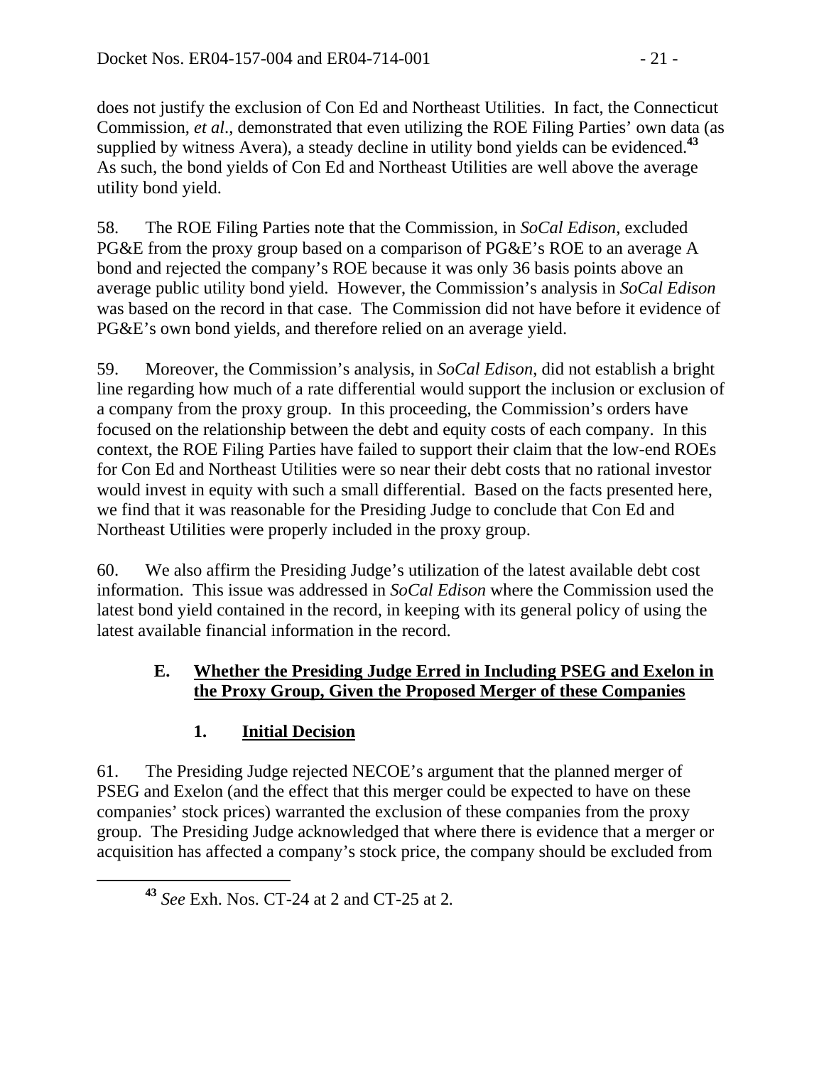does not justify the exclusion of Con Ed and Northeast Utilities. In fact, the Connecticut Commission, *et al*., demonstrated that even utilizing the ROE Filing Parties' own data (as supplied by witness Avera), a steady decline in utility bond yields can be evidenced.[43] As such, the bond yields of Con Ed and Northeast Utilities are well above the average utility bond yield.

58. The ROE Filing Parties note that the Commission, in *SoCal Edison*, excluded PG&E from the proxy group based on a comparison of PG&E's ROE to an average A bond and rejected the company's ROE because it was only 36 basis points above an average public utility bond yield. However, the Commission's analysis in *SoCal Edison* was based on the record in that case. The Commission did not have before it evidence of PG&E's own bond yields, and therefore relied on an average yield.

59. Moreover, the Commission's analysis, in *SoCal Edison*, did not establish a bright line regarding how much of a rate differential would support the inclusion or exclusion of a company from the proxy group. In this proceeding, the Commission's orders have focused on the relationship between the debt and equity costs of each company. In this context, the ROE Filing Parties have failed to support their claim that the low-end ROEs for Con Ed and Northeast Utilities were so near their debt costs that no rational investor would invest in equity with such a small differential. Based on the facts presented here, we find that it was reasonable for the Presiding Judge to conclude that Con Ed and Northeast Utilities were properly included in the proxy group.

60. We also affirm the Presiding Judge's utilization of the latest available debt cost information. This issue was addressed in *SoCal Edison* where the Commission used the latest bond yield contained in the record, in keeping with its general policy of using the latest available financial information in the record.

### E. Whether the Presiding Judge Erred in Including PSEG and Exelon in the Proxy Group, Given the Proposed Merger of these Companies

#### 1. Initial Decision

61. The Presiding Judge rejected NECOE's argument that the planned merger of PSEG and Exelon (and the effect that this merger could be expected to have on these companies' stock prices) warranted the exclusion of these companies from the proxy group. The Presiding Judge acknowledged that where there is evidence that a merger or acquisition has affected a company's stock price, the company should be excluded from

[43] *See* Exh. Nos. CT-24 at 2 and CT-25 at 2.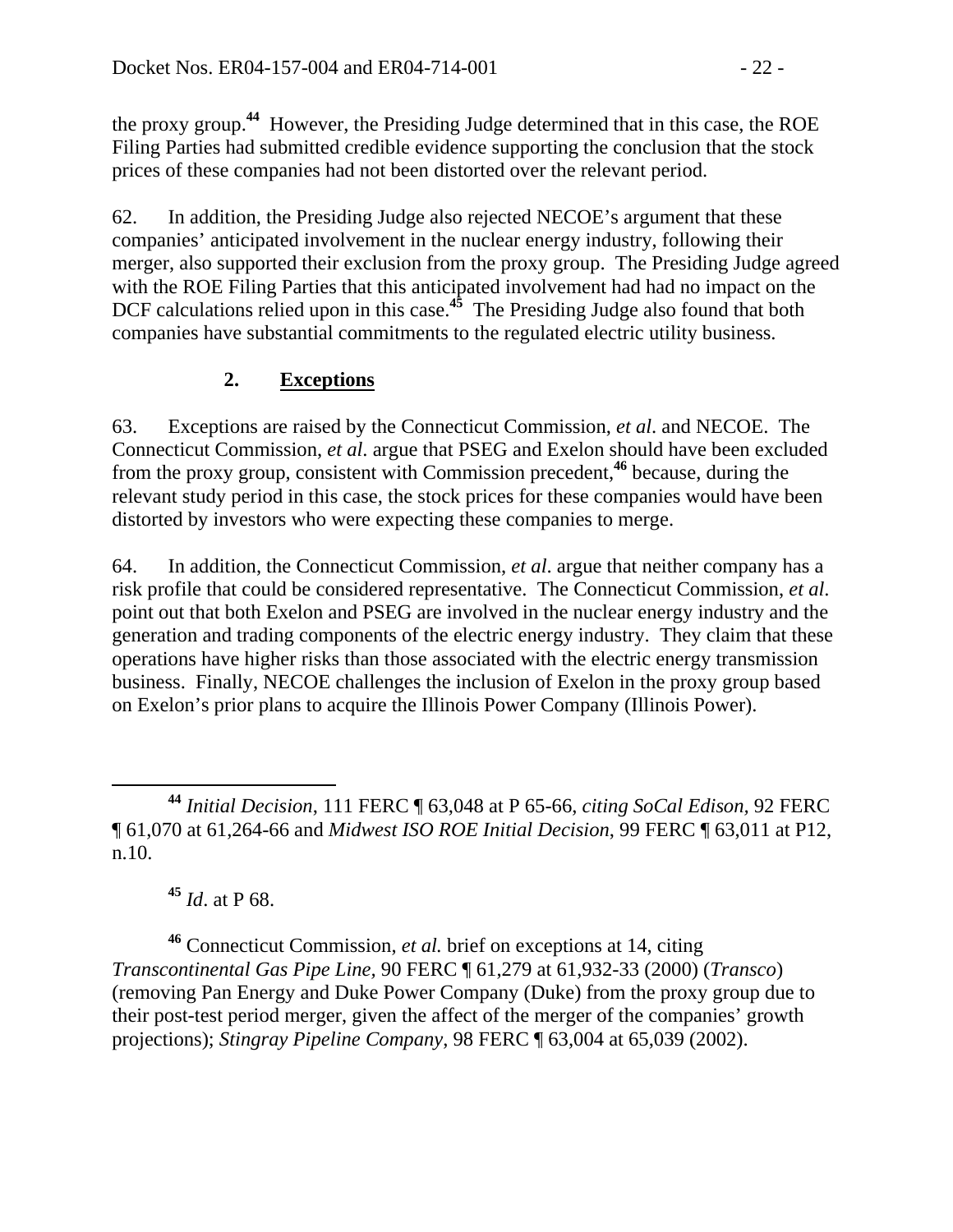the proxy group.[44] However, the Presiding Judge determined that in this case, the ROE Filing Parties had submitted credible evidence supporting the conclusion that the stock prices of these companies had not been distorted over the relevant period.

62. In addition, the Presiding Judge also rejected NECOE's argument that these companies' anticipated involvement in the nuclear energy industry, following their merger, also supported their exclusion from the proxy group. The Presiding Judge agreed with the ROE Filing Parties that this anticipated involvement had had no impact on the DCF calculations relied upon in this case.[45] The Presiding Judge also found that both companies have substantial commitments to the regulated electric utility business.

### 2. **Exceptions**

63. Exceptions are raised by the Connecticut Commission, *et al*. and NECOE. The Connecticut Commission, *et al*. argue that PSEG and Exelon should have been excluded from the proxy group, consistent with Commission precedent,[46] because, during the relevant study period in this case, the stock prices for these companies would have been distorted by investors who were expecting these companies to merge.

64. In addition, the Connecticut Commission, *et al*. argue that neither company has a risk profile that could be considered representative. The Connecticut Commission, *et al*. point out that both Exelon and PSEG are involved in the nuclear energy industry and the generation and trading components of the electric energy industry. They claim that these operations have higher risks than those associated with the electric energy transmission business. Finally, NECOE challenges the inclusion of Exelon in the proxy group based on Exelon's prior plans to acquire the Illinois Power Company (Illinois Power).

---

[44] *Initial Decision*, 111 FERC ¶ 63,048 at P 65-66, *citing SoCal Edison,* 92 FERC ¶ 61,070 at 61,264-66 and *Midwest ISO ROE Initial Decision*, 99 FERC ¶ 63,011 at P12, n.10.

[45] *Id*. at P 68.

[46] Connecticut Commission, *et al.* brief on exceptions at 14, citing *Transcontinental Gas Pipe Line*, 90 FERC ¶ 61,279 at 61,932-33 (2000) (*Transco*) (removing Pan Energy and Duke Power Company (Duke) from the proxy group due to their post-test period merger, given the affect of the merger of the companies' growth projections); *Stingray Pipeline Company*, 98 FERC ¶ 63,004 at 65,039 (2002).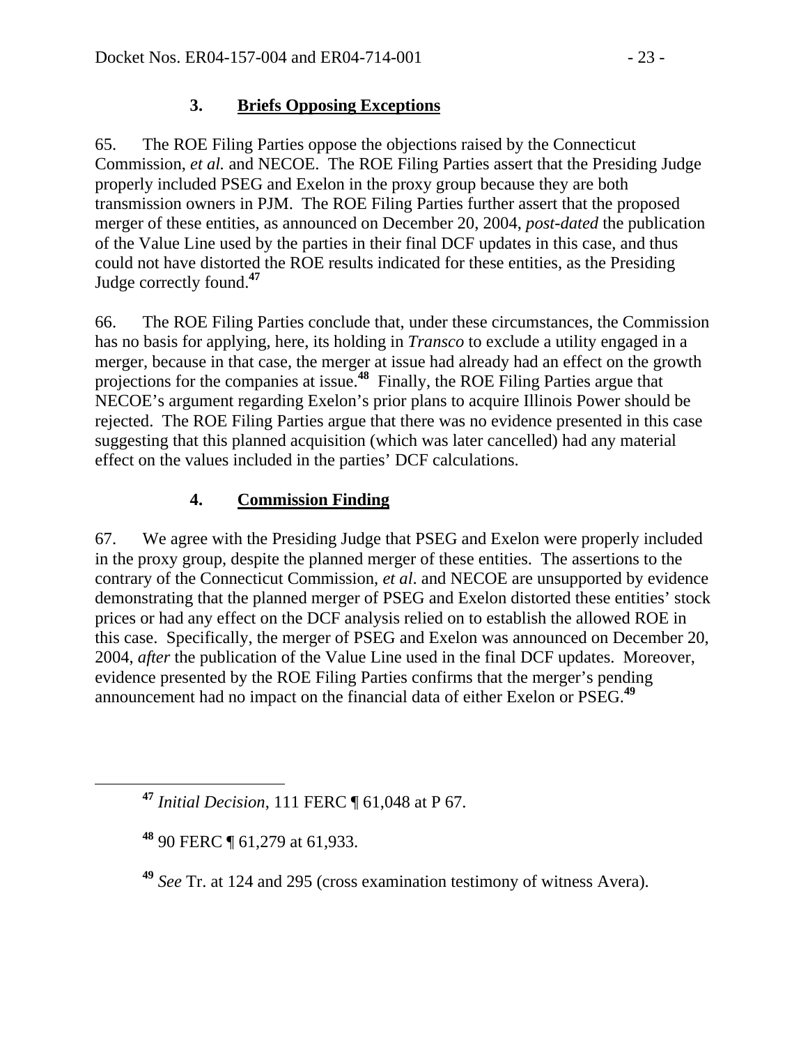### 3. **Briefs Opposing Exceptions**

65. The ROE Filing Parties oppose the objections raised by the Connecticut Commission, *et al.* and NECOE. The ROE Filing Parties assert that the Presiding Judge properly included PSEG and Exelon in the proxy group because they are both transmission owners in PJM. The ROE Filing Parties further assert that the proposed merger of these entities, as announced on December 20, 2004, *post-dated* the publication of the Value Line used by the parties in their final DCF updates in this case, and thus could not have distorted the ROE results indicated for these entities, as the Presiding Judge correctly found.[47]

66. The ROE Filing Parties conclude that, under these circumstances, the Commission has no basis for applying, here, its holding in *Transco* to exclude a utility engaged in a merger, because in that case, the merger at issue had already had an effect on the growth projections for the companies at issue.[48] Finally, the ROE Filing Parties argue that NECOE's argument regarding Exelon's prior plans to acquire Illinois Power should be rejected. The ROE Filing Parties argue that there was no evidence presented in this case suggesting that this planned acquisition (which was later cancelled) had any material effect on the values included in the parties' DCF calculations.

### 4. **Commission Finding**

67. We agree with the Presiding Judge that PSEG and Exelon were properly included in the proxy group, despite the planned merger of these entities. The assertions to the contrary of the Connecticut Commission, *et al*. and NECOE are unsupported by evidence demonstrating that the planned merger of PSEG and Exelon distorted these entities' stock prices or had any effect on the DCF analysis relied on to establish the allowed ROE in this case. Specifically, the merger of PSEG and Exelon was announced on December 20, 2004, *after* the publication of the Value Line used in the final DCF updates. Moreover, evidence presented by the ROE Filing Parties confirms that the merger's pending announcement had no impact on the financial data of either Exelon or PSEG.[49]

---

[47] *Initial Decision*, 111 FERC ¶ 61,048 at P 67.

[48] 90 FERC ¶ 61,279 at 61,933.

[49] *See* Tr. at 124 and 295 (cross examination testimony of witness Avera).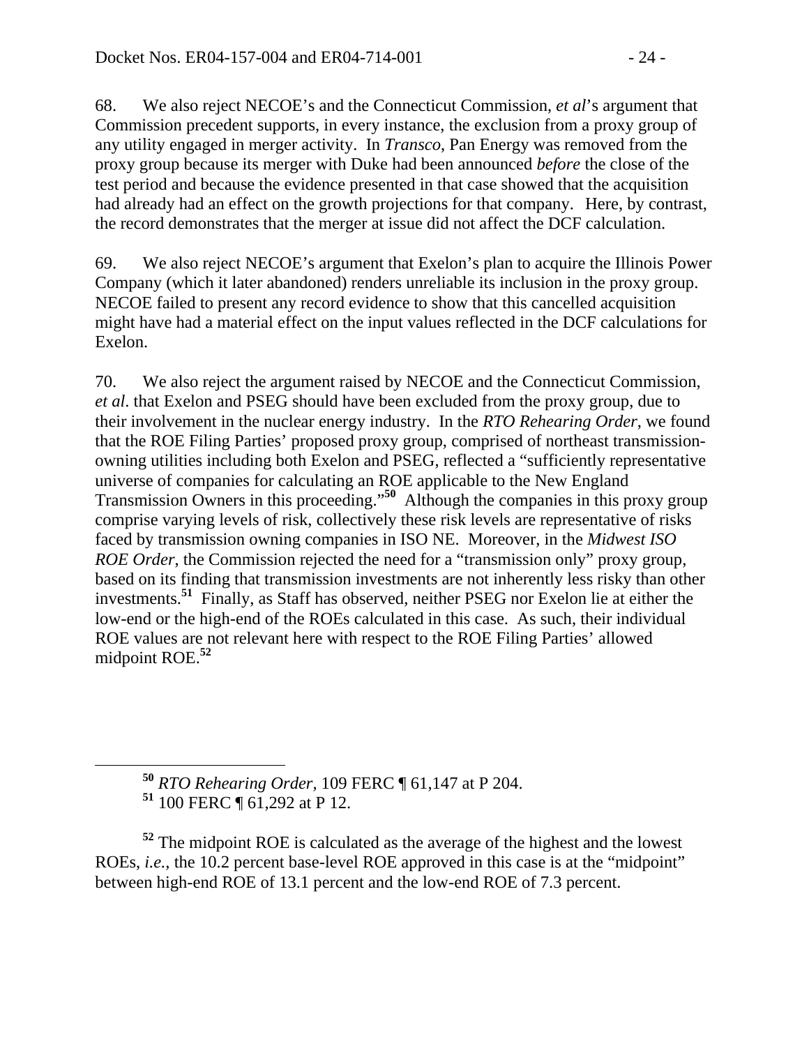68. We also reject NECOE's and the Connecticut Commission, *et al*'s argument that Commission precedent supports, in every instance, the exclusion from a proxy group of any utility engaged in merger activity. In *Transco*, Pan Energy was removed from the proxy group because its merger with Duke had been announced *before* the close of the test period and because the evidence presented in that case showed that the acquisition had already had an effect on the growth projections for that company. Here, by contrast, the record demonstrates that the merger at issue did not affect the DCF calculation.

69. We also reject NECOE's argument that Exelon's plan to acquire the Illinois Power Company (which it later abandoned) renders unreliable its inclusion in the proxy group. NECOE failed to present any record evidence to show that this cancelled acquisition might have had a material effect on the input values reflected in the DCF calculations for Exelon.

70. We also reject the argument raised by NECOE and the Connecticut Commission, *et al*. that Exelon and PSEG should have been excluded from the proxy group, due to their involvement in the nuclear energy industry. In the *RTO Rehearing Order*, we found that the ROE Filing Parties' proposed proxy group, comprised of northeast transmission-owning utilities including both Exelon and PSEG, reflected a "sufficiently representative universe of companies for calculating an ROE applicable to the New England Transmission Owners in this proceeding."[50] Although the companies in this proxy group comprise varying levels of risk, collectively these risk levels are representative of risks faced by transmission owning companies in ISO NE. Moreover, in the *Midwest ISO ROE Order*, the Commission rejected the need for a "transmission only" proxy group, based on its finding that transmission investments are not inherently less risky than other investments.[51] Finally, as Staff has observed, neither PSEG nor Exelon lie at either the low-end or the high-end of the ROEs calculated in this case. As such, their individual ROE values are not relevant here with respect to the ROE Filing Parties' allowed midpoint ROE.[52]

---

[50] *RTO Rehearing Order*, 109 FERC ¶ 61,147 at P 204.

[51] 100 FERC ¶ 61,292 at P 12.

[52] The midpoint ROE is calculated as the average of the highest and the lowest ROEs, *i.e.*, the 10.2 percent base-level ROE approved in this case is at the "midpoint" between high-end ROE of 13.1 percent and the low-end ROE of 7.3 percent.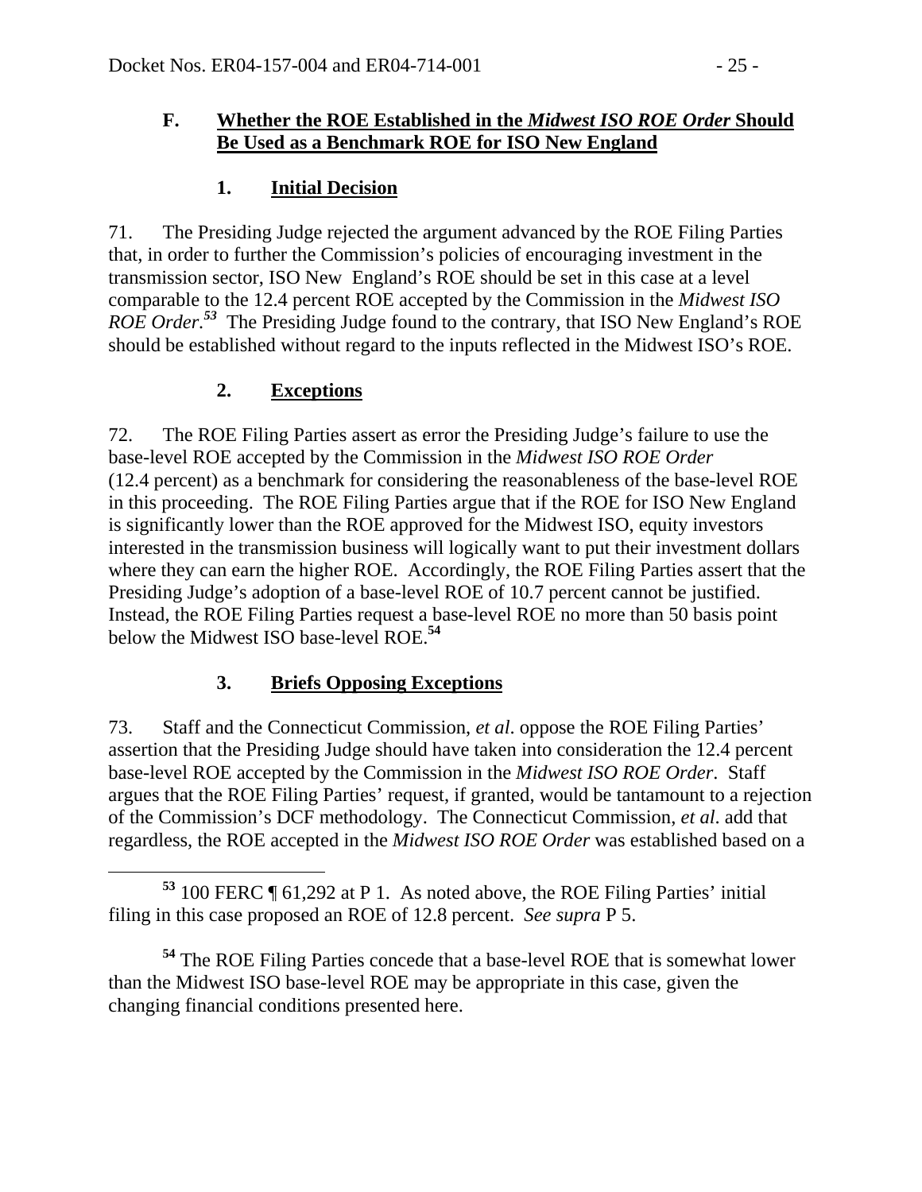### F. **Whether the ROE Established in the *Midwest ISO ROE Order* Should Be Used as a Benchmark ROE for ISO New England**

#### 1. **Initial Decision**

71. The Presiding Judge rejected the argument advanced by the ROE Filing Parties that, in order to further the Commission's policies of encouraging investment in the transmission sector, ISO New England's ROE should be set in this case at a level comparable to the 12.4 percent ROE accepted by the Commission in the *Midwest ISO ROE Order*.[53] The Presiding Judge found to the contrary, that ISO New England's ROE should be established without regard to the inputs reflected in the Midwest ISO's ROE.

#### 2. **Exceptions**

72. The ROE Filing Parties assert as error the Presiding Judge's failure to use the base-level ROE accepted by the Commission in the *Midwest ISO ROE Order* (12.4 percent) as a benchmark for considering the reasonableness of the base-level ROE in this proceeding. The ROE Filing Parties argue that if the ROE for ISO New England is significantly lower than the ROE approved for the Midwest ISO, equity investors interested in the transmission business will logically want to put their investment dollars where they can earn the higher ROE. Accordingly, the ROE Filing Parties assert that the Presiding Judge's adoption of a base-level ROE of 10.7 percent cannot be justified. Instead, the ROE Filing Parties request a base-level ROE no more than 50 basis point below the Midwest ISO base-level ROE.[54]

#### 3. **Briefs Opposing Exceptions**

73. Staff and the Connecticut Commission, *et al*. oppose the ROE Filing Parties' assertion that the Presiding Judge should have taken into consideration the 12.4 percent base-level ROE accepted by the Commission in the *Midwest ISO ROE Order*. Staff argues that the ROE Filing Parties' request, if granted, would be tantamount to a rejection of the Commission's DCF methodology. The Connecticut Commission, *et al*. add that regardless, the ROE accepted in the *Midwest ISO ROE Order* was established based on a

---

[53] 100 FERC ¶ 61,292 at P 1. As noted above, the ROE Filing Parties' initial filing in this case proposed an ROE of 12.8 percent. *See supra* P 5.

[54] The ROE Filing Parties concede that a base-level ROE that is somewhat lower than the Midwest ISO base-level ROE may be appropriate in this case, given the changing financial conditions presented here.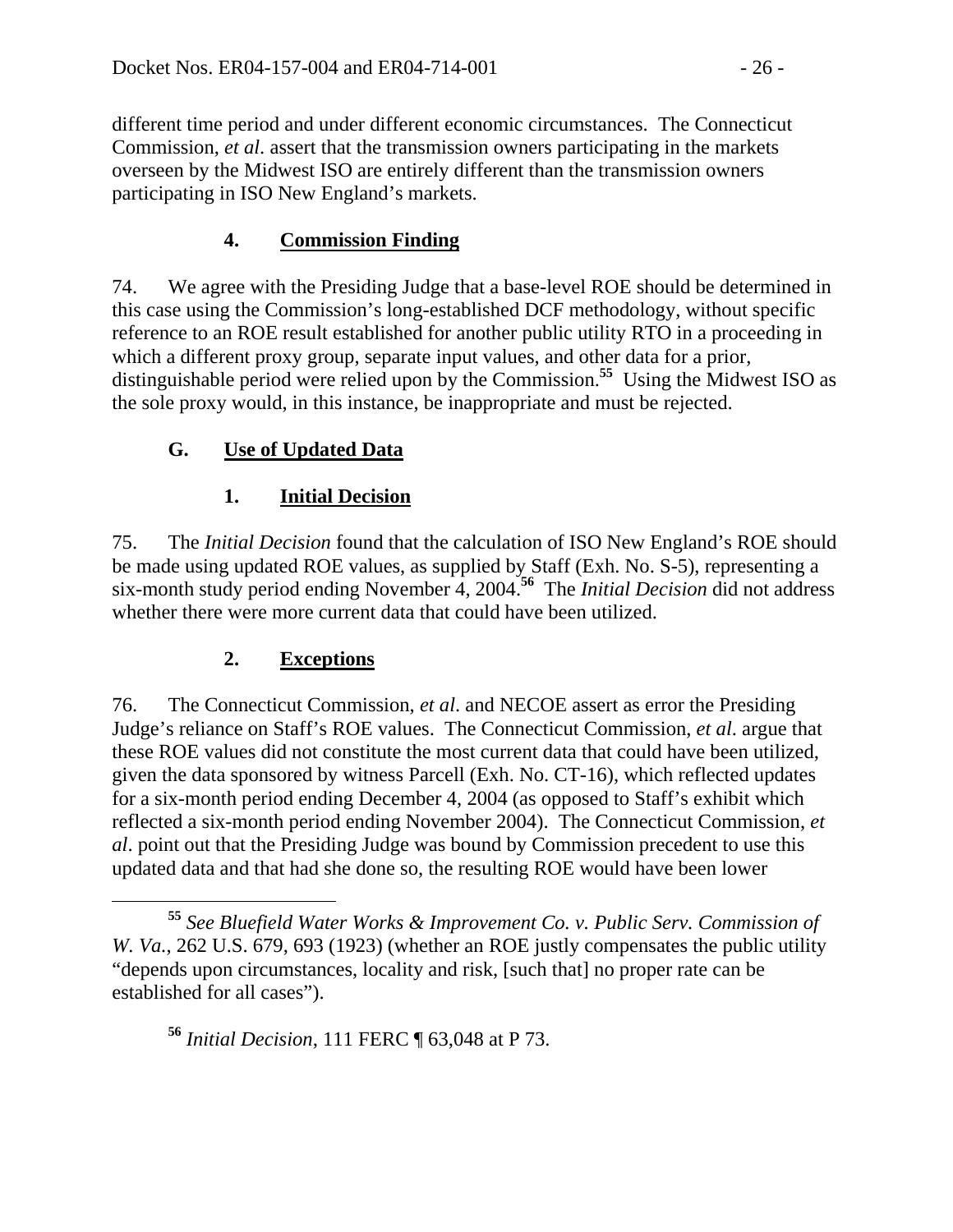different time period and under different economic circumstances. The Connecticut Commission, *et al*. assert that the transmission owners participating in the markets overseen by the Midwest ISO are entirely different than the transmission owners participating in ISO New England's markets.

### 4. Commission Finding

74. We agree with the Presiding Judge that a base-level ROE should be determined in this case using the Commission's long-established DCF methodology, without specific reference to an ROE result established for another public utility RTO in a proceeding in which a different proxy group, separate input values, and other data for a prior, distinguishable period were relied upon by the Commission.[55] Using the Midwest ISO as the sole proxy would, in this instance, be inappropriate and must be rejected.

## G. Use of Updated Data

### 1. Initial Decision

75. The *Initial Decision* found that the calculation of ISO New England's ROE should be made using updated ROE values, as supplied by Staff (Exh. No. S-5), representing a six-month study period ending November 4, 2004.[56] The *Initial Decision* did not address whether there were more current data that could have been utilized.

### 2. Exceptions

76. The Connecticut Commission, *et al*. and NECOE assert as error the Presiding Judge's reliance on Staff's ROE values. The Connecticut Commission, *et al*. argue that these ROE values did not constitute the most current data that could have been utilized, given the data sponsored by witness Parcell (Exh. No. CT-16), which reflected updates for a six-month period ending December 4, 2004 (as opposed to Staff's exhibit which reflected a six-month period ending November 2004). The Connecticut Commission, *et al*. point out that the Presiding Judge was bound by Commission precedent to use this updated data and that had she done so, the resulting ROE would have been lower

---

[55] *See Bluefield Water Works & Improvement Co. v. Public Serv. Commission of W. Va.*, 262 U.S. 679, 693 (1923) (whether an ROE justly compensates the public utility "depends upon circumstances, locality and risk, [such that] no proper rate can be established for all cases").

[56] *Initial Decision*, 111 FERC ¶ 63,048 at P 73.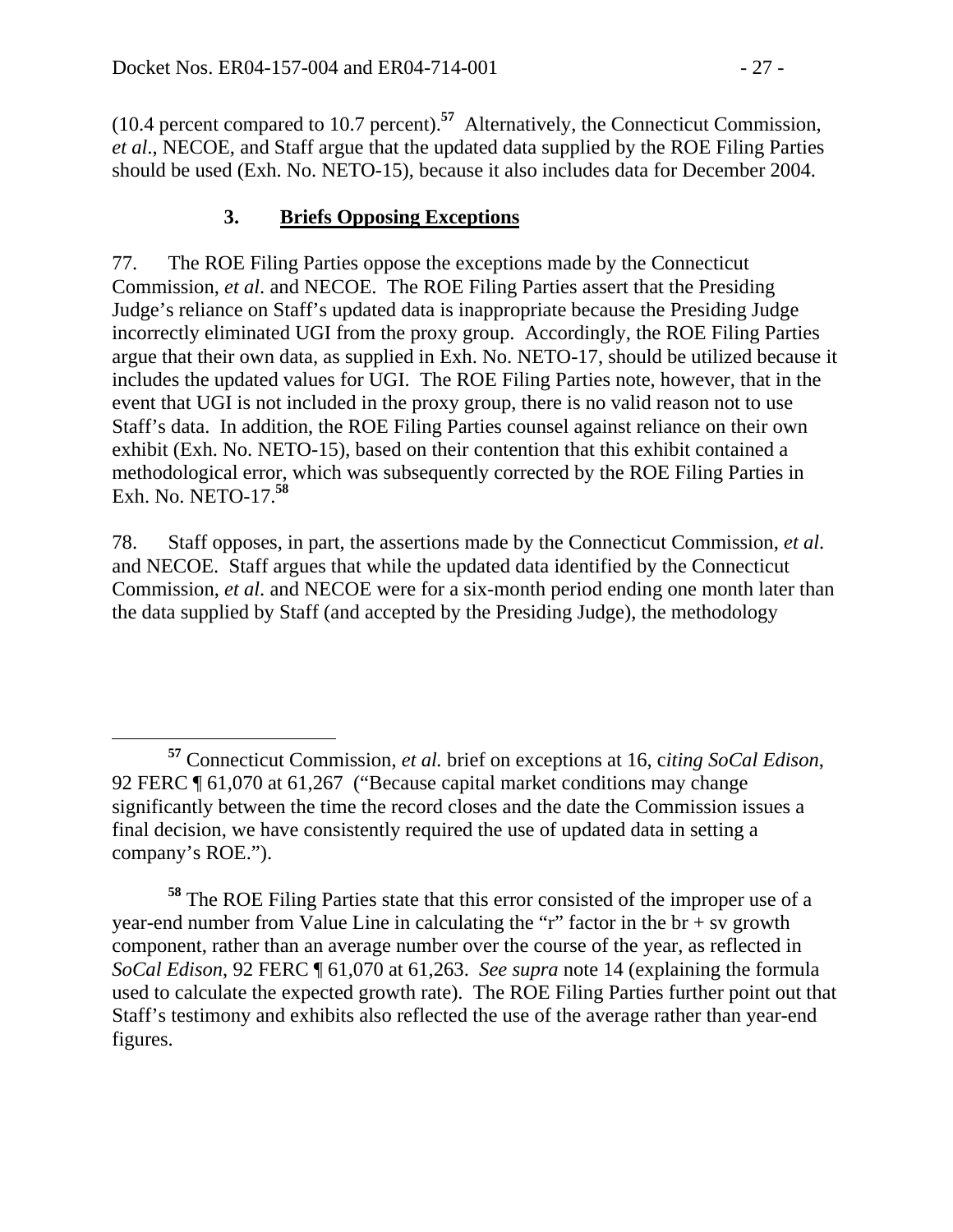(10.4 percent compared to 10.7 percent).[57] Alternatively, the Connecticut Commission, *et al*., NECOE, and Staff argue that the updated data supplied by the ROE Filing Parties should be used (Exh. No. NETO-15), because it also includes data for December 2004.

### 3. **Briefs Opposing Exceptions**

77. The ROE Filing Parties oppose the exceptions made by the Connecticut Commission, *et al*. and NECOE. The ROE Filing Parties assert that the Presiding Judge's reliance on Staff's updated data is inappropriate because the Presiding Judge incorrectly eliminated UGI from the proxy group. Accordingly, the ROE Filing Parties argue that their own data, as supplied in Exh. No. NETO-17, should be utilized because it includes the updated values for UGI. The ROE Filing Parties note, however, that in the event that UGI is not included in the proxy group, there is no valid reason not to use Staff's data. In addition, the ROE Filing Parties counsel against reliance on their own exhibit (Exh. No. NETO-15), based on their contention that this exhibit contained a methodological error, which was subsequently corrected by the ROE Filing Parties in Exh. No. NETO-17.[58]

78. Staff opposes, in part, the assertions made by the Connecticut Commission, *et al*. and NECOE. Staff argues that while the updated data identified by the Connecticut Commission, *et al*. and NECOE were for a six-month period ending one month later than the data supplied by Staff (and accepted by the Presiding Judge), the methodology

---

[57] Connecticut Commission, *et al.* brief on exceptions at 16, c*iting SoCal Edison*, 92 FERC ¶ 61,070 at 61,267 ("Because capital market conditions may change significantly between the time the record closes and the date the Commission issues a final decision, we have consistently required the use of updated data in setting a company's ROE.").

[58] The ROE Filing Parties state that this error consisted of the improper use of a year-end number from Value Line in calculating the "r" factor in the br + sv growth component, rather than an average number over the course of the year, as reflected in *SoCal Edison*, 92 FERC ¶ 61,070 at 61,263. *See supra* note 14 (explaining the formula used to calculate the expected growth rate). The ROE Filing Parties further point out that Staff's testimony and exhibits also reflected the use of the average rather than year-end figures.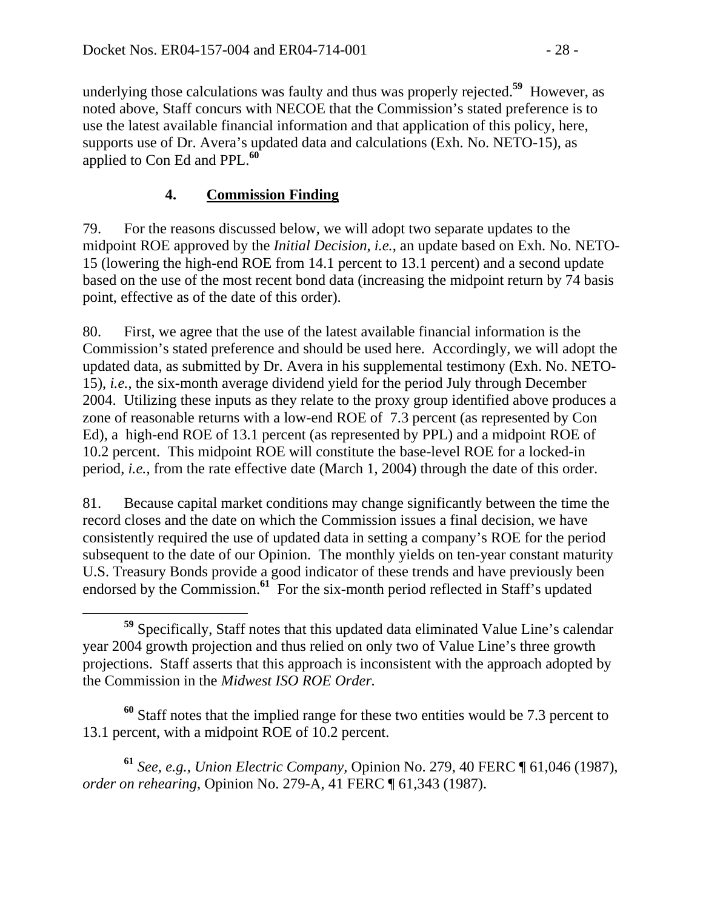underlying those calculations was faulty and thus was properly rejected.[59] However, as noted above, Staff concurs with NECOE that the Commission's stated preference is to use the latest available financial information and that application of this policy, here, supports use of Dr. Avera's updated data and calculations (Exh. No. NETO-15), as applied to Con Ed and PPL.[60]

### 4. **Commission Finding**

79. For the reasons discussed below, we will adopt two separate updates to the midpoint ROE approved by the *Initial Decision*, *i.e.*, an update based on Exh. No. NETO-15 (lowering the high-end ROE from 14.1 percent to 13.1 percent) and a second update based on the use of the most recent bond data (increasing the midpoint return by 74 basis point, effective as of the date of this order).

80. First, we agree that the use of the latest available financial information is the Commission's stated preference and should be used here. Accordingly, we will adopt the updated data, as submitted by Dr. Avera in his supplemental testimony (Exh. No. NETO-15), *i.e.*, the six-month average dividend yield for the period July through December 2004. Utilizing these inputs as they relate to the proxy group identified above produces a zone of reasonable returns with a low-end ROE of 7.3 percent (as represented by Con Ed), a high-end ROE of 13.1 percent (as represented by PPL) and a midpoint ROE of 10.2 percent. This midpoint ROE will constitute the base-level ROE for a locked-in period, *i.e.*, from the rate effective date (March 1, 2004) through the date of this order.

81. Because capital market conditions may change significantly between the time the record closes and the date on which the Commission issues a final decision, we have consistently required the use of updated data in setting a company's ROE for the period subsequent to the date of our Opinion. The monthly yields on ten-year constant maturity U.S. Treasury Bonds provide a good indicator of these trends and have previously been endorsed by the Commission.[61] For the six-month period reflected in Staff's updated

---

[59] Specifically, Staff notes that this updated data eliminated Value Line's calendar year 2004 growth projection and thus relied on only two of Value Line's three growth projections. Staff asserts that this approach is inconsistent with the approach adopted by the Commission in the *Midwest ISO ROE Order.*

[60] Staff notes that the implied range for these two entities would be 7.3 percent to 13.1 percent, with a midpoint ROE of 10.2 percent.

[61] *See*, *e.g.*, *Union Electric Company*, Opinion No. 279, 40 FERC ¶ 61,046 (1987), *order on rehearing*, Opinion No. 279-A, 41 FERC ¶ 61,343 (1987).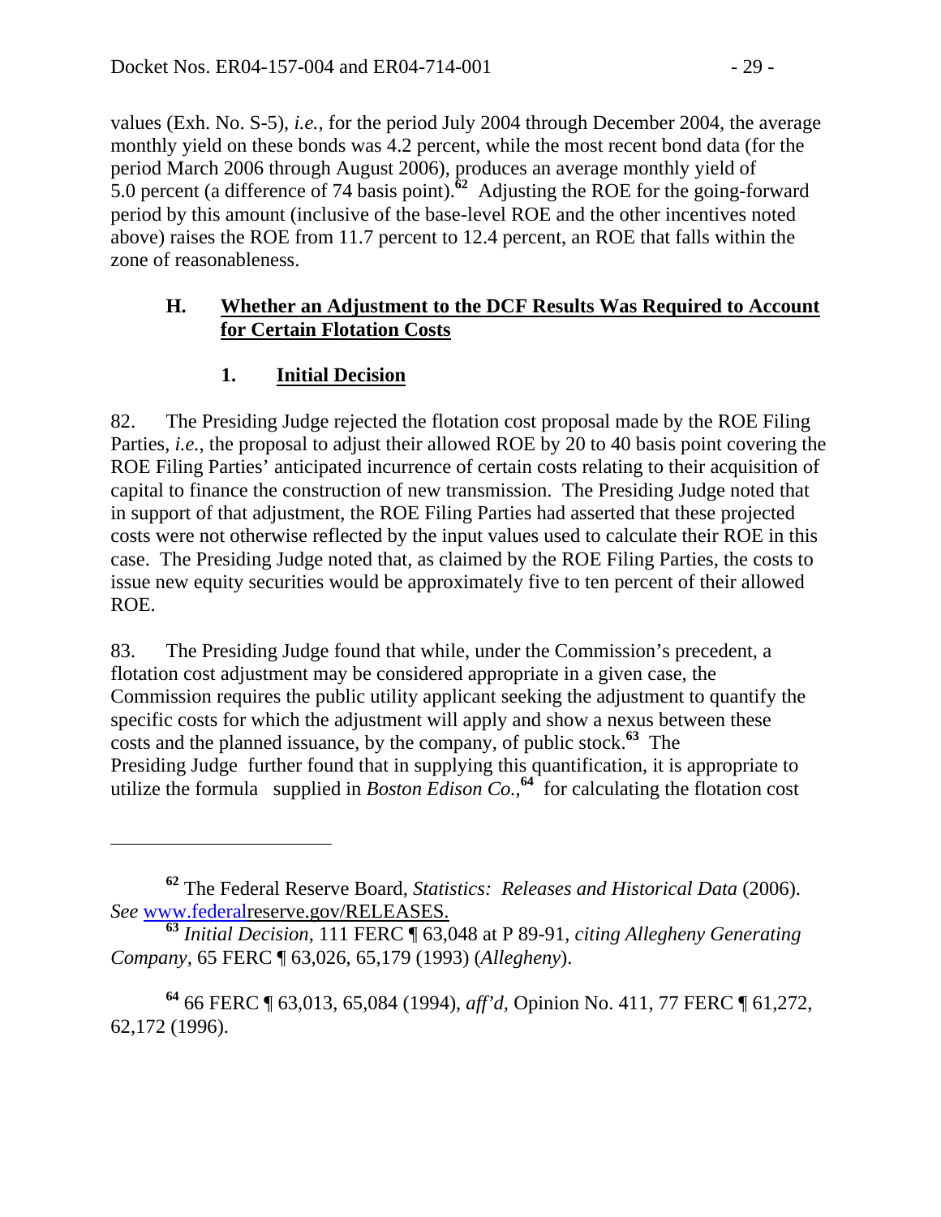values (Exh. No. S-5), *i.e.*, for the period July 2004 through December 2004, the average monthly yield on these bonds was 4.2 percent, while the most recent bond data (for the period March 2006 through August 2006), produces an average monthly yield of 5.0 percent (a difference of 74 basis point).[62] Adjusting the ROE for the going-forward period by this amount (inclusive of the base-level ROE and the other incentives noted above) raises the ROE from 11.7 percent to 12.4 percent, an ROE that falls within the zone of reasonableness.

## H. Whether an Adjustment to the DCF Results Was Required to Account for Certain Flotation Costs

### 1. Initial Decision

82. The Presiding Judge rejected the flotation cost proposal made by the ROE Filing Parties, *i.e.*, the proposal to adjust their allowed ROE by 20 to 40 basis point covering the ROE Filing Parties' anticipated incurrence of certain costs relating to their acquisition of capital to finance the construction of new transmission. The Presiding Judge noted that in support of that adjustment, the ROE Filing Parties had asserted that these projected costs were not otherwise reflected by the input values used to calculate their ROE in this case. The Presiding Judge noted that, as claimed by the ROE Filing Parties, the costs to issue new equity securities would be approximately five to ten percent of their allowed ROE.

83. The Presiding Judge found that while, under the Commission's precedent, a flotation cost adjustment may be considered appropriate in a given case, the Commission requires the public utility applicant seeking the adjustment to quantify the specific costs for which the adjustment will apply and show a nexus between these costs and the planned issuance, by the company, of public stock.[63] The Presiding Judge further found that in supplying this quantification, it is appropriate to utilize the formula supplied in *Boston Edison Co.*,[64] for calculating the flotation cost

---

[62] The Federal Reserve Board, *Statistics: Releases and Historical Data* (2006). *See* www.federalreserve.gov/RELEASES.

[63] *Initial Decision*, 111 FERC ¶ 63,048 at P 89-91, *citing Allegheny Generating Company*, 65 FERC ¶ 63,026, 65,179 (1993) (*Allegheny*).

[64] 66 FERC ¶ 63,013, 65,084 (1994), *aff'd*, Opinion No. 411, 77 FERC ¶ 61,272, 62,172 (1996).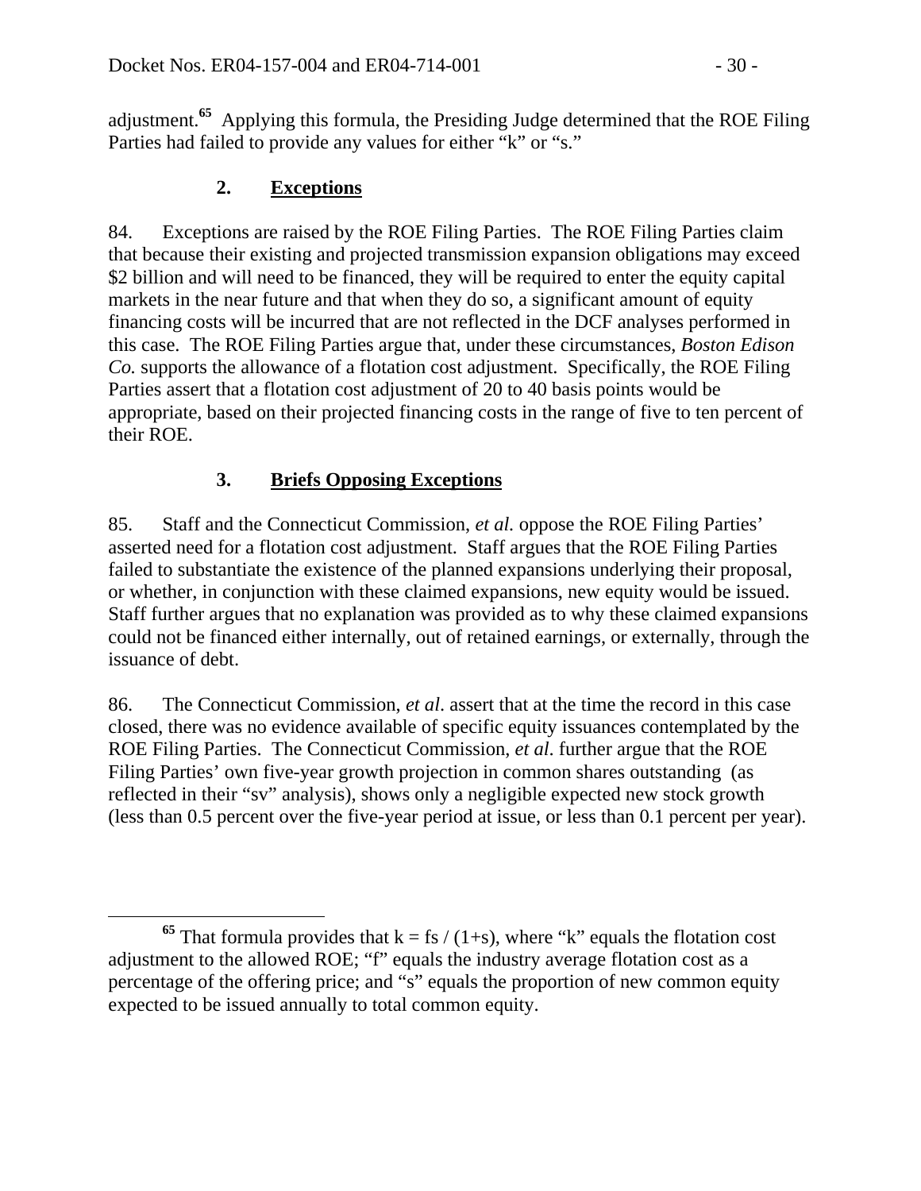adjustment.[65] Applying this formula, the Presiding Judge determined that the ROE Filing Parties had failed to provide any values for either "k" or "s."

### 2. Exceptions

84. Exceptions are raised by the ROE Filing Parties. The ROE Filing Parties claim that because their existing and projected transmission expansion obligations may exceed $2 billion and will need to be financed, they will be required to enter the equity capital markets in the near future and that when they do so, a significant amount of equity financing costs will be incurred that are not reflected in the DCF analyses performed in this case. The ROE Filing Parties argue that, under these circumstances, *Boston Edison Co.* supports the allowance of a flotation cost adjustment. Specifically, the ROE Filing Parties assert that a flotation cost adjustment of 20 to 40 basis points would be appropriate, based on their projected financing costs in the range of five to ten percent of their ROE.

### 3. Briefs Opposing Exceptions

85. Staff and the Connecticut Commission, *et al.* oppose the ROE Filing Parties' asserted need for a flotation cost adjustment. Staff argues that the ROE Filing Parties failed to substantiate the existence of the planned expansions underlying their proposal, or whether, in conjunction with these claimed expansions, new equity would be issued. Staff further argues that no explanation was provided as to why these claimed expansions could not be financed either internally, out of retained earnings, or externally, through the issuance of debt.

86. The Connecticut Commission, *et al*. assert that at the time the record in this case closed, there was no evidence available of specific equity issuances contemplated by the ROE Filing Parties. The Connecticut Commission, *et al*. further argue that the ROE Filing Parties' own five-year growth projection in common shares outstanding (as reflected in their "sv" analysis), shows only a negligible expected new stock growth (less than 0.5 percent over the five-year period at issue, or less than 0.1 percent per year).

---

[65] That formula provides that $k = fs / (1+s)$, where "k" equals the flotation cost adjustment to the allowed ROE; "f" equals the industry average flotation cost as a percentage of the offering price; and "s" equals the proportion of new common equity expected to be issued annually to total common equity.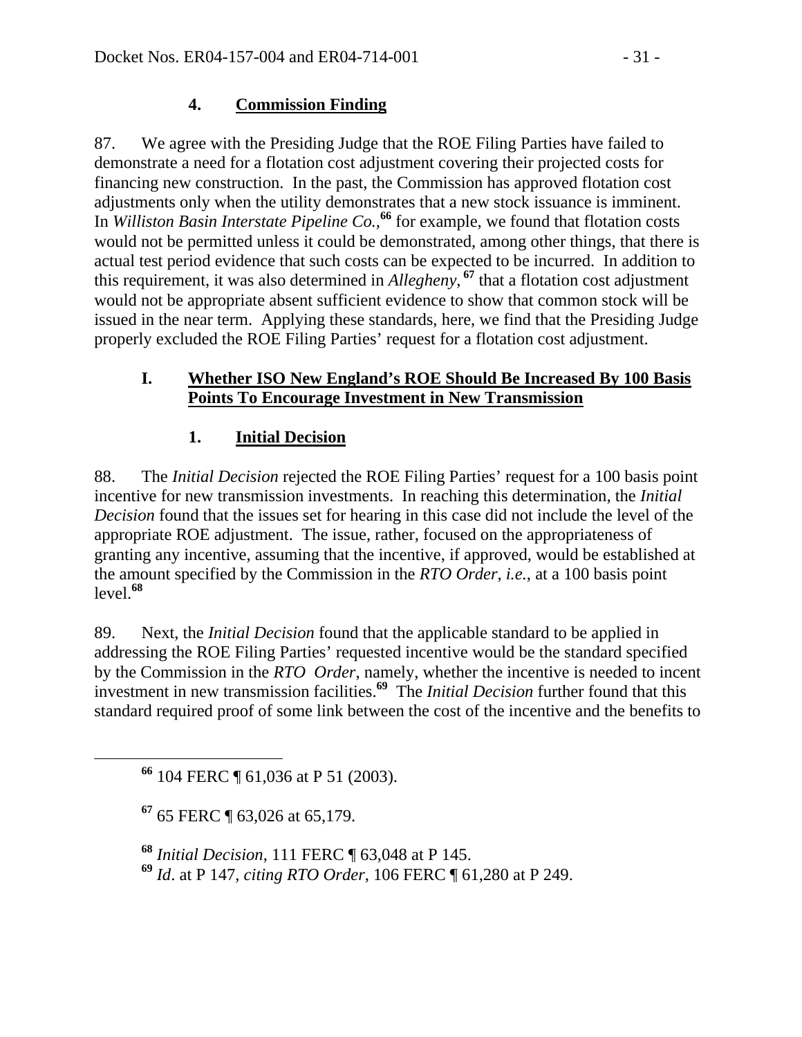### 4. Commission Finding

87. We agree with the Presiding Judge that the ROE Filing Parties have failed to demonstrate a need for a flotation cost adjustment covering their projected costs for financing new construction. In the past, the Commission has approved flotation cost adjustments only when the utility demonstrates that a new stock issuance is imminent. In *Williston Basin Interstate Pipeline Co.,*[66] for example, we found that flotation costs would not be permitted unless it could be demonstrated, among other things, that there is actual test period evidence that such costs can be expected to be incurred. In addition to this requirement, it was also determined in *Allegheny,*[67] that a flotation cost adjustment would not be appropriate absent sufficient evidence to show that common stock will be issued in the near term. Applying these standards, here, we find that the Presiding Judge properly excluded the ROE Filing Parties' request for a flotation cost adjustment.

## I. Whether ISO New England's ROE Should Be Increased By 100 Basis Points To Encourage Investment in New Transmission

### 1. Initial Decision

88. The *Initial Decision* rejected the ROE Filing Parties' request for a 100 basis point incentive for new transmission investments. In reaching this determination, the *Initial Decision* found that the issues set for hearing in this case did not include the level of the appropriate ROE adjustment. The issue, rather, focused on the appropriateness of granting any incentive, assuming that the incentive, if approved, would be established at the amount specified by the Commission in the *RTO Order*, *i.e.*, at a 100 basis point level.[68]

89. Next, the *Initial Decision* found that the applicable standard to be applied in addressing the ROE Filing Parties' requested incentive would be the standard specified by the Commission in the *RTO Order*, namely, whether the incentive is needed to incent investment in new transmission facilities.[69] The *Initial Decision* further found that this standard required proof of some link between the cost of the incentive and the benefits to

---

[66] 104 FERC ¶ 61,036 at P 51 (2003).

[67] 65 FERC ¶ 63,026 at 65,179.

[68] *Initial Decision*, 111 FERC ¶ 63,048 at P 145.

[69] *Id*. at P 147, *citing RTO Order*, 106 FERC ¶ 61,280 at P 249.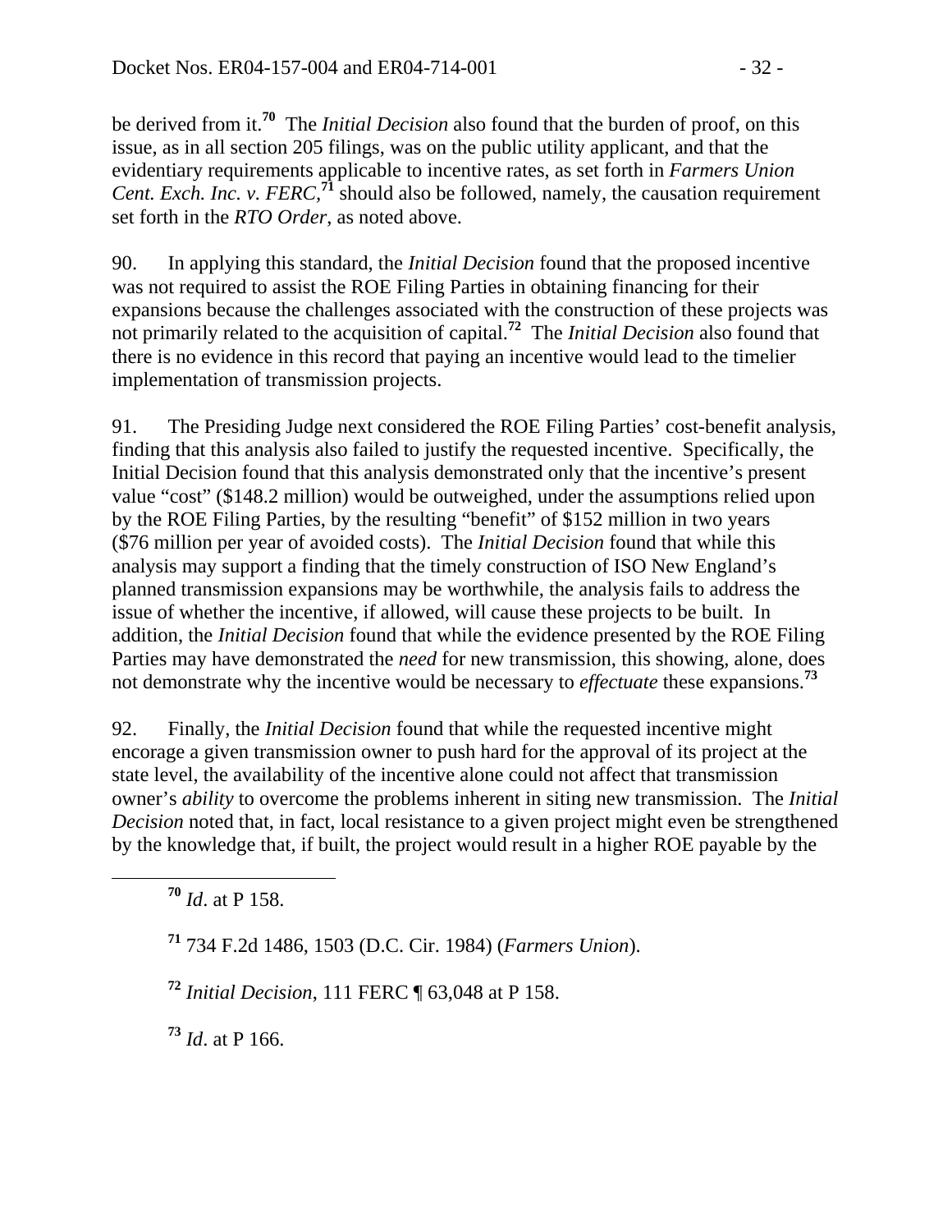be derived from it.[70] The *Initial Decision* also found that the burden of proof, on this issue, as in all section 205 filings, was on the public utility applicant, and that the evidentiary requirements applicable to incentive rates, as set forth in *Farmers Union Cent. Exch. Inc. v. FERC,*[71] should also be followed, namely, the causation requirement set forth in the *RTO Order*, as noted above.

90. In applying this standard, the *Initial Decision* found that the proposed incentive was not required to assist the ROE Filing Parties in obtaining financing for their expansions because the challenges associated with the construction of these projects was not primarily related to the acquisition of capital.[72] The *Initial Decision* also found that there is no evidence in this record that paying an incentive would lead to the timelier implementation of transmission projects.

91. The Presiding Judge next considered the ROE Filing Parties' cost-benefit analysis, finding that this analysis also failed to justify the requested incentive. Specifically, the Initial Decision found that this analysis demonstrated only that the incentive's present value "cost" ($148.2 million) would be outweighed, under the assumptions relied upon by the ROE Filing Parties, by the resulting "benefit" of $152 million in two years ($76 million per year of avoided costs). The *Initial Decision* found that while this analysis may support a finding that the timely construction of ISO New England's planned transmission expansions may be worthwhile, the analysis fails to address the issue of whether the incentive, if allowed, will cause these projects to be built. In addition, the *Initial Decision* found that while the evidence presented by the ROE Filing Parties may have demonstrated the *need* for new transmission, this showing, alone, does not demonstrate why the incentive would be necessary to *effectuate* these expansions.[73]

92. Finally, the *Initial Decision* found that while the requested incentive might encorage a given transmission owner to push hard for the approval of its project at the state level, the availability of the incentive alone could not affect that transmission owner's *ability* to overcome the problems inherent in siting new transmission. The *Initial Decision* noted that, in fact, local resistance to a given project might even be strengthened by the knowledge that, if built, the project would result in a higher ROE payable by the

---

[70] *Id*. at P 158.

[71] 734 F.2d 1486, 1503 (D.C. Cir. 1984) (*Farmers Union*).

[72] *Initial Decision*, 111 FERC ¶ 63,048 at P 158.

[73] *Id*. at P 166.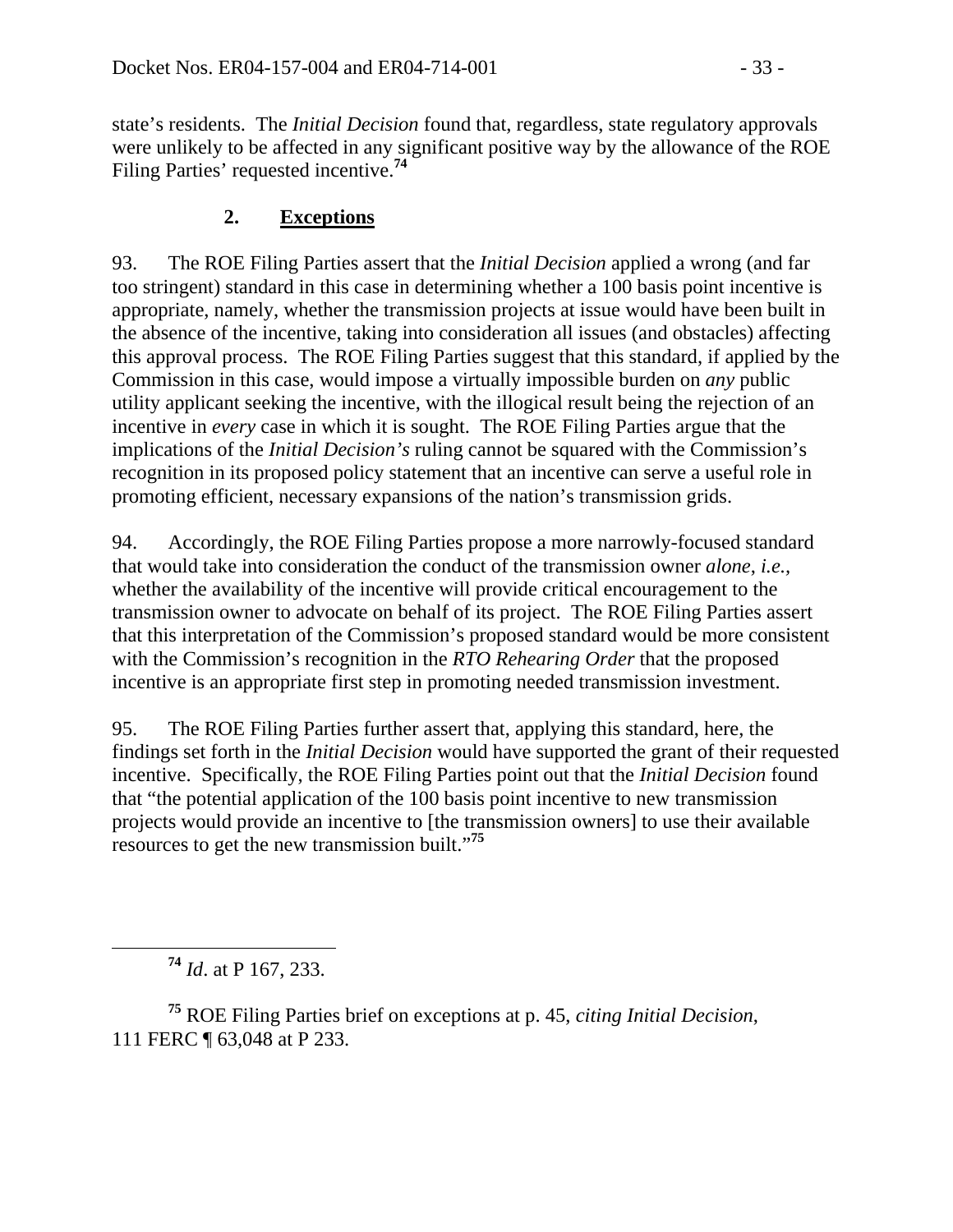state's residents. The *Initial Decision* found that, regardless, state regulatory approvals were unlikely to be affected in any significant positive way by the allowance of the ROE Filing Parties' requested incentive.[74]

### 2. **Exceptions**

93. The ROE Filing Parties assert that the *Initial Decision* applied a wrong (and far too stringent) standard in this case in determining whether a 100 basis point incentive is appropriate, namely, whether the transmission projects at issue would have been built in the absence of the incentive, taking into consideration all issues (and obstacles) affecting this approval process. The ROE Filing Parties suggest that this standard, if applied by the Commission in this case, would impose a virtually impossible burden on *any* public utility applicant seeking the incentive, with the illogical result being the rejection of an incentive in *every* case in which it is sought. The ROE Filing Parties argue that the implications of the *Initial Decision's* ruling cannot be squared with the Commission's recognition in its proposed policy statement that an incentive can serve a useful role in promoting efficient, necessary expansions of the nation's transmission grids.

94. Accordingly, the ROE Filing Parties propose a more narrowly-focused standard that would take into consideration the conduct of the transmission owner *alone*, *i.e.,* whether the availability of the incentive will provide critical encouragement to the transmission owner to advocate on behalf of its project. The ROE Filing Parties assert that this interpretation of the Commission's proposed standard would be more consistent with the Commission's recognition in the *RTO Rehearing Order* that the proposed incentive is an appropriate first step in promoting needed transmission investment.

95. The ROE Filing Parties further assert that, applying this standard, here, the findings set forth in the *Initial Decision* would have supported the grant of their requested incentive. Specifically, the ROE Filing Parties point out that the *Initial Decision* found that "the potential application of the 100 basis point incentive to new transmission projects would provide an incentive to [the transmission owners] to use their available resources to get the new transmission built."[75]

---

[74] *Id*. at P 167, 233.

[75] ROE Filing Parties brief on exceptions at p. 45, *citing Initial Decision*, 111 FERC ¶ 63,048 at P 233.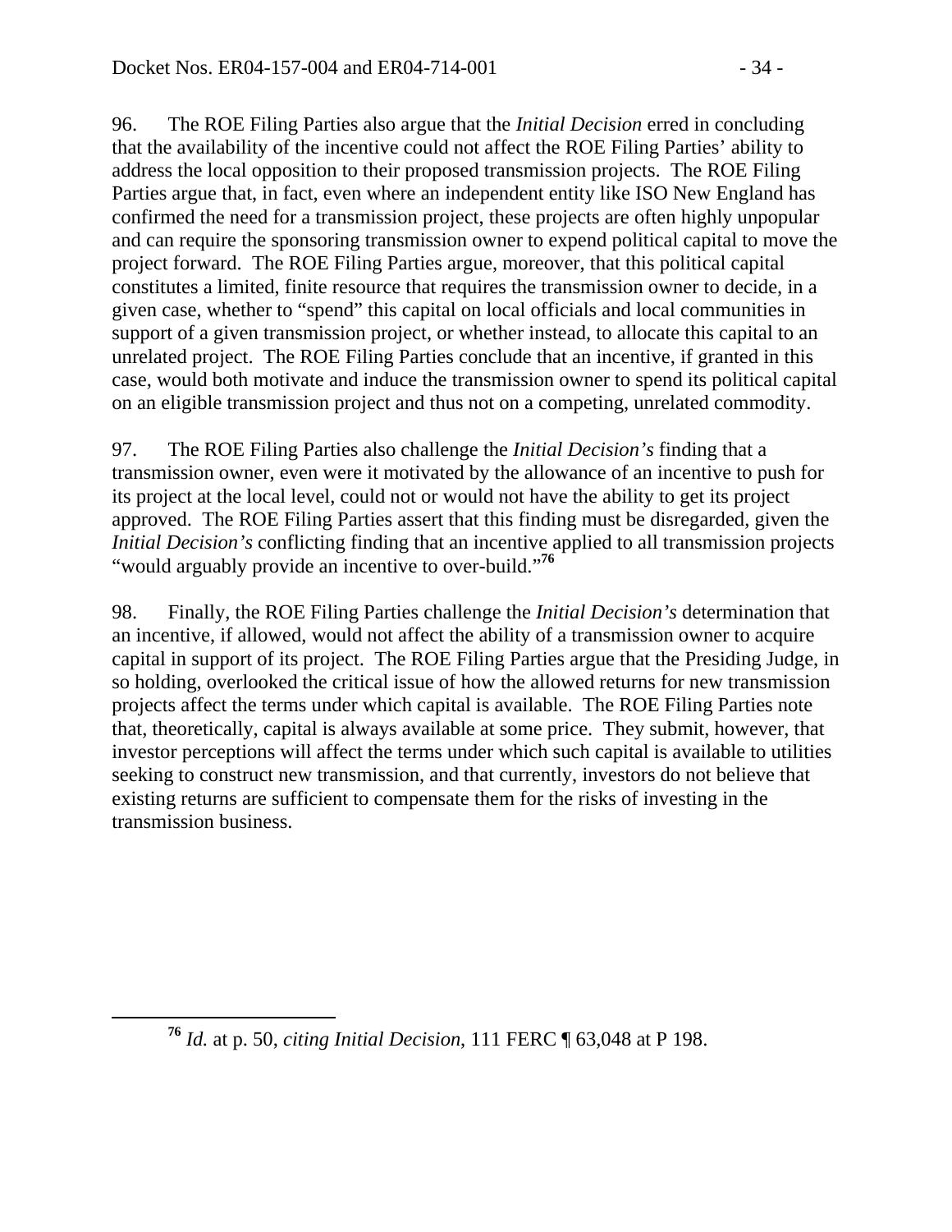96. The ROE Filing Parties also argue that the *Initial Decision* erred in concluding that the availability of the incentive could not affect the ROE Filing Parties' ability to address the local opposition to their proposed transmission projects. The ROE Filing Parties argue that, in fact, even where an independent entity like ISO New England has confirmed the need for a transmission project, these projects are often highly unpopular and can require the sponsoring transmission owner to expend political capital to move the project forward. The ROE Filing Parties argue, moreover, that this political capital constitutes a limited, finite resource that requires the transmission owner to decide, in a given case, whether to "spend" this capital on local officials and local communities in support of a given transmission project, or whether instead, to allocate this capital to an unrelated project. The ROE Filing Parties conclude that an incentive, if granted in this case, would both motivate and induce the transmission owner to spend its political capital on an eligible transmission project and thus not on a competing, unrelated commodity.

97. The ROE Filing Parties also challenge the *Initial Decision's* finding that a transmission owner, even were it motivated by the allowance of an incentive to push for its project at the local level, could not or would not have the ability to get its project approved. The ROE Filing Parties assert that this finding must be disregarded, given the *Initial Decision's* conflicting finding that an incentive applied to all transmission projects "would arguably provide an incentive to over-build."[76]

98. Finally, the ROE Filing Parties challenge the *Initial Decision's* determination that an incentive, if allowed, would not affect the ability of a transmission owner to acquire capital in support of its project. The ROE Filing Parties argue that the Presiding Judge, in so holding, overlooked the critical issue of how the allowed returns for new transmission projects affect the terms under which capital is available. The ROE Filing Parties note that, theoretically, capital is always available at some price. They submit, however, that investor perceptions will affect the terms under which such capital is available to utilities seeking to construct new transmission, and that currently, investors do not believe that existing returns are sufficient to compensate them for the risks of investing in the transmission business.

---

[76] *Id.* at p. 50, *citing Initial Decision*, 111 FERC ¶ 63,048 at P 198.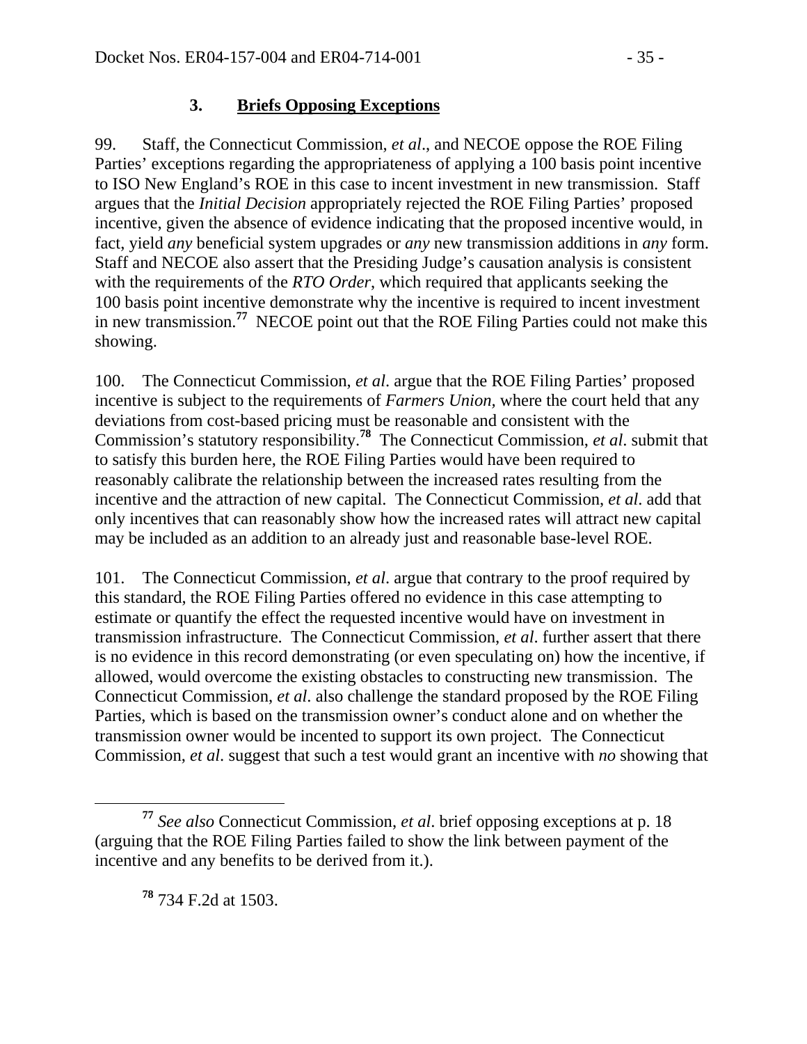### 3. **Briefs Opposing Exceptions**

99. Staff, the Connecticut Commission, *et al*., and NECOE oppose the ROE Filing Parties' exceptions regarding the appropriateness of applying a 100 basis point incentive to ISO New England's ROE in this case to incent investment in new transmission. Staff argues that the *Initial Decision* appropriately rejected the ROE Filing Parties' proposed incentive, given the absence of evidence indicating that the proposed incentive would, in fact, yield *any* beneficial system upgrades or *any* new transmission additions in *any* form. Staff and NECOE also assert that the Presiding Judge's causation analysis is consistent with the requirements of the *RTO Order*, which required that applicants seeking the 100 basis point incentive demonstrate why the incentive is required to incent investment in new transmission.[77] NECOE point out that the ROE Filing Parties could not make this showing.

100. The Connecticut Commission, *et al*. argue that the ROE Filing Parties' proposed incentive is subject to the requirements of *Farmers Union*, where the court held that any deviations from cost-based pricing must be reasonable and consistent with the Commission's statutory responsibility.[78] The Connecticut Commission, *et al*. submit that to satisfy this burden here, the ROE Filing Parties would have been required to reasonably calibrate the relationship between the increased rates resulting from the incentive and the attraction of new capital. The Connecticut Commission, *et al*. add that only incentives that can reasonably show how the increased rates will attract new capital may be included as an addition to an already just and reasonable base-level ROE.

101. The Connecticut Commission, *et al*. argue that contrary to the proof required by this standard, the ROE Filing Parties offered no evidence in this case attempting to estimate or quantify the effect the requested incentive would have on investment in transmission infrastructure. The Connecticut Commission, *et al*. further assert that there is no evidence in this record demonstrating (or even speculating on) how the incentive, if allowed, would overcome the existing obstacles to constructing new transmission. The Connecticut Commission, *et al*. also challenge the standard proposed by the ROE Filing Parties, which is based on the transmission owner's conduct alone and on whether the transmission owner would be incented to support its own project. The Connecticut Commission, *et al*. suggest that such a test would grant an incentive with *no* showing that

---

[77] *See also* Connecticut Commission, *et al*. brief opposing exceptions at p. 18 (arguing that the ROE Filing Parties failed to show the link between payment of the incentive and any benefits to be derived from it.).

[78] 734 F.2d at 1503.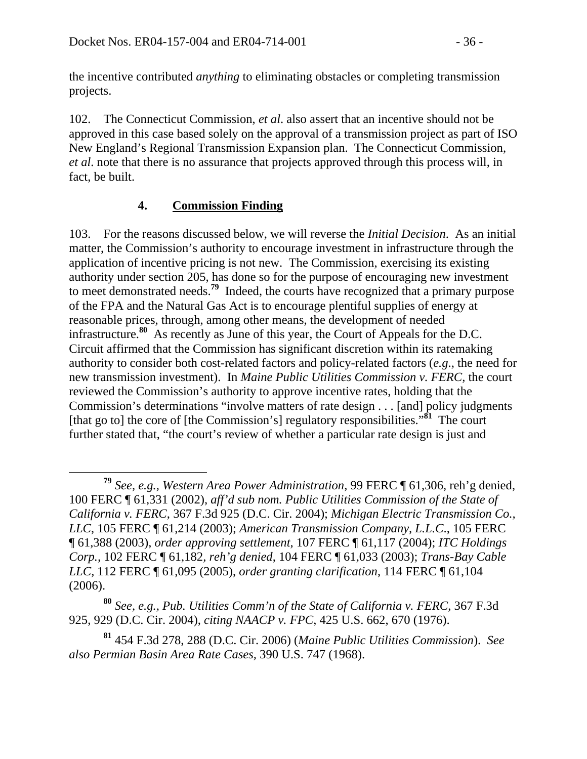the incentive contributed *anything* to eliminating obstacles or completing transmission projects.

102. The Connecticut Commission, *et al*. also assert that an incentive should not be approved in this case based solely on the approval of a transmission project as part of ISO New England's Regional Transmission Expansion plan. The Connecticut Commission, *et al*. note that there is no assurance that projects approved through this process will, in fact, be built.

### 4. Commission Finding

103. For the reasons discussed below, we will reverse the *Initial Decision*. As an initial matter, the Commission's authority to encourage investment in infrastructure through the application of incentive pricing is not new. The Commission, exercising its existing authority under section 205, has done so for the purpose of encouraging new investment to meet demonstrated needs.[79] Indeed, the courts have recognized that a primary purpose of the FPA and the Natural Gas Act is to encourage plentiful supplies of energy at reasonable prices, through, among other means, the development of needed infrastructure.[80] As recently as June of this year, the Court of Appeals for the D.C. Circuit affirmed that the Commission has significant discretion within its ratemaking authority to consider both cost-related factors and policy-related factors (*e.g*., the need for new transmission investment). In *Maine Public Utilities Commission v. FERC,* the court reviewed the Commission's authority to approve incentive rates, holding that the Commission's determinations "involve matters of rate design . . . [and] policy judgments [that go to] the core of [the Commission's] regulatory responsibilities."[81] The court further stated that, "the court's review of whether a particular rate design is just and

---

[79] *See, e.g., Western Area Power Administration*, 99 FERC ¶ 61,306, reh'g denied, 100 FERC ¶ 61,331 (2002), *aff'd sub nom. Public Utilities Commission of the State of California v. FERC*, 367 F.3d 925 (D.C. Cir. 2004); *Michigan Electric Transmission Co., LLC*, 105 FERC ¶ 61,214 (2003); *American Transmission Company, L.L.C*., 105 FERC ¶ 61,388 (2003), *order approving settlement*, 107 FERC ¶ 61,117 (2004); *ITC Holdings Corp.*, 102 FERC ¶ 61,182, *reh'g denied*, 104 FERC ¶ 61,033 (2003); *Trans-Bay Cable LLC*, 112 FERC ¶ 61,095 (2005), *order granting clarification*, 114 FERC ¶ 61,104 (2006).

[80] *See, e.g., Pub. Utilities Comm'n of the State of California v. FERC*, 367 F.3d 925, 929 (D.C. Cir. 2004), *citing NAACP v. FPC*, 425 U.S. 662, 670 (1976).

[81] 454 F.3d 278, 288 (D.C. Cir. 2006) (*Maine Public Utilities Commission*). *See also Permian Basin Area Rate Cases*, 390 U.S. 747 (1968).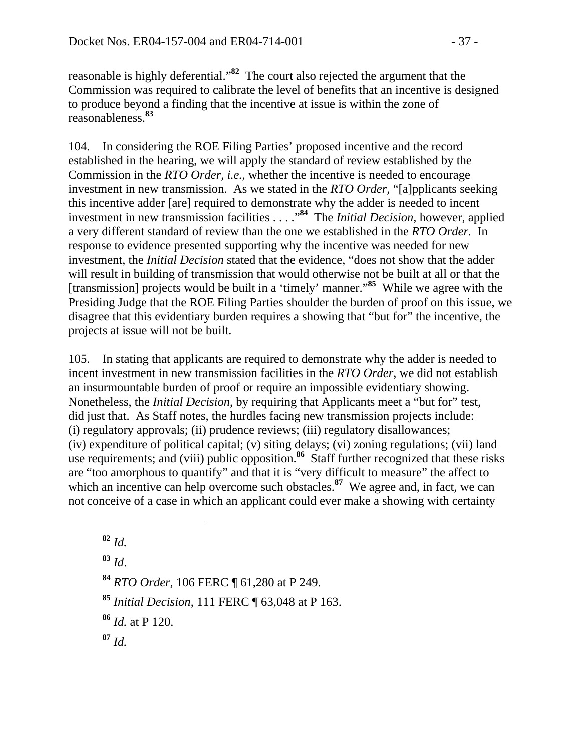reasonable is highly deferential."[82] The court also rejected the argument that the Commission was required to calibrate the level of benefits that an incentive is designed to produce beyond a finding that the incentive at issue is within the zone of reasonableness.[83]

104. In considering the ROE Filing Parties' proposed incentive and the record established in the hearing, we will apply the standard of review established by the Commission in the *RTO Order*, *i.e.*, whether the incentive is needed to encourage investment in new transmission. As we stated in the *RTO Order*, "[a]pplicants seeking this incentive adder [are] required to demonstrate why the adder is needed to incent investment in new transmission facilities . . . ."[84] The *Initial Decision*, however, applied a very different standard of review than the one we established in the *RTO Order*. In response to evidence presented supporting why the incentive was needed for new investment, the *Initial Decision* stated that the evidence, "does not show that the adder will result in building of transmission that would otherwise not be built at all or that the [transmission] projects would be built in a 'timely' manner."[85] While we agree with the Presiding Judge that the ROE Filing Parties shoulder the burden of proof on this issue, we disagree that this evidentiary burden requires a showing that "but for" the incentive, the projects at issue will not be built.

105. In stating that applicants are required to demonstrate why the adder is needed to incent investment in new transmission facilities in the *RTO Order*, we did not establish an insurmountable burden of proof or require an impossible evidentiary showing. Nonetheless, the *Initial Decision*, by requiring that Applicants meet a "but for" test, did just that. As Staff notes, the hurdles facing new transmission projects include: (i) regulatory approvals; (ii) prudence reviews; (iii) regulatory disallowances; (iv) expenditure of political capital; (v) siting delays; (vi) zoning regulations; (vii) land use requirements; and (viii) public opposition.[86] Staff further recognized that these risks are "too amorphous to quantify" and that it is "very difficult to measure" the affect to which an incentive can help overcome such obstacles.[87] We agree and, in fact, we can not conceive of a case in which an applicant could ever make a showing with certainty

---

[82] *Id.*

[83] *Id*.

[84] *RTO Order*, 106 FERC ¶ 61,280 at P 249.

[85] *Initial Decision*, 111 FERC ¶ 63,048 at P 163.

[86] *Id.* at P 120.

[87] *Id.*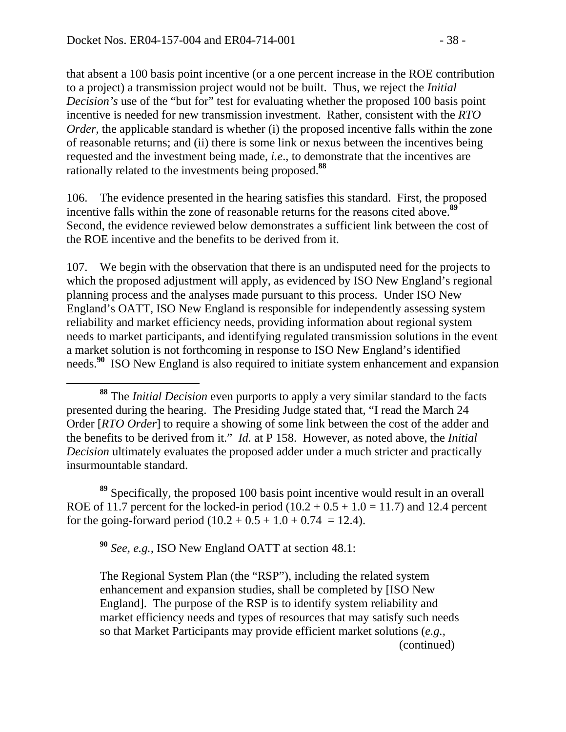that absent a 100 basis point incentive (or a one percent increase in the ROE contribution to a project) a transmission project would not be built. Thus, we reject the *Initial Decision's* use of the "but for" test for evaluating whether the proposed 100 basis point incentive is needed for new transmission investment. Rather, consistent with the *RTO Order*, the applicable standard is whether (i) the proposed incentive falls within the zone of reasonable returns; and (ii) there is some link or nexus between the incentives being requested and the investment being made, *i.e*., to demonstrate that the incentives are rationally related to the investments being proposed.[88]

106. The evidence presented in the hearing satisfies this standard. First, the proposed incentive falls within the zone of reasonable returns for the reasons cited above.[89] Second, the evidence reviewed below demonstrates a sufficient link between the cost of the ROE incentive and the benefits to be derived from it.

107. We begin with the observation that there is an undisputed need for the projects to which the proposed adjustment will apply, as evidenced by ISO New England's regional planning process and the analyses made pursuant to this process. Under ISO New England's OATT, ISO New England is responsible for independently assessing system reliability and market efficiency needs, providing information about regional system needs to market participants, and identifying regulated transmission solutions in the event a market solution is not forthcoming in response to ISO New England's identified needs.[90] ISO New England is also required to initiate system enhancement and expansion

---

[88] The *Initial Decision* even purports to apply a very similar standard to the facts presented during the hearing. The Presiding Judge stated that, "I read the March 24 Order [*RTO Order*] to require a showing of some link between the cost of the adder and the benefits to be derived from it." *Id.* at P 158. However, as noted above, the *Initial Decision* ultimately evaluates the proposed adder under a much stricter and practically insurmountable standard.

[89] Specifically, the proposed 100 basis point incentive would result in an overall ROE of 11.7 percent for the locked-in period (10.2 + 0.5 + 1.0 = 11.7) and 12.4 percent for the going-forward period (10.2 + 0.5 + 1.0 + 0.74 = 12.4).

[90] *See, e.g.*, ISO New England OATT at section 48.1:

> The Regional System Plan (the "RSP"), including the related system enhancement and expansion studies, shall be completed by [ISO New England]. The purpose of the RSP is to identify system reliability and market efficiency needs and types of resources that may satisfy such needs so that Market Participants may provide efficient market solutions (*e.g.*,

(continued)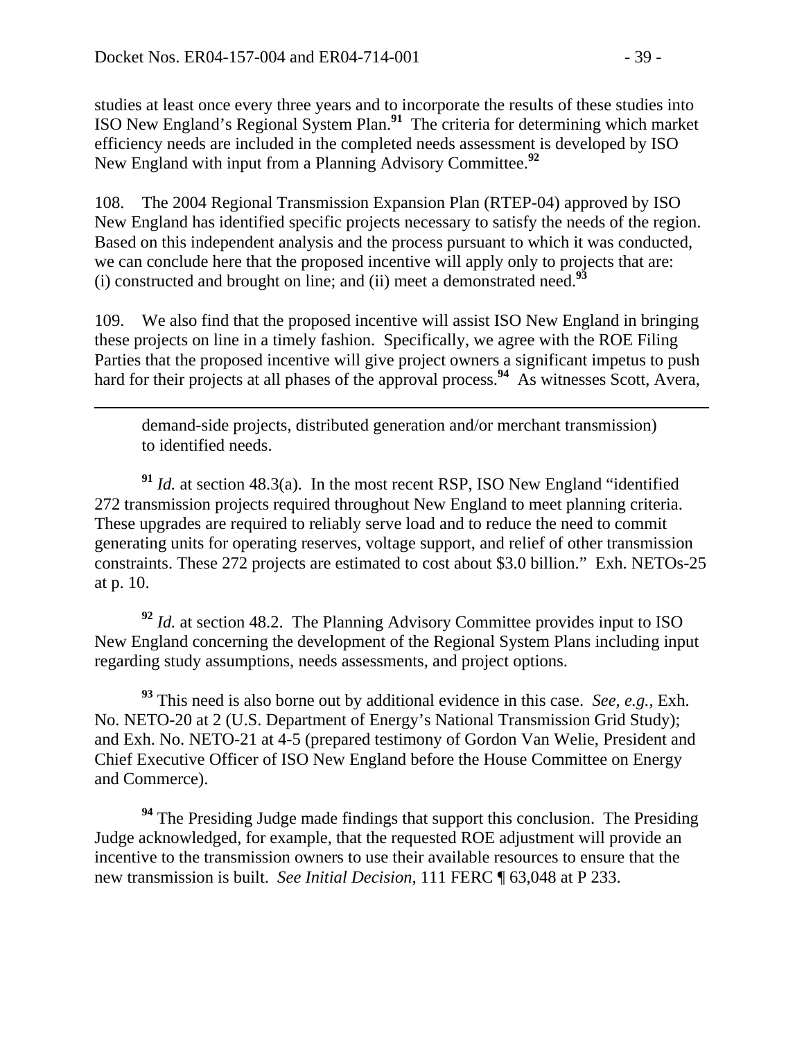studies at least once every three years and to incorporate the results of these studies into ISO New England's Regional System Plan.[91] The criteria for determining which market efficiency needs are included in the completed needs assessment is developed by ISO New England with input from a Planning Advisory Committee.[92]

108. The 2004 Regional Transmission Expansion Plan (RTEP-04) approved by ISO New England has identified specific projects necessary to satisfy the needs of the region. Based on this independent analysis and the process pursuant to which it was conducted, we can conclude here that the proposed incentive will apply only to projects that are: (i) constructed and brought on line; and (ii) meet a demonstrated need.[93]

109. We also find that the proposed incentive will assist ISO New England in bringing these projects on line in a timely fashion. Specifically, we agree with the ROE Filing Parties that the proposed incentive will give project owners a significant impetus to push hard for their projects at all phases of the approval process.[94] As witnesses Scott, Avera,

---

demand-side projects, distributed generation and/or merchant transmission) to identified needs.

[91] *Id.* at section 48.3(a). In the most recent RSP, ISO New England "identified 272 transmission projects required throughout New England to meet planning criteria. These upgrades are required to reliably serve load and to reduce the need to commit generating units for operating reserves, voltage support, and relief of other transmission constraints. These 272 projects are estimated to cost about \$3.0 billion." Exh. NETOs-25 at p. 10.

[92] *Id.* at section 48.2. The Planning Advisory Committee provides input to ISO New England concerning the development of the Regional System Plans including input regarding study assumptions, needs assessments, and project options.

[93] This need is also borne out by additional evidence in this case. *See, e.g.*, Exh. No. NETO-20 at 2 (U.S. Department of Energy's National Transmission Grid Study); and Exh. No. NETO-21 at 4-5 (prepared testimony of Gordon Van Welie, President and Chief Executive Officer of ISO New England before the House Committee on Energy and Commerce).

[94] The Presiding Judge made findings that support this conclusion. The Presiding Judge acknowledged, for example, that the requested ROE adjustment will provide an incentive to the transmission owners to use their available resources to ensure that the new transmission is built. *See Initial Decision,* 111 FERC ¶ 63,048 at P 233.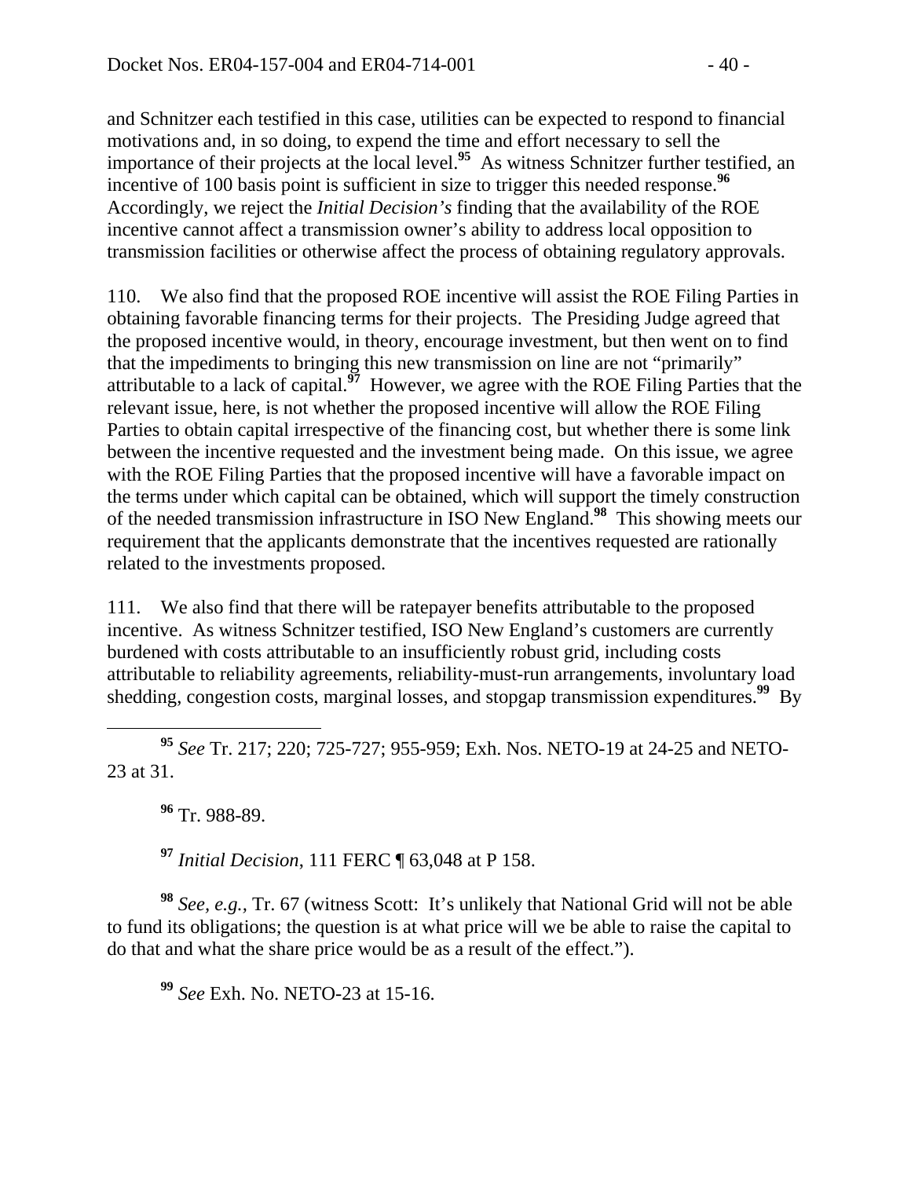and Schnitzer each testified in this case, utilities can be expected to respond to financial motivations and, in so doing, to expend the time and effort necessary to sell the importance of their projects at the local level.[95] As witness Schnitzer further testified, an incentive of 100 basis point is sufficient in size to trigger this needed response.[96] Accordingly, we reject the *Initial Decision's* finding that the availability of the ROE incentive cannot affect a transmission owner's ability to address local opposition to transmission facilities or otherwise affect the process of obtaining regulatory approvals.

110. We also find that the proposed ROE incentive will assist the ROE Filing Parties in obtaining favorable financing terms for their projects. The Presiding Judge agreed that the proposed incentive would, in theory, encourage investment, but then went on to find that the impediments to bringing this new transmission on line are not "primarily" attributable to a lack of capital.[97] However, we agree with the ROE Filing Parties that the relevant issue, here, is not whether the proposed incentive will allow the ROE Filing Parties to obtain capital irrespective of the financing cost, but whether there is some link between the incentive requested and the investment being made. On this issue, we agree with the ROE Filing Parties that the proposed incentive will have a favorable impact on the terms under which capital can be obtained, which will support the timely construction of the needed transmission infrastructure in ISO New England.[98] This showing meets our requirement that the applicants demonstrate that the incentives requested are rationally related to the investments proposed.

111. We also find that there will be ratepayer benefits attributable to the proposed incentive. As witness Schnitzer testified, ISO New England's customers are currently burdened with costs attributable to an insufficiently robust grid, including costs attributable to reliability agreements, reliability-must-run arrangements, involuntary load shedding, congestion costs, marginal losses, and stopgap transmission expenditures.[99] By

---

[95] *See* Tr. 217; 220; 725-727; 955-959; Exh. Nos. NETO-19 at 24-25 and NETO-23 at 31.

[96] Tr. 988-89.

[97] *Initial Decision*, 111 FERC ¶ 63,048 at P 158.

[98] *See, e.g.*, Tr. 67 (witness Scott: It's unlikely that National Grid will not be able to fund its obligations; the question is at what price will we be able to raise the capital to do that and what the share price would be as a result of the effect.").

[99] *See* Exh. No. NETO-23 at 15-16.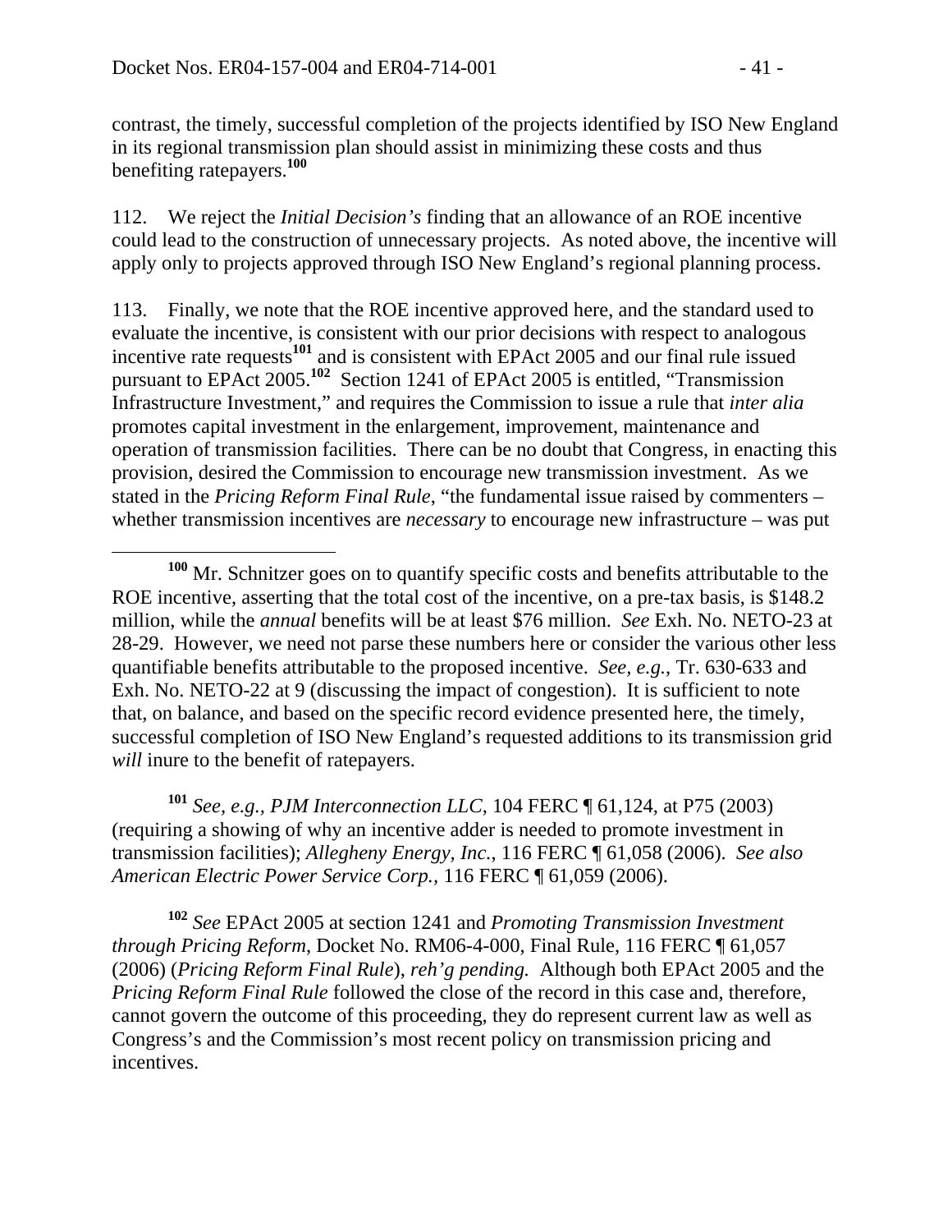contrast, the timely, successful completion of the projects identified by ISO New England in its regional transmission plan should assist in minimizing these costs and thus benefiting ratepayers.[100]

112. We reject the *Initial Decision's* finding that an allowance of an ROE incentive could lead to the construction of unnecessary projects. As noted above, the incentive will apply only to projects approved through ISO New England's regional planning process.

113. Finally, we note that the ROE incentive approved here, and the standard used to evaluate the incentive, is consistent with our prior decisions with respect to analogous incentive rate requests[101] and is consistent with EPAct 2005 and our final rule issued pursuant to EPAct 2005.[102] Section 1241 of EPAct 2005 is entitled, "Transmission Infrastructure Investment," and requires the Commission to issue a rule that *inter alia* promotes capital investment in the enlargement, improvement, maintenance and operation of transmission facilities. There can be no doubt that Congress, in enacting this provision, desired the Commission to encourage new transmission investment. As we stated in the *Pricing Reform Final Rule*, "the fundamental issue raised by commenters – whether transmission incentives are *necessary* to encourage new infrastructure – was put

---

[100] Mr. Schnitzer goes on to quantify specific costs and benefits attributable to the ROE incentive, asserting that the total cost of the incentive, on a pre-tax basis, is \$148.2 million, while the *annual* benefits will be at least \$76 million. *See* Exh. No. NETO-23 at 28-29. However, we need not parse these numbers here or consider the various other less quantifiable benefits attributable to the proposed incentive. *See, e.g.,* Tr. 630-633 and Exh. No. NETO-22 at 9 (discussing the impact of congestion). It is sufficient to note that, on balance, and based on the specific record evidence presented here, the timely, successful completion of ISO New England's requested additions to its transmission grid *will* inure to the benefit of ratepayers.

[101] *See, e.g., PJM Interconnection LLC*, 104 FERC ¶ 61,124, at P75 (2003) (requiring a showing of why an incentive adder is needed to promote investment in transmission facilities); *Allegheny Energy, Inc.*, 116 FERC ¶ 61,058 (2006). *See also American Electric Power Service Corp.*, 116 FERC ¶ 61,059 (2006).

[102] *See* EPAct 2005 at section 1241 and *Promoting Transmission Investment through Pricing Reform*, Docket No. RM06-4-000, Final Rule, 116 FERC ¶ 61,057 (2006) (*Pricing Reform Final Rule*), *reh'g pending.* Although both EPAct 2005 and the *Pricing Reform Final Rule* followed the close of the record in this case and, therefore, cannot govern the outcome of this proceeding, they do represent current law as well as Congress's and the Commission's most recent policy on transmission pricing and incentives.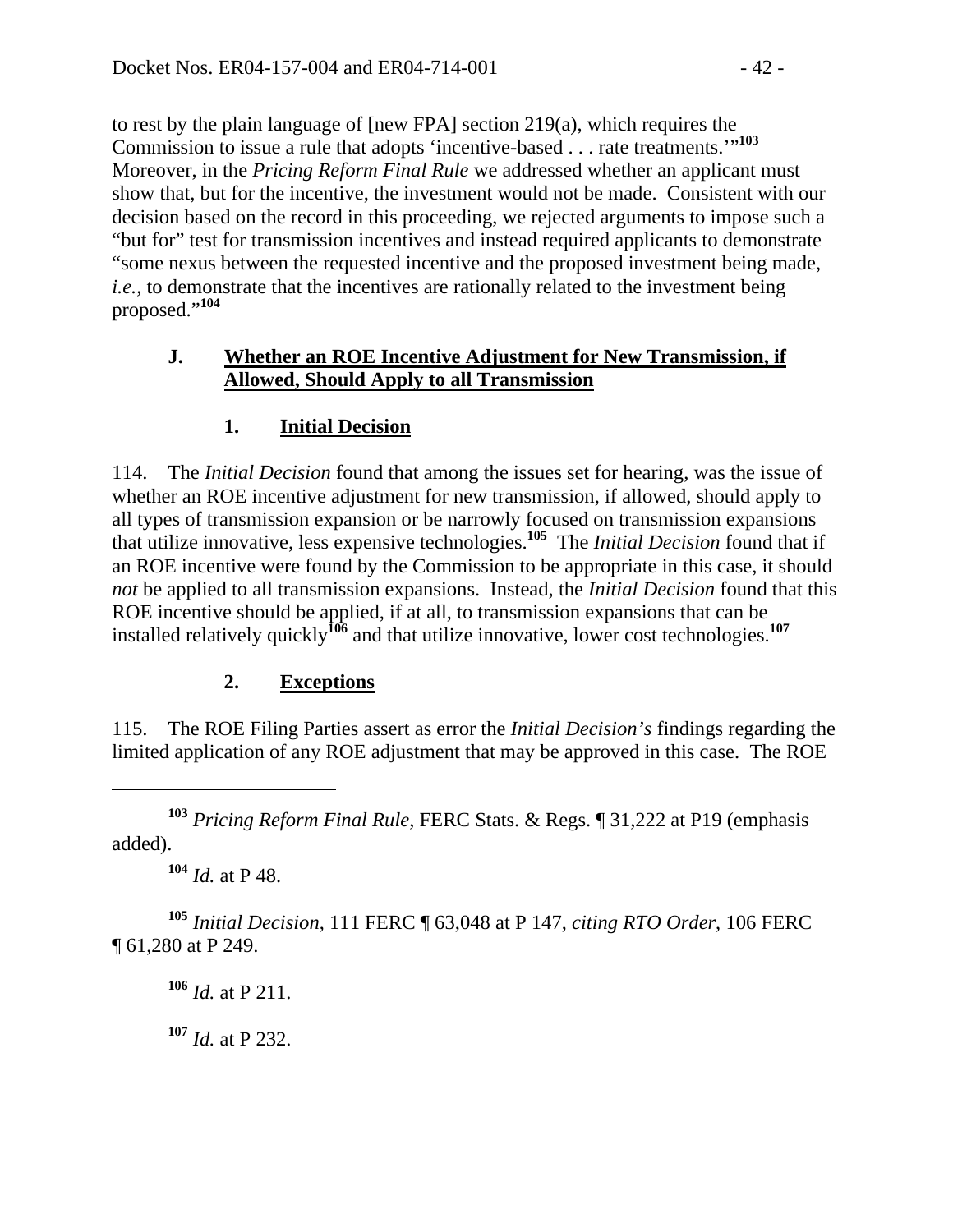to rest by the plain language of [new FPA] section 219(a), which requires the Commission to issue a rule that adopts 'incentive-based . . . rate treatments.'"[103] Moreover, in the *Pricing Reform Final Rule* we addressed whether an applicant must show that, but for the incentive, the investment would not be made. Consistent with our decision based on the record in this proceeding, we rejected arguments to impose such a "but for" test for transmission incentives and instead required applicants to demonstrate "some nexus between the requested incentive and the proposed investment being made, *i.e.*, to demonstrate that the incentives are rationally related to the investment being proposed."[104]

### J. Whether an ROE Incentive Adjustment for New Transmission, if Allowed, Should Apply to all Transmission

#### 1. Initial Decision

114. The *Initial Decision* found that among the issues set for hearing, was the issue of whether an ROE incentive adjustment for new transmission, if allowed, should apply to all types of transmission expansion or be narrowly focused on transmission expansions that utilize innovative, less expensive technologies.[105] The *Initial Decision* found that if an ROE incentive were found by the Commission to be appropriate in this case, it should *not* be applied to all transmission expansions. Instead, the *Initial Decision* found that this ROE incentive should be applied, if at all, to transmission expansions that can be installed relatively quickly[106] and that utilize innovative, lower cost technologies.[107]

#### 2. Exceptions

115. The ROE Filing Parties assert as error the *Initial Decision's* findings regarding the limited application of any ROE adjustment that may be approved in this case. The ROE

---

[103] *Pricing Reform Final Rule*, FERC Stats. & Regs. ¶ 31,222 at P19 (emphasis added).

[104] *Id.* at P 48.

[105] *Initial Decision*, 111 FERC ¶ 63,048 at P 147, *citing RTO Order*, 106 FERC ¶ 61,280 at P 249.

[106] *Id.* at P 211.

[107] *Id.* at P 232.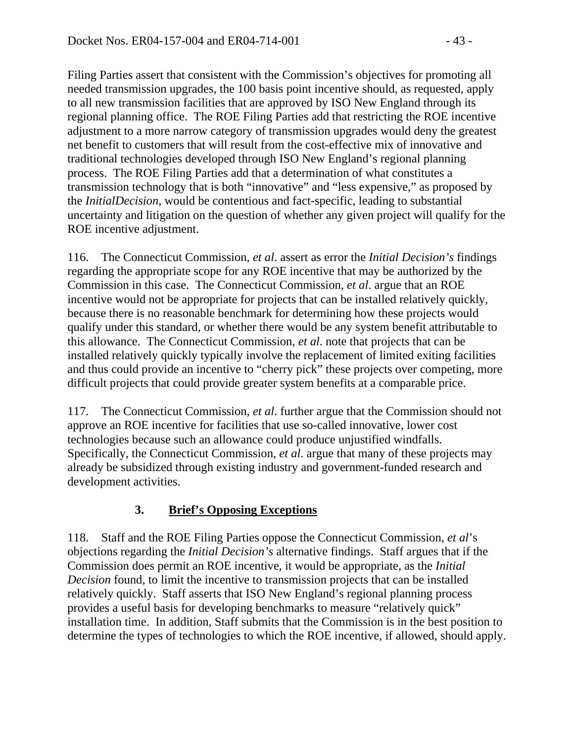Filing Parties assert that consistent with the Commission's objectives for promoting all needed transmission upgrades, the 100 basis point incentive should, as requested, apply to all new transmission facilities that are approved by ISO New England through its regional planning office. The ROE Filing Parties add that restricting the ROE incentive adjustment to a more narrow category of transmission upgrades would deny the greatest net benefit to customers that will result from the cost-effective mix of innovative and traditional technologies developed through ISO New England's regional planning process. The ROE Filing Parties add that a determination of what constitutes a transmission technology that is both "innovative" and "less expensive," as proposed by the *InitialDecision*, would be contentious and fact-specific, leading to substantial uncertainty and litigation on the question of whether any given project will qualify for the ROE incentive adjustment.

116. The Connecticut Commission, *et al*. assert as error the *Initial Decision's* findings regarding the appropriate scope for any ROE incentive that may be authorized by the Commission in this case. The Connecticut Commission, *et al*. argue that an ROE incentive would not be appropriate for projects that can be installed relatively quickly, because there is no reasonable benchmark for determining how these projects would qualify under this standard, or whether there would be any system benefit attributable to this allowance. The Connecticut Commission, *et al*. note that projects that can be installed relatively quickly typically involve the replacement of limited exiting facilities and thus could provide an incentive to "cherry pick" these projects over competing, more difficult projects that could provide greater system benefits at a comparable price.

117. The Connecticut Commission, *et al*. further argue that the Commission should not approve an ROE incentive for facilities that use so-called innovative, lower cost technologies because such an allowance could produce unjustified windfalls. Specifically, the Connecticut Commission, *et al*. argue that many of these projects may already be subsidized through existing industry and government-funded research and development activities.

### 3. **Brief's Opposing Exceptions**

118. Staff and the ROE Filing Parties oppose the Connecticut Commission, *et al*'s objections regarding the *Initial Decision's* alternative findings. Staff argues that if the Commission does permit an ROE incentive, it would be appropriate, as the *Initial Decision* found, to limit the incentive to transmission projects that can be installed relatively quickly. Staff asserts that ISO New England's regional planning process provides a useful basis for developing benchmarks to measure "relatively quick" installation time. In addition, Staff submits that the Commission is in the best position to determine the types of technologies to which the ROE incentive, if allowed, should apply.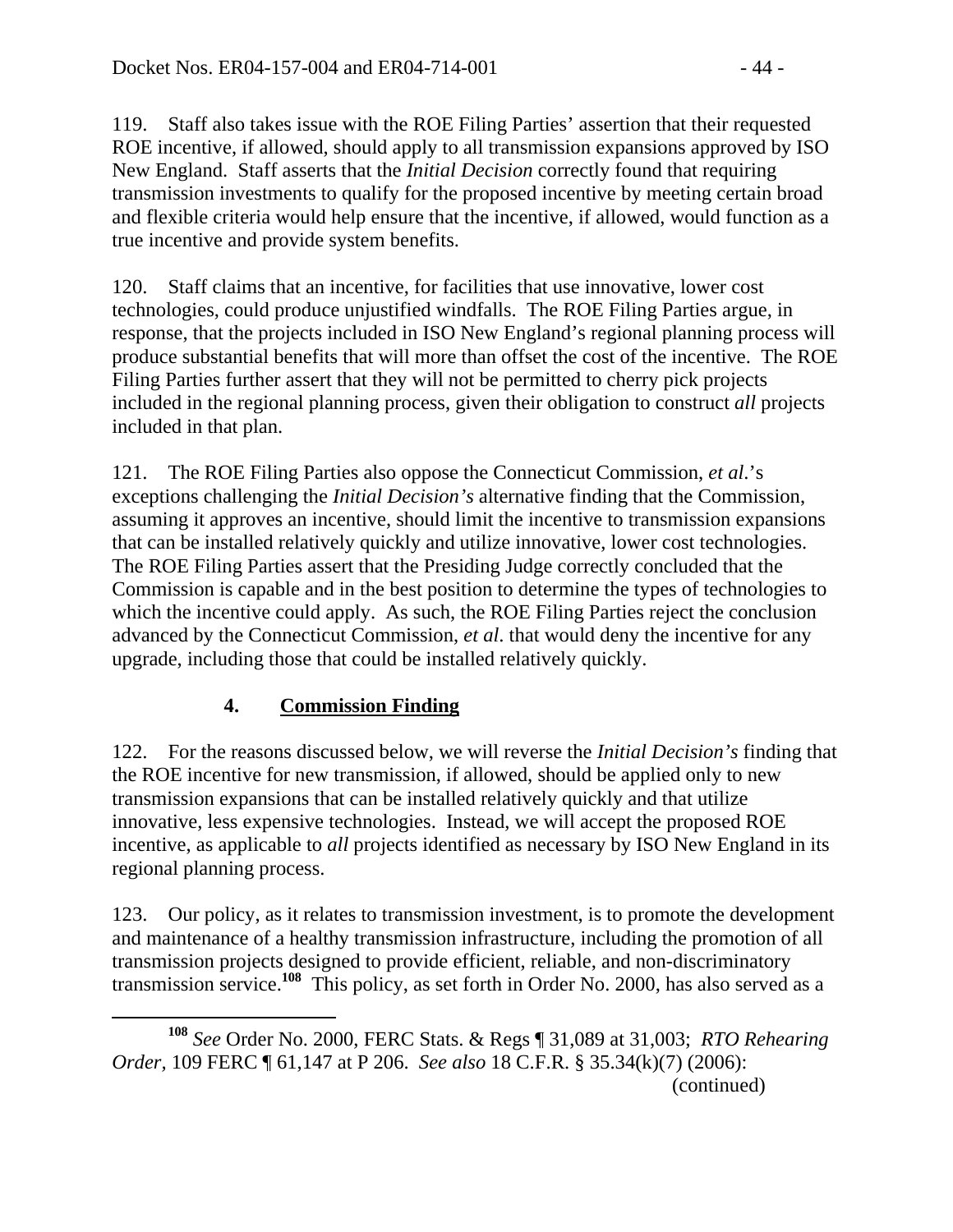119. Staff also takes issue with the ROE Filing Parties' assertion that their requested ROE incentive, if allowed, should apply to all transmission expansions approved by ISO New England. Staff asserts that the *Initial Decision* correctly found that requiring transmission investments to qualify for the proposed incentive by meeting certain broad and flexible criteria would help ensure that the incentive, if allowed, would function as a true incentive and provide system benefits.

120. Staff claims that an incentive, for facilities that use innovative, lower cost technologies, could produce unjustified windfalls. The ROE Filing Parties argue, in response, that the projects included in ISO New England's regional planning process will produce substantial benefits that will more than offset the cost of the incentive. The ROE Filing Parties further assert that they will not be permitted to cherry pick projects included in the regional planning process, given their obligation to construct *all* projects included in that plan.

121. The ROE Filing Parties also oppose the Connecticut Commission, *et al*.'s exceptions challenging the *Initial Decision's* alternative finding that the Commission, assuming it approves an incentive, should limit the incentive to transmission expansions that can be installed relatively quickly and utilize innovative, lower cost technologies. The ROE Filing Parties assert that the Presiding Judge correctly concluded that the Commission is capable and in the best position to determine the types of technologies to which the incentive could apply. As such, the ROE Filing Parties reject the conclusion advanced by the Connecticut Commission, *et al*. that would deny the incentive for any upgrade, including those that could be installed relatively quickly.

### 4. Commission Finding

122. For the reasons discussed below, we will reverse the *Initial Decision's* finding that the ROE incentive for new transmission, if allowed, should be applied only to new transmission expansions that can be installed relatively quickly and that utilize innovative, less expensive technologies. Instead, we will accept the proposed ROE incentive, as applicable to *all* projects identified as necessary by ISO New England in its regional planning process.

123. Our policy, as it relates to transmission investment, is to promote the development and maintenance of a healthy transmission infrastructure, including the promotion of all transmission projects designed to provide efficient, reliable, and non-discriminatory transmission service.[108] This policy, as set forth in Order No. 2000, has also served as a

[108] *See* Order No. 2000, FERC Stats. & Regs ¶ 31,089 at 31,003; *RTO Rehearing Order*, 109 FERC ¶ 61,147 at P 206. *See also* 18 C.F.R. § 35.34(k)(7) (2006): (continued)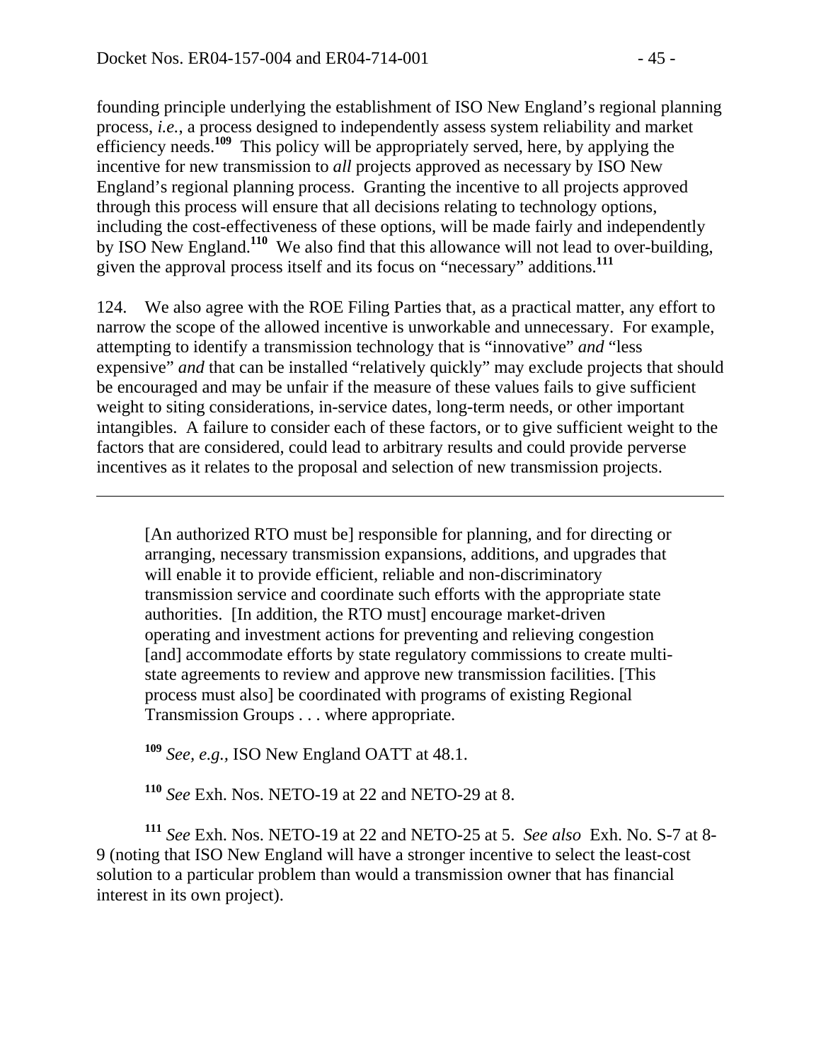founding principle underlying the establishment of ISO New England's regional planning process, *i.e.*, a process designed to independently assess system reliability and market efficiency needs.[109] This policy will be appropriately served, here, by applying the incentive for new transmission to *all* projects approved as necessary by ISO New England's regional planning process. Granting the incentive to all projects approved through this process will ensure that all decisions relating to technology options, including the cost-effectiveness of these options, will be made fairly and independently by ISO New England.[110] We also find that this allowance will not lead to over-building, given the approval process itself and its focus on "necessary" additions.[111]

124. We also agree with the ROE Filing Parties that, as a practical matter, any effort to narrow the scope of the allowed incentive is unworkable and unnecessary. For example, attempting to identify a transmission technology that is "innovative" *and* "less expensive" *and* that can be installed "relatively quickly" may exclude projects that should be encouraged and may be unfair if the measure of these values fails to give sufficient weight to siting considerations, in-service dates, long-term needs, or other important intangibles. A failure to consider each of these factors, or to give sufficient weight to the factors that are considered, could lead to arbitrary results and could provide perverse incentives as it relates to the proposal and selection of new transmission projects.

---

> [An authorized RTO must be] responsible for planning, and for directing or arranging, necessary transmission expansions, additions, and upgrades that will enable it to provide efficient, reliable and non-discriminatory transmission service and coordinate such efforts with the appropriate state authorities. [In addition, the RTO must] encourage market-driven operating and investment actions for preventing and relieving congestion [and] accommodate efforts by state regulatory commissions to create multi-state agreements to review and approve new transmission facilities. [This process must also] be coordinated with programs of existing Regional Transmission Groups . . . where appropriate.

[109] *See, e.g.,* ISO New England OATT at 48.1.

[110] *See* Exh. Nos. NETO-19 at 22 and NETO-29 at 8.

[111] *See* Exh. Nos. NETO-19 at 22 and NETO-25 at 5. *See also* Exh. No. S-7 at 8-9 (noting that ISO New England will have a stronger incentive to select the least-cost solution to a particular problem than would a transmission owner that has financial interest in its own project).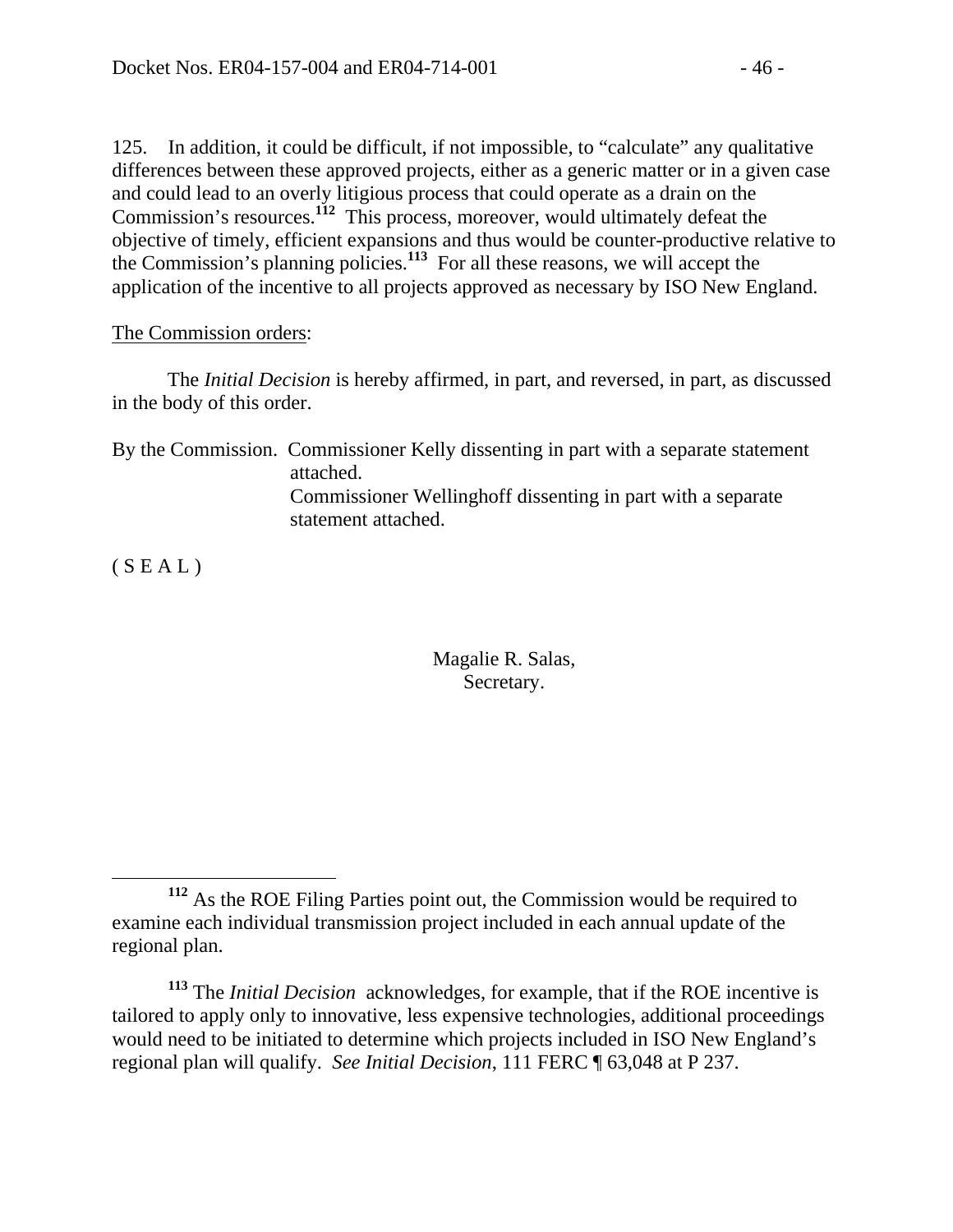125. In addition, it could be difficult, if not impossible, to "calculate" any qualitative differences between these approved projects, either as a generic matter or in a given case and could lead to an overly litigious process that could operate as a drain on the Commission's resources.[112] This process, moreover, would ultimately defeat the objective of timely, efficient expansions and thus would be counter-productive relative to the Commission's planning policies.[113] For all these reasons, we will accept the application of the incentive to all projects approved as necessary by ISO New England.

The Commission orders:

The *Initial Decision* is hereby affirmed, in part, and reversed, in part, as discussed in the body of this order.

By the Commission. Commissioner Kelly dissenting in part with a separate statement attached.
Commissioner Wellinghoff dissenting in part with a separate statement attached.

( S E A L )

Magalie R. Salas,
Secretary.

---

[112] As the ROE Filing Parties point out, the Commission would be required to examine each individual transmission project included in each annual update of the regional plan.

[113] The *Initial Decision* acknowledges, for example, that if the ROE incentive is tailored to apply only to innovative, less expensive technologies, additional proceedings would need to be initiated to determine which projects included in ISO New England's regional plan will qualify. *See Initial Decision*, 111 FERC ¶ 63,048 at P 237.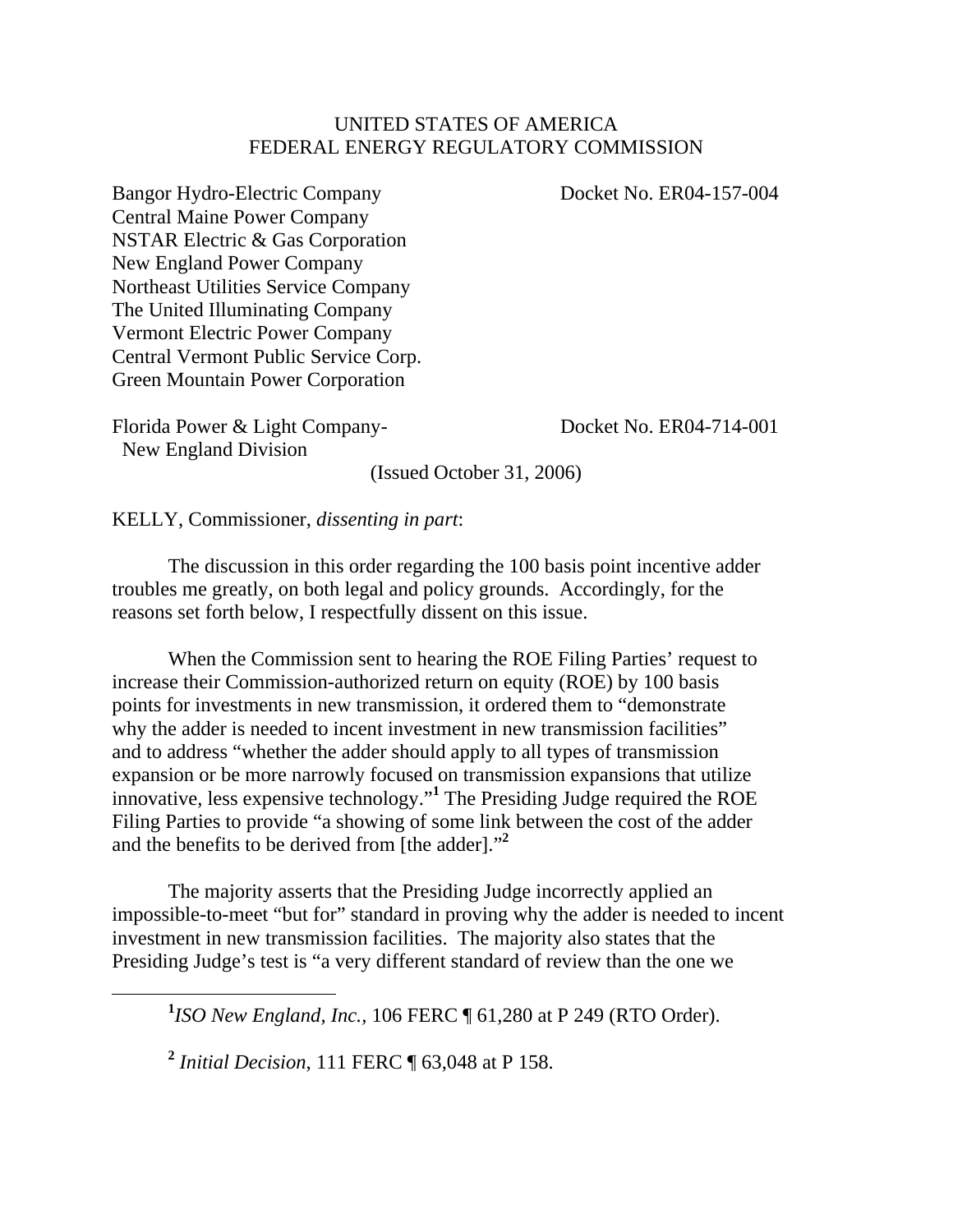UNITED STATES OF AMERICA
FEDERAL ENERGY REGULATORY COMMISSION

Bangor Hydro-Electric Company
Central Maine Power Company
NSTAR Electric & Gas Corporation
New England Power Company
Northeast Utilities Service Company
The United Illuminating Company
Vermont Electric Power Company
Central Vermont Public Service Corp.
Green Mountain Power Corporation

Docket No. ER04-157-004

Florida Power & Light Company-
New England Division

Docket No. ER04-714-001

(Issued October 31, 2006)

KELLY, Commissioner, *dissenting in part*:

The discussion in this order regarding the 100 basis point incentive adder troubles me greatly, on both legal and policy grounds. Accordingly, for the reasons set forth below, I respectfully dissent on this issue.

When the Commission sent to hearing the ROE Filing Parties' request to increase their Commission-authorized return on equity (ROE) by 100 basis points for investments in new transmission, it ordered them to "demonstrate why the adder is needed to incent investment in new transmission facilities" and to address "whether the adder should apply to all types of transmission expansion or be more narrowly focused on transmission expansions that utilize innovative, less expensive technology."[1] The Presiding Judge required the ROE Filing Parties to provide "a showing of some link between the cost of the adder and the benefits to be derived from [the adder]."[2]

The majority asserts that the Presiding Judge incorrectly applied an impossible-to-meet "but for" standard in proving why the adder is needed to incent investment in new transmission facilities. The majority also states that the Presiding Judge's test is "a very different standard of review than the one we

---

[1] *ISO New England, Inc.*, 106 FERC ¶ 61,280 at P 249 (RTO Order).

[2] *Initial Decision*, 111 FERC ¶ 63,048 at P 158.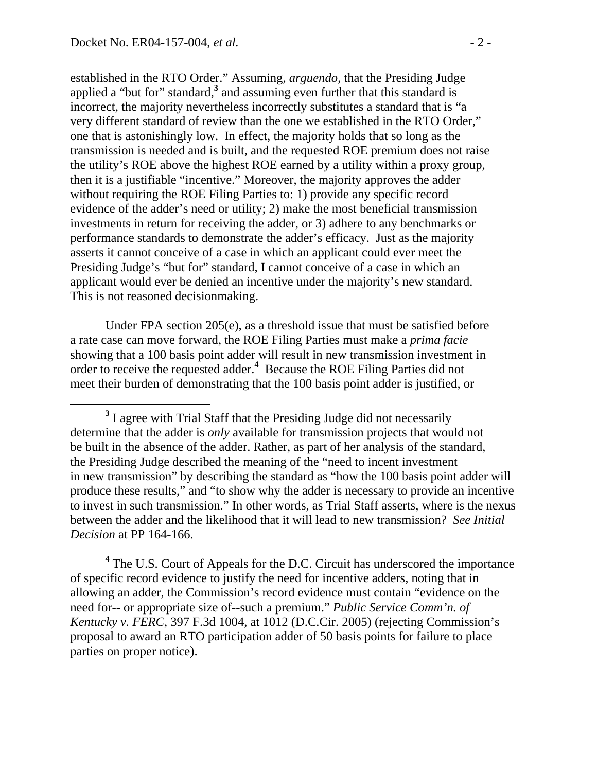established in the RTO Order." Assuming, *arguendo*, that the Presiding Judge applied a "but for" standard,[3] and assuming even further that this standard is incorrect, the majority nevertheless incorrectly substitutes a standard that is "a very different standard of review than the one we established in the RTO Order," one that is astonishingly low. In effect, the majority holds that so long as the transmission is needed and is built, and the requested ROE premium does not raise the utility's ROE above the highest ROE earned by a utility within a proxy group, then it is a justifiable "incentive." Moreover, the majority approves the adder without requiring the ROE Filing Parties to: 1) provide any specific record evidence of the adder's need or utility; 2) make the most beneficial transmission investments in return for receiving the adder, or 3) adhere to any benchmarks or performance standards to demonstrate the adder's efficacy. Just as the majority asserts it cannot conceive of a case in which an applicant could ever meet the Presiding Judge's "but for" standard, I cannot conceive of a case in which an applicant would ever be denied an incentive under the majority's new standard. This is not reasoned decisionmaking.

Under FPA section 205(e), as a threshold issue that must be satisfied before a rate case can move forward, the ROE Filing Parties must make a *prima facie* showing that a 100 basis point adder will result in new transmission investment in order to receive the requested adder.[4] Because the ROE Filing Parties did not meet their burden of demonstrating that the 100 basis point adder is justified, or

---

[3] I agree with Trial Staff that the Presiding Judge did not necessarily determine that the adder is *only* available for transmission projects that would not be built in the absence of the adder. Rather, as part of her analysis of the standard, the Presiding Judge described the meaning of the "need to incent investment in new transmission" by describing the standard as "how the 100 basis point adder will produce these results," and "to show why the adder is necessary to provide an incentive to invest in such transmission." In other words, as Trial Staff asserts, where is the nexus between the adder and the likelihood that it will lead to new transmission? *See Initial Decision* at PP 164-166.

[4] The U.S. Court of Appeals for the D.C. Circuit has underscored the importance of specific record evidence to justify the need for incentive adders, noting that in allowing an adder, the Commission's record evidence must contain "evidence on the need for-- or appropriate size of--such a premium." *Public Service Comm'n. of Kentucky v. FERC*, 397 F.3d 1004, at 1012 (D.C.Cir. 2005) (rejecting Commission's proposal to award an RTO participation adder of 50 basis points for failure to place parties on proper notice).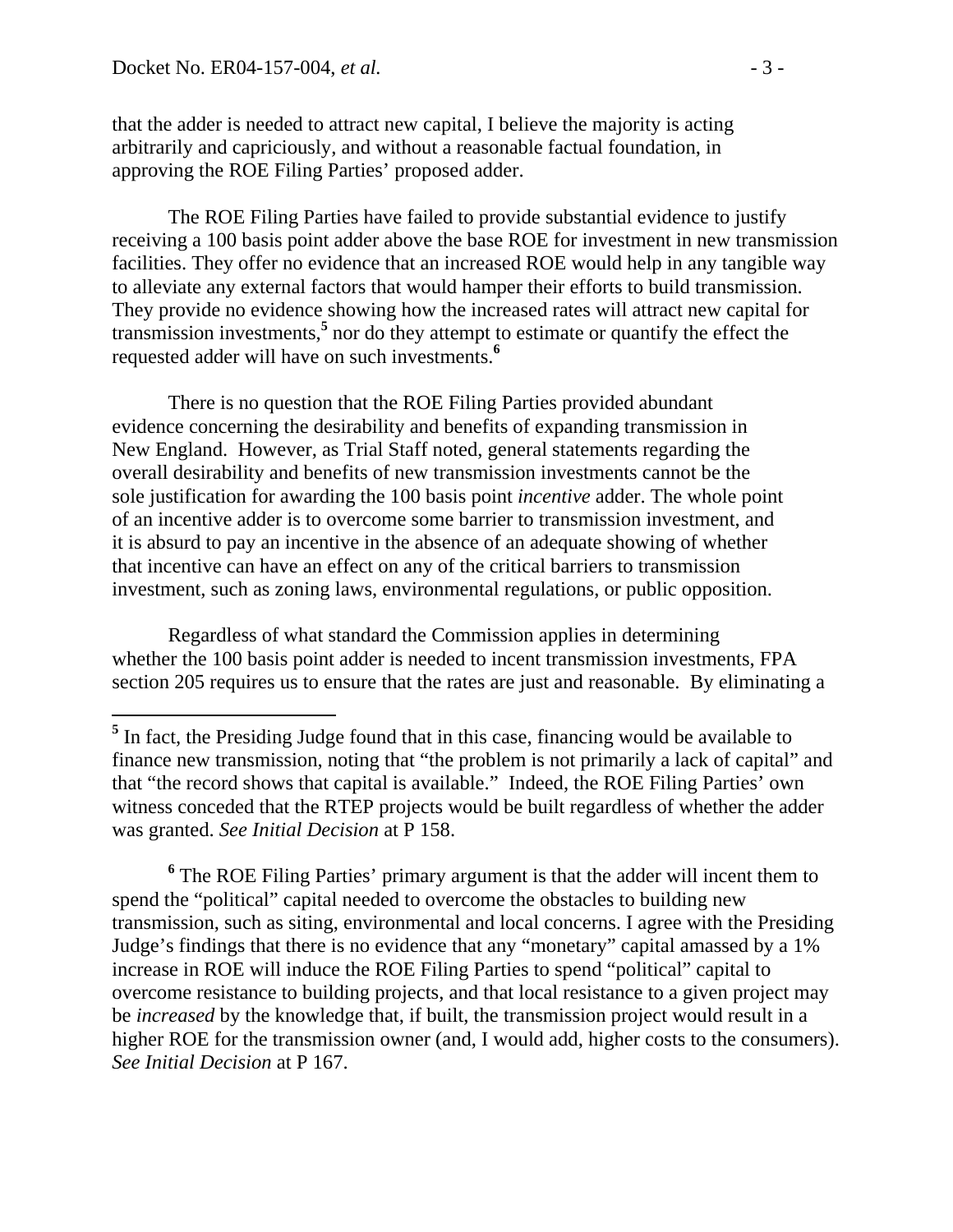that the adder is needed to attract new capital, I believe the majority is acting arbitrarily and capriciously, and without a reasonable factual foundation, in approving the ROE Filing Parties' proposed adder.

The ROE Filing Parties have failed to provide substantial evidence to justify receiving a 100 basis point adder above the base ROE for investment in new transmission facilities. They offer no evidence that an increased ROE would help in any tangible way to alleviate any external factors that would hamper their efforts to build transmission. They provide no evidence showing how the increased rates will attract new capital for transmission investments,[5] nor do they attempt to estimate or quantify the effect the requested adder will have on such investments.[6]

There is no question that the ROE Filing Parties provided abundant evidence concerning the desirability and benefits of expanding transmission in New England. However, as Trial Staff noted, general statements regarding the overall desirability and benefits of new transmission investments cannot be the sole justification for awarding the 100 basis point *incentive* adder. The whole point of an incentive adder is to overcome some barrier to transmission investment, and it is absurd to pay an incentive in the absence of an adequate showing of whether that incentive can have an effect on any of the critical barriers to transmission investment, such as zoning laws, environmental regulations, or public opposition.

Regardless of what standard the Commission applies in determining whether the 100 basis point adder is needed to incent transmission investments, FPA section 205 requires us to ensure that the rates are just and reasonable. By eliminating a

---

[5] In fact, the Presiding Judge found that in this case, financing would be available to finance new transmission, noting that "the problem is not primarily a lack of capital" and that "the record shows that capital is available." Indeed, the ROE Filing Parties' own witness conceded that the RTEP projects would be built regardless of whether the adder was granted. *See Initial Decision* at P 158.

[6] The ROE Filing Parties' primary argument is that the adder will incent them to spend the "political" capital needed to overcome the obstacles to building new transmission, such as siting, environmental and local concerns. I agree with the Presiding Judge's findings that there is no evidence that any "monetary" capital amassed by a 1% increase in ROE will induce the ROE Filing Parties to spend "political" capital to overcome resistance to building projects, and that local resistance to a given project may be *increased* by the knowledge that, if built, the transmission project would result in a higher ROE for the transmission owner (and, I would add, higher costs to the consumers). *See Initial Decision* at P 167.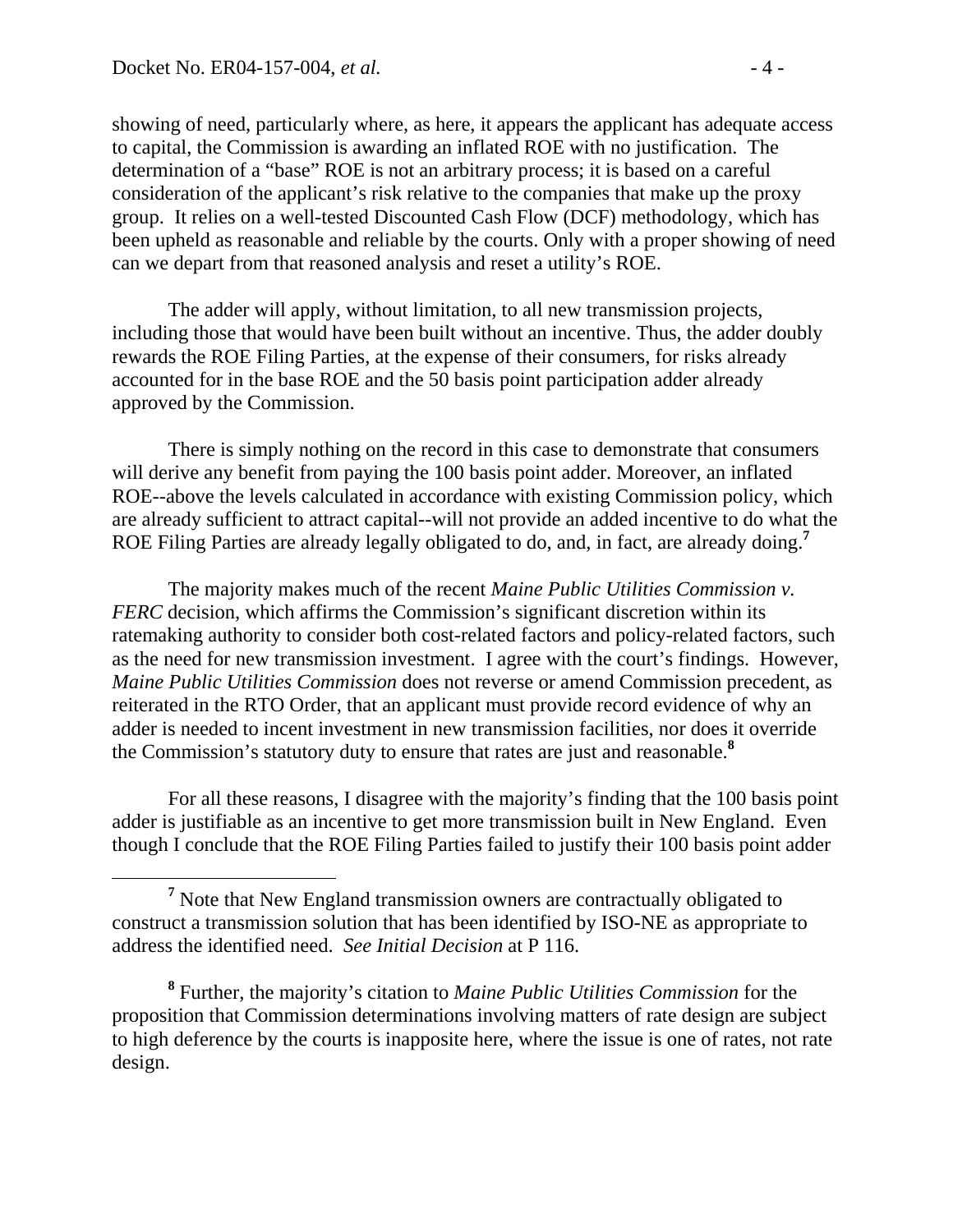showing of need, particularly where, as here, it appears the applicant has adequate access to capital, the Commission is awarding an inflated ROE with no justification. The determination of a "base" ROE is not an arbitrary process; it is based on a careful consideration of the applicant's risk relative to the companies that make up the proxy group. It relies on a well-tested Discounted Cash Flow (DCF) methodology, which has been upheld as reasonable and reliable by the courts. Only with a proper showing of need can we depart from that reasoned analysis and reset a utility's ROE.

The adder will apply, without limitation, to all new transmission projects, including those that would have been built without an incentive. Thus, the adder doubly rewards the ROE Filing Parties, at the expense of their consumers, for risks already accounted for in the base ROE and the 50 basis point participation adder already approved by the Commission.

There is simply nothing on the record in this case to demonstrate that consumers will derive any benefit from paying the 100 basis point adder. Moreover, an inflated ROE--above the levels calculated in accordance with existing Commission policy, which are already sufficient to attract capital--will not provide an added incentive to do what the ROE Filing Parties are already legally obligated to do, and, in fact, are already doing.[7]

The majority makes much of the recent *Maine Public Utilities Commission v. FERC* decision, which affirms the Commission's significant discretion within its ratemaking authority to consider both cost-related factors and policy-related factors, such as the need for new transmission investment. I agree with the court's findings. However, *Maine Public Utilities Commission* does not reverse or amend Commission precedent, as reiterated in the RTO Order, that an applicant must provide record evidence of why an adder is needed to incent investment in new transmission facilities, nor does it override the Commission's statutory duty to ensure that rates are just and reasonable.[8]

For all these reasons, I disagree with the majority's finding that the 100 basis point adder is justifiable as an incentive to get more transmission built in New England. Even though I conclude that the ROE Filing Parties failed to justify their 100 basis point adder

---

[7] Note that New England transmission owners are contractually obligated to construct a transmission solution that has been identified by ISO-NE as appropriate to address the identified need. *See Initial Decision* at P 116.

[8] Further, the majority's citation to *Maine Public Utilities Commission* for the proposition that Commission determinations involving matters of rate design are subject to high deference by the courts is inapposite here, where the issue is one of rates, not rate design.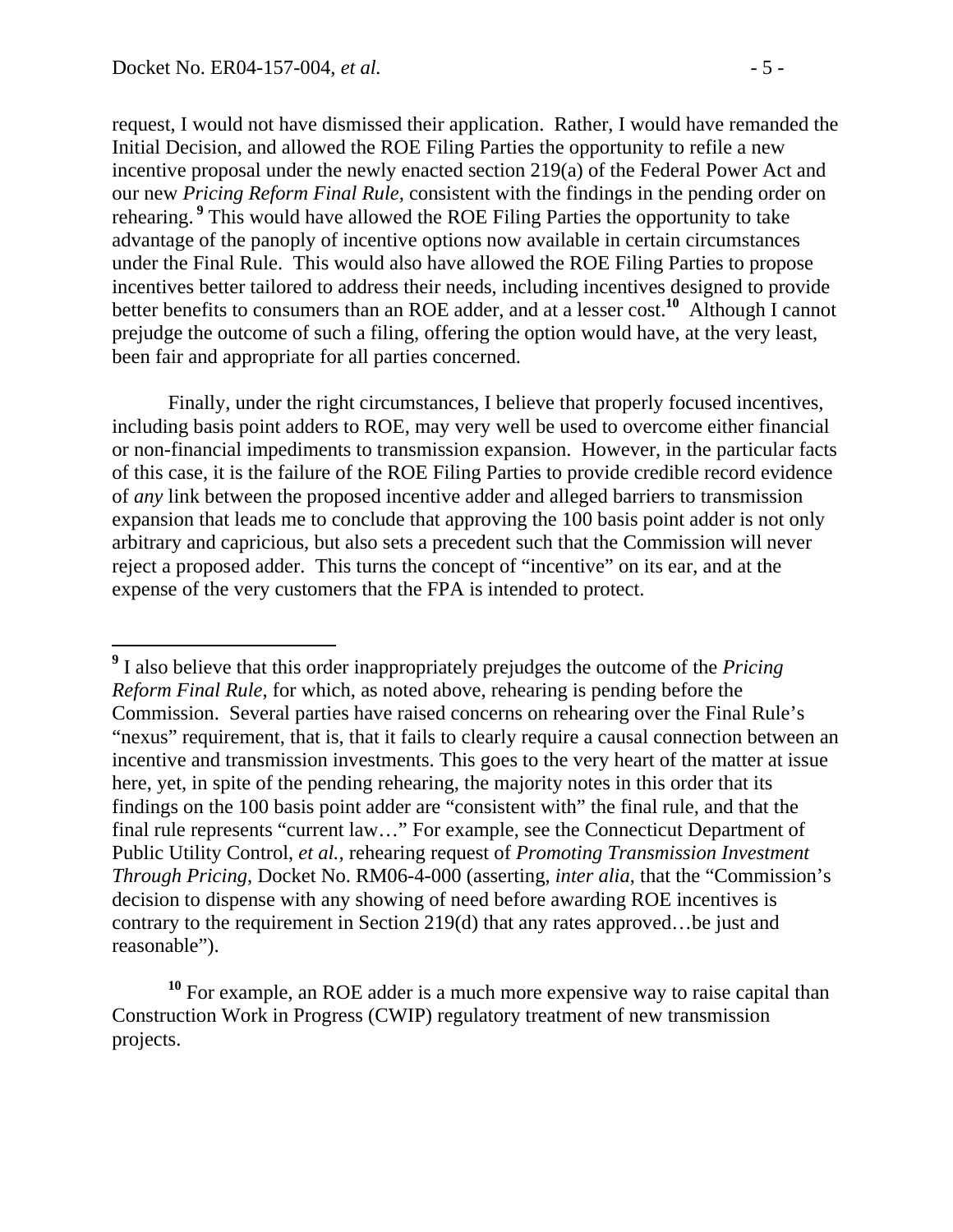request, I would not have dismissed their application. Rather, I would have remanded the Initial Decision, and allowed the ROE Filing Parties the opportunity to refile a new incentive proposal under the newly enacted section 219(a) of the Federal Power Act and our new *Pricing Reform Final Rule,* consistent with the findings in the pending order on rehearing.[9] This would have allowed the ROE Filing Parties the opportunity to take advantage of the panoply of incentive options now available in certain circumstances under the Final Rule. This would also have allowed the ROE Filing Parties to propose incentives better tailored to address their needs, including incentives designed to provide better benefits to consumers than an ROE adder, and at a lesser cost.[10] Although I cannot prejudge the outcome of such a filing, offering the option would have, at the very least, been fair and appropriate for all parties concerned.

Finally, under the right circumstances, I believe that properly focused incentives, including basis point adders to ROE, may very well be used to overcome either financial or non-financial impediments to transmission expansion. However, in the particular facts of this case, it is the failure of the ROE Filing Parties to provide credible record evidence of *any* link between the proposed incentive adder and alleged barriers to transmission expansion that leads me to conclude that approving the 100 basis point adder is not only arbitrary and capricious, but also sets a precedent such that the Commission will never reject a proposed adder. This turns the concept of "incentive" on its ear, and at the expense of the very customers that the FPA is intended to protect.

---

[9] I also believe that this order inappropriately prejudges the outcome of the *Pricing Reform Final Rule*, for which, as noted above, rehearing is pending before the Commission. Several parties have raised concerns on rehearing over the Final Rule's "nexus" requirement, that is, that it fails to clearly require a causal connection between an incentive and transmission investments. This goes to the very heart of the matter at issue here, yet, in spite of the pending rehearing, the majority notes in this order that its findings on the 100 basis point adder are "consistent with" the final rule, and that the final rule represents "current law…" For example, see the Connecticut Department of Public Utility Control, *et al.*, rehearing request of *Promoting Transmission Investment Through Pricing*, Docket No. RM06-4-000 (asserting, *inter alia*, that the "Commission's decision to dispense with any showing of need before awarding ROE incentives is contrary to the requirement in Section 219(d) that any rates approved…be just and reasonable").

[10] For example, an ROE adder is a much more expensive way to raise capital than Construction Work in Progress (CWIP) regulatory treatment of new transmission projects.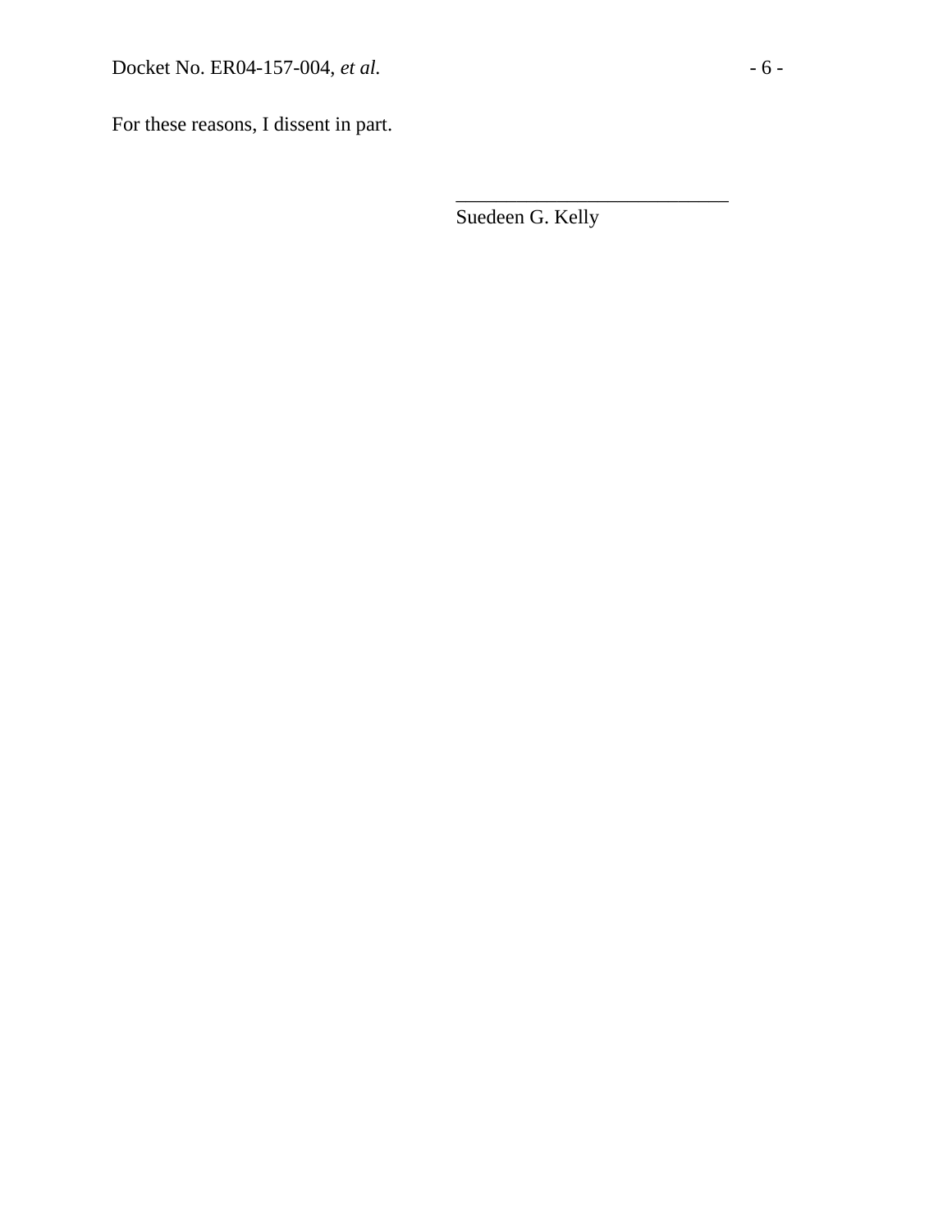For these reasons, I dissent in part.

\_\_\_\_\_\_\_\_\_\_\_\_\_\_\_\_\_\_\_\_\_\_\_\_\_\_\_\_\_\_
Suedeen G. Kelly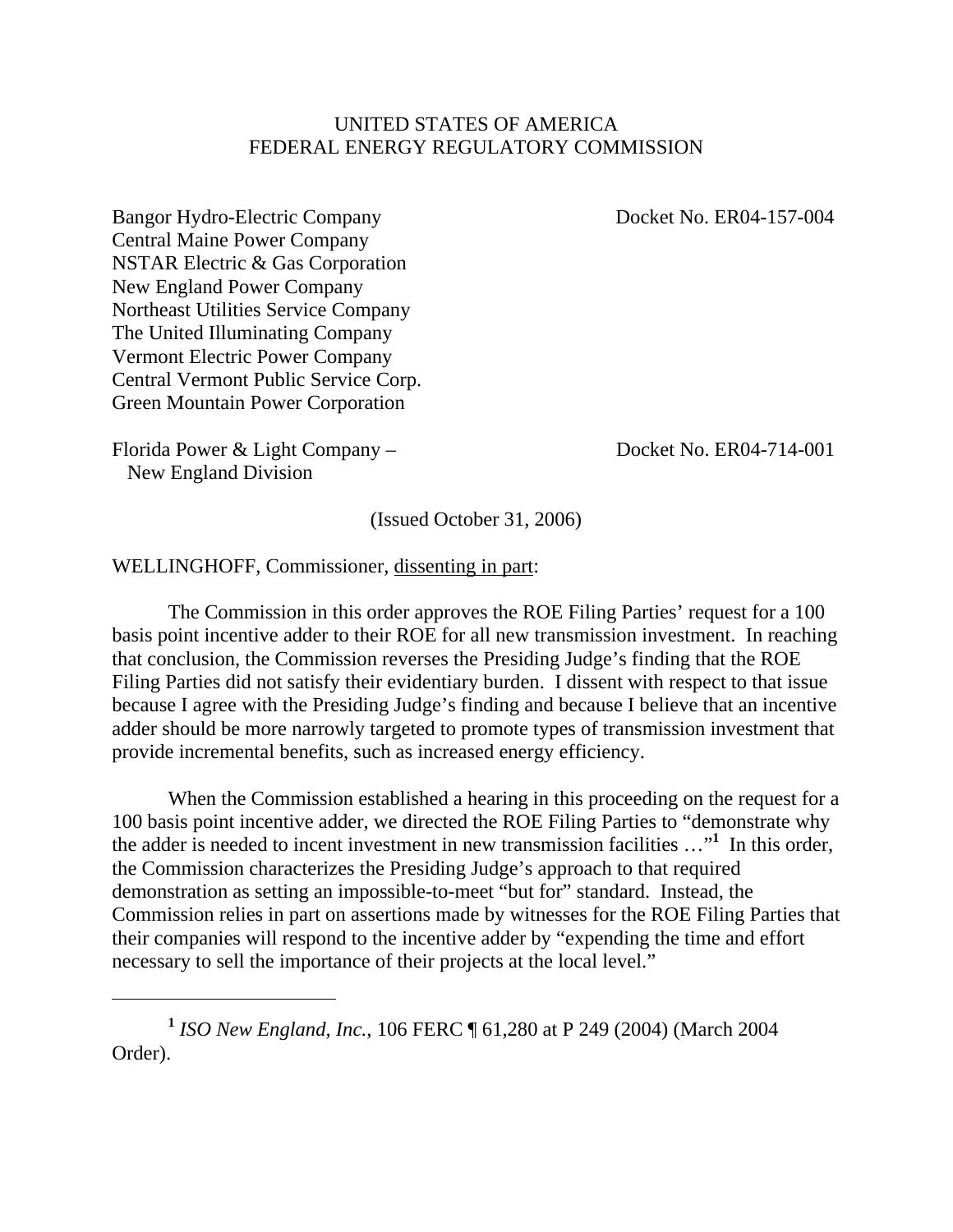UNITED STATES OF AMERICA
FEDERAL ENERGY REGULATORY COMMISSION

Bangor Hydro-Electric Company
Central Maine Power Company
NSTAR Electric & Gas Corporation
New England Power Company
Northeast Utilities Service Company
The United Illuminating Company
Vermont Electric Power Company
Central Vermont Public Service Corp.
Green Mountain Power Corporation

Docket No. ER04-157-004

Florida Power & Light Company –
New England Division

Docket No. ER04-714-001

(Issued October 31, 2006)

WELLINGHOFF, Commissioner, dissenting in part:

The Commission in this order approves the ROE Filing Parties' request for a 100 basis point incentive adder to their ROE for all new transmission investment. In reaching that conclusion, the Commission reverses the Presiding Judge's finding that the ROE Filing Parties did not satisfy their evidentiary burden. I dissent with respect to that issue because I agree with the Presiding Judge's finding and because I believe that an incentive adder should be more narrowly targeted to promote types of transmission investment that provide incremental benefits, such as increased energy efficiency.

When the Commission established a hearing in this proceeding on the request for a 100 basis point incentive adder, we directed the ROE Filing Parties to "demonstrate why the adder is needed to incent investment in new transmission facilities …"[1] In this order, the Commission characterizes the Presiding Judge's approach to that required demonstration as setting an impossible-to-meet "but for" standard. Instead, the Commission relies in part on assertions made by witnesses for the ROE Filing Parties that their companies will respond to the incentive adder by "expending the time and effort necessary to sell the importance of their projects at the local level."

[1] *ISO New England, Inc.*, 106 FERC ¶ 61,280 at P 249 (2004) (March 2004 Order).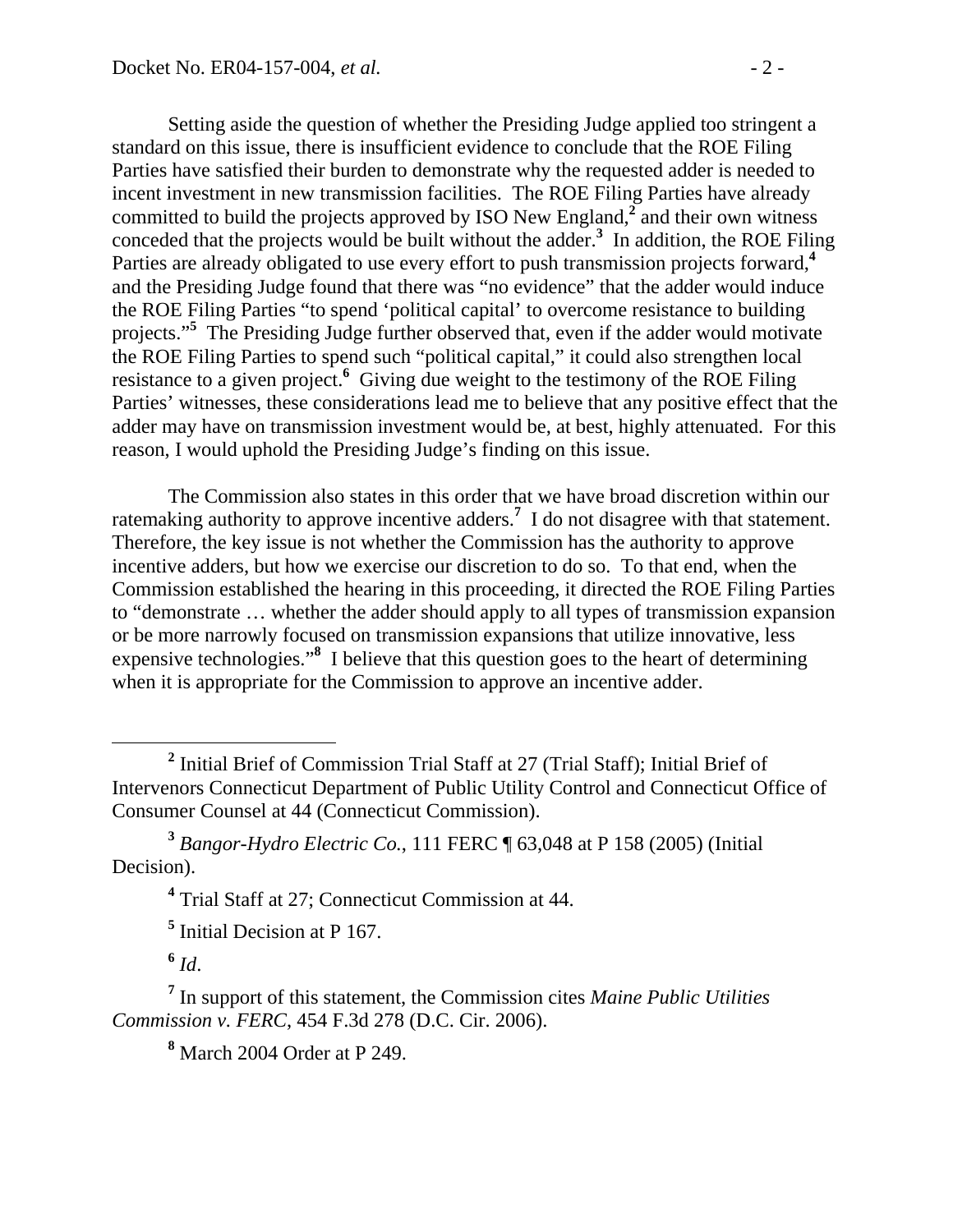Setting aside the question of whether the Presiding Judge applied too stringent a standard on this issue, there is insufficient evidence to conclude that the ROE Filing Parties have satisfied their burden to demonstrate why the requested adder is needed to incent investment in new transmission facilities. The ROE Filing Parties have already committed to build the projects approved by ISO New England,[2] and their own witness conceded that the projects would be built without the adder.[3] In addition, the ROE Filing Parties are already obligated to use every effort to push transmission projects forward,[4] and the Presiding Judge found that there was "no evidence" that the adder would induce the ROE Filing Parties "to spend 'political capital' to overcome resistance to building projects."[5] The Presiding Judge further observed that, even if the adder would motivate the ROE Filing Parties to spend such "political capital," it could also strengthen local resistance to a given project.[6] Giving due weight to the testimony of the ROE Filing Parties' witnesses, these considerations lead me to believe that any positive effect that the adder may have on transmission investment would be, at best, highly attenuated. For this reason, I would uphold the Presiding Judge's finding on this issue.

The Commission also states in this order that we have broad discretion within our ratemaking authority to approve incentive adders.[7] I do not disagree with that statement. Therefore, the key issue is not whether the Commission has the authority to approve incentive adders, but how we exercise our discretion to do so. To that end, when the Commission established the hearing in this proceeding, it directed the ROE Filing Parties to "demonstrate … whether the adder should apply to all types of transmission expansion or be more narrowly focused on transmission expansions that utilize innovative, less expensive technologies."[8] I believe that this question goes to the heart of determining when it is appropriate for the Commission to approve an incentive adder.

---

[2] Initial Brief of Commission Trial Staff at 27 (Trial Staff); Initial Brief of Intervenors Connecticut Department of Public Utility Control and Connecticut Office of Consumer Counsel at 44 (Connecticut Commission).

[3] *Bangor-Hydro Electric Co.*, 111 FERC ¶ 63,048 at P 158 (2005) (Initial Decision).

[4] Trial Staff at 27; Connecticut Commission at 44.

[5] Initial Decision at P 167.

[6] *Id*.

[7] In support of this statement, the Commission cites *Maine Public Utilities Commission v. FERC*, 454 F.3d 278 (D.C. Cir. 2006).

[8] March 2004 Order at P 249.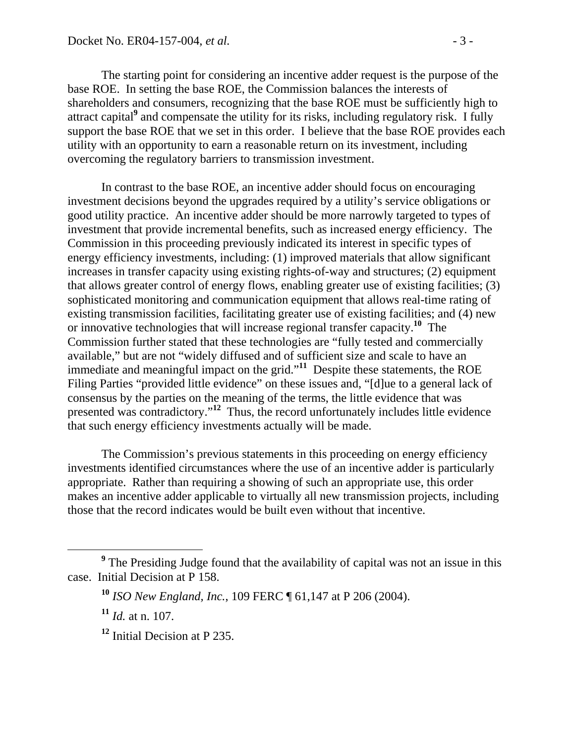The starting point for considering an incentive adder request is the purpose of the base ROE. In setting the base ROE, the Commission balances the interests of shareholders and consumers, recognizing that the base ROE must be sufficiently high to attract capital[9] and compensate the utility for its risks, including regulatory risk. I fully support the base ROE that we set in this order. I believe that the base ROE provides each utility with an opportunity to earn a reasonable return on its investment, including overcoming the regulatory barriers to transmission investment.

In contrast to the base ROE, an incentive adder should focus on encouraging investment decisions beyond the upgrades required by a utility's service obligations or good utility practice. An incentive adder should be more narrowly targeted to types of investment that provide incremental benefits, such as increased energy efficiency. The Commission in this proceeding previously indicated its interest in specific types of energy efficiency investments, including: (1) improved materials that allow significant increases in transfer capacity using existing rights-of-way and structures; (2) equipment that allows greater control of energy flows, enabling greater use of existing facilities; (3) sophisticated monitoring and communication equipment that allows real-time rating of existing transmission facilities, facilitating greater use of existing facilities; and (4) new or innovative technologies that will increase regional transfer capacity.[10] The Commission further stated that these technologies are "fully tested and commercially available," but are not "widely diffused and of sufficient size and scale to have an immediate and meaningful impact on the grid."[11] Despite these statements, the ROE Filing Parties "provided little evidence" on these issues and, "[d]ue to a general lack of consensus by the parties on the meaning of the terms, the little evidence that was presented was contradictory."[12] Thus, the record unfortunately includes little evidence that such energy efficiency investments actually will be made.

The Commission's previous statements in this proceeding on energy efficiency investments identified circumstances where the use of an incentive adder is particularly appropriate. Rather than requiring a showing of such an appropriate use, this order makes an incentive adder applicable to virtually all new transmission projects, including those that the record indicates would be built even without that incentive.

---

[9] The Presiding Judge found that the availability of capital was not an issue in this case. Initial Decision at P 158.

[10] *ISO New England, Inc.*, 109 FERC ¶ 61,147 at P 206 (2004).

[11] *Id.* at n. 107.

[12] Initial Decision at P 235.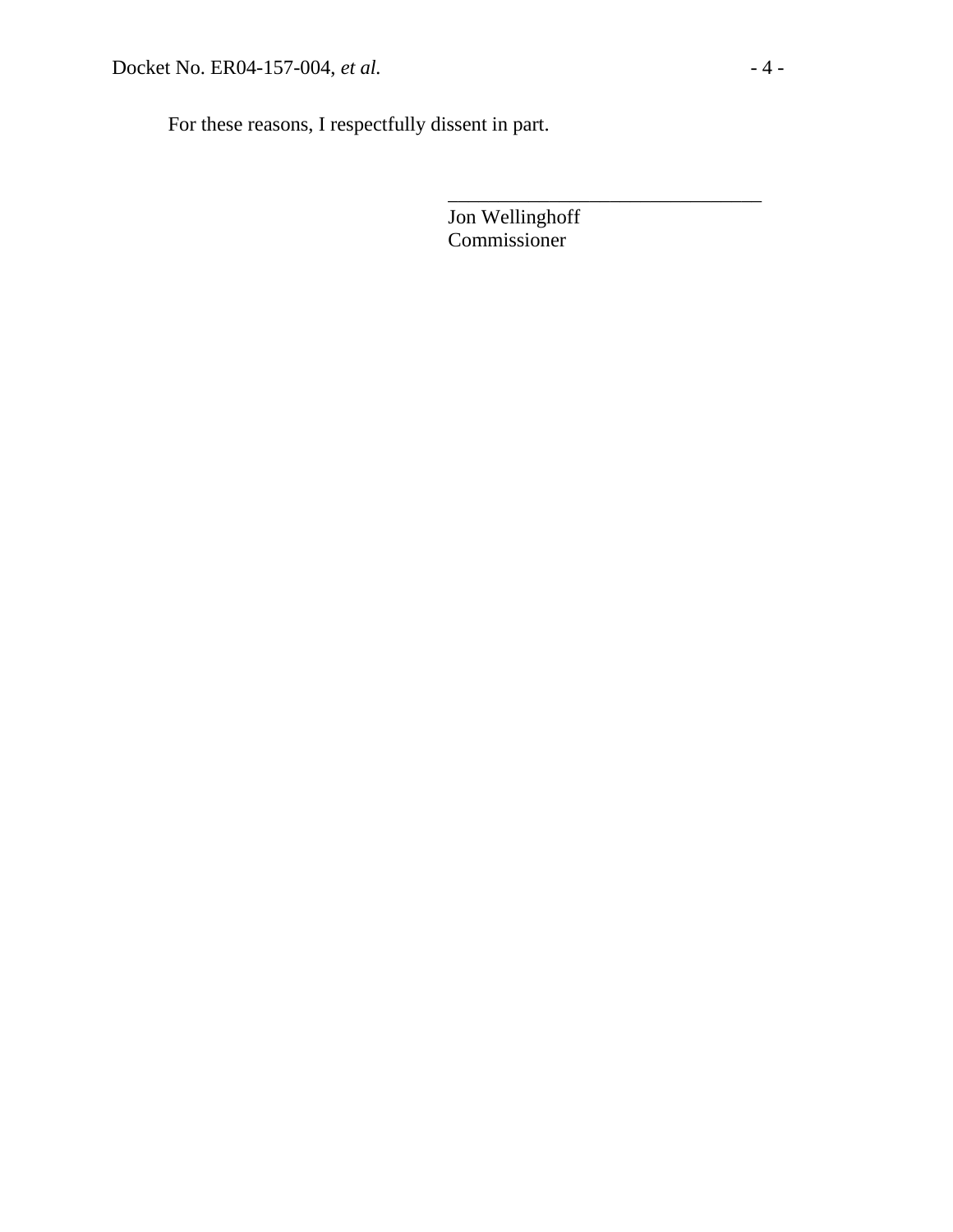For these reasons, I respectfully dissent in part.

\_\_\_\_\_\_\_\_\_\_\_\_\_\_\_\_\_\_\_\_\_\_\_\_\_\_\_\_\_\_\_\_

Jon Wellinghoff  
Commissioner